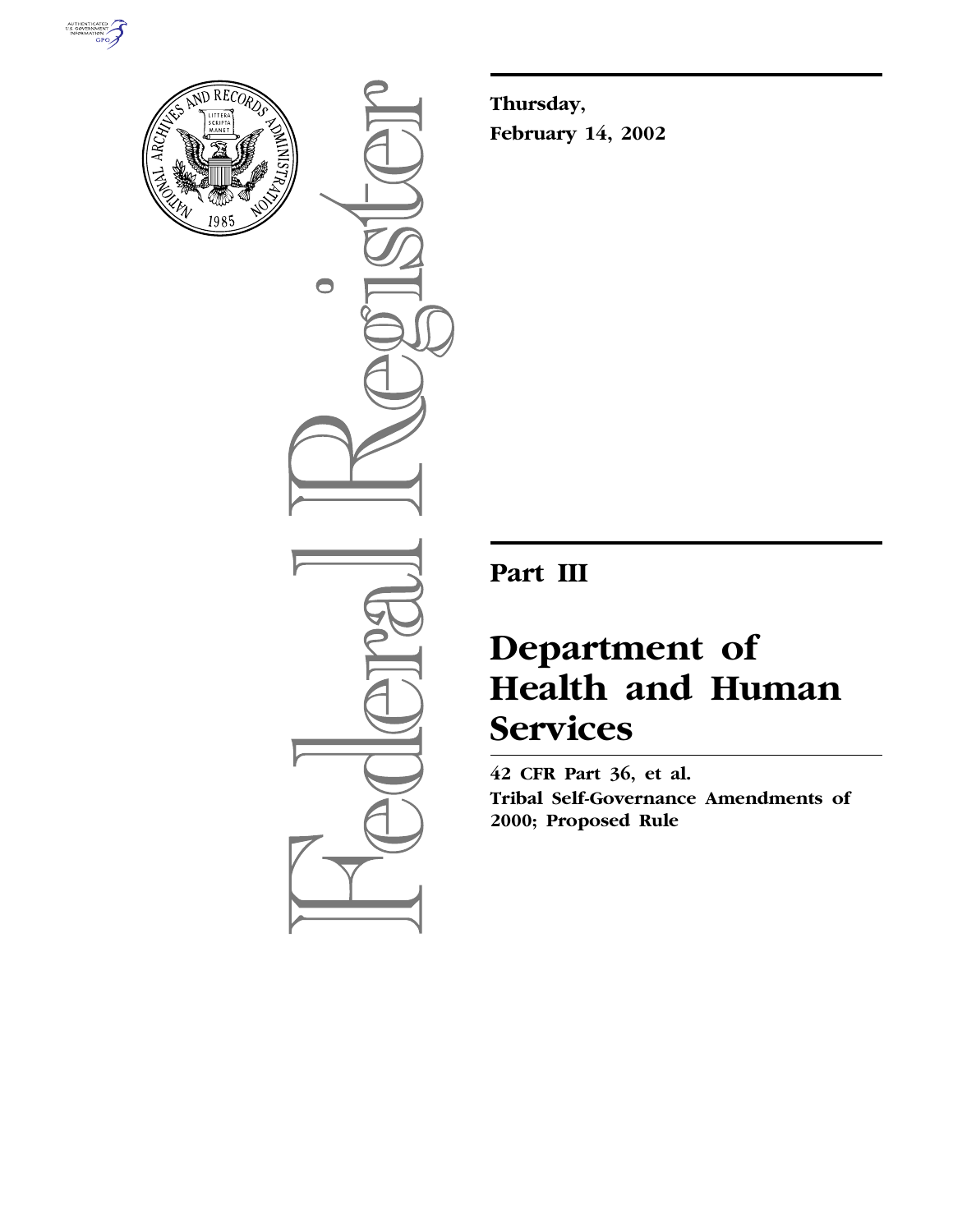**Thursday,**

**February 14, 2002**

# Part III

# Department of Health and Human Services

**42 CFR Part 36, et al.**

**Tribal Self-Governance Amendments of 2000; Proposed Rule**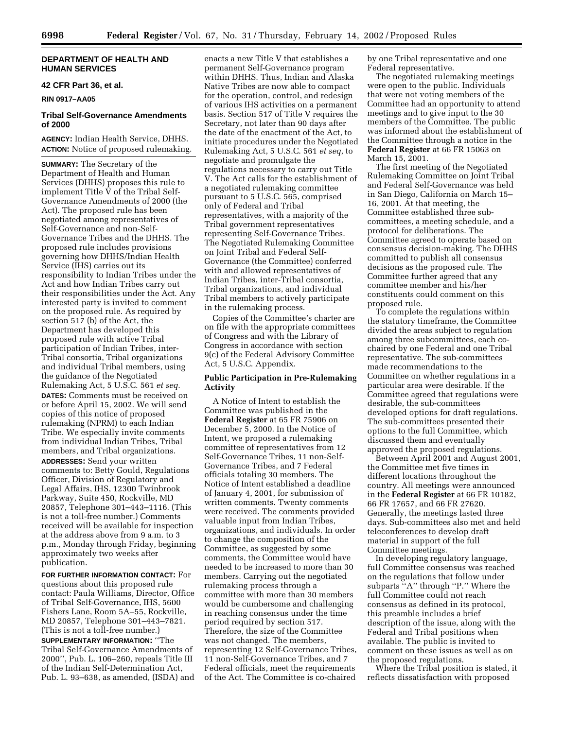## DEPARTMENT OF HEALTH AND HUMAN SERVICES

### 42 CFR Part 36, et al.

### RIN 0917–AA05

### Tribal Self-Governance Amendments of 2000

**AGENCY:** Indian Health Service, DHHS.

**ACTION:** Notice of proposed rulemaking.

**SUMMARY:** The Secretary of the Department of Health and Human Services (DHHS) proposes this rule to implement Title V of the Tribal Self-Governance Amendments of 2000 (the Act). The proposed rule has been negotiated among representatives of Self-Governance and non-Self-Governance Tribes and the DHHS. The proposed rule includes provisions governing how DHHS/Indian Health Service (IHS) carries out its responsibility to Indian Tribes under the Act and how Indian Tribes carry out their responsibilities under the Act. Any interested party is invited to comment on the proposed rule. As required by section 517 (b) of the Act, the Department has developed this proposed rule with active Tribal participation of Indian Tribes, inter-Tribal consortia, Tribal organizations and individual Tribal members, using the guidance of the Negotiated Rulemaking Act, 5 U.S.C. 561 *et seq.*

**DATES:** Comments must be received on or before April 15, 2002. We will send copies of this notice of proposed rulemaking (NPRM) to each Indian Tribe. We especially invite comments from individual Indian Tribes, Tribal members, and Tribal organizations.

**ADDRESSES:** Send your written comments to: Betty Gould, Regulations Officer, Division of Regulatory and Legal Affairs, IHS, 12300 Twinbrook Parkway, Suite 450, Rockville, MD 20857, Telephone 301–443–1116. (This is not a toll-free number.) Comments received will be available for inspection at the address above from 9 a.m. to 3 p.m., Monday through Friday, beginning approximately two weeks after publication.

**FOR FURTHER INFORMATION CONTACT:** For questions about this proposed rule contact: Paula Williams, Director, Office of Tribal Self-Governance, IHS, 5600 Fishers Lane, Room 5A–55, Rockville, MD 20857, Telephone 301–443–7821. (This is not a toll-free number.)

**SUPPLEMENTARY INFORMATION:** "The Tribal Self-Governance Amendments of 2000", Pub. L. 106–260, repeals Title III of the Indian Self-Determination Act, Pub. L. 93–638, as amended, (ISDA) and enacts a new Title V that establishes a permanent Self-Governance program within DHHS. Thus, Indian and Alaska Native Tribes are now able to compact for the operation, control, and redesign of various IHS activities on a permanent basis. Section 517 of Title V requires the Secretary, not later than 90 days after the date of the enactment of the Act, to initiate procedures under the Negotiated Rulemaking Act, 5 U.S.C. 561 *et seq*, to negotiate and promulgate the regulations necessary to carry out Title V. The Act calls for the establishment of a negotiated rulemaking committee pursuant to 5 U.S.C. 565, comprised only of Federal and Tribal representatives, with a majority of the Tribal government representatives representing Self-Governance Tribes. The Negotiated Rulemaking Committee on Joint Tribal and Federal Self-Governance (the Committee) conferred with and allowed representatives of Indian Tribes, inter-Tribal consortia, Tribal organizations, and individual Tribal members to actively participate in the rulemaking process.

Copies of the Committee's charter are on file with the appropriate committees of Congress and with the Library of Congress in accordance with section 9(c) of the Federal Advisory Committee Act, 5 U.S.C. Appendix.

#### Public Participation in Pre-Rulemaking Activity

A Notice of Intent to establish the Committee was published in the **Federal Register** at 65 FR 75906 on December 5, 2000. In the Notice of Intent, we proposed a rulemaking committee of representatives from 12 Self-Governance Tribes, 11 non-Self-Governance Tribes, and 7 Federal officials totaling 30 members. The Notice of Intent established a deadline of January 4, 2001, for submission of written comments. Twenty comments were received. The comments provided valuable input from Indian Tribes, organizations, and individuals. In order to change the composition of the Committee, as suggested by some comments, the Committee would have needed to be increased to more than 30 members. Carrying out the negotiated rulemaking process through a committee with more than 30 members would be cumbersome and challenging in reaching consensus under the time period required by section 517. Therefore, the size of the Committee was not changed. The members, representing 12 Self-Governance Tribes, 11 non-Self-Governance Tribes, and 7 Federal officials, meet the requirements of the Act. The Committee is co-chaired by one Tribal representative and one Federal representative.

The negotiated rulemaking meetings were open to the public. Individuals that were not voting members of the Committee had an opportunity to attend meetings and to give input to the 30 members of the Committee. The public was informed about the establishment of the Committee through a notice in the **Federal Register** at 66 FR 15063 on March 15, 2001.

The first meeting of the Negotiated Rulemaking Committee on Joint Tribal and Federal Self-Governance was held in San Diego, California on March 15–16, 2001. At that meeting, the Committee established three sub-committees, a meeting schedule, and a protocol for deliberations. The Committee agreed to operate based on consensus decision-making. The DHHS committed to publish all consensus decisions as the proposed rule. The Committee further agreed that any committee member and his/her constituents could comment on this proposed rule.

To complete the regulations within the statutory timeframe, the Committee divided the areas subject to regulation among three subcommittees, each co-chaired by one Federal and one Tribal representative. The sub-committees made recommendations to the Committee on whether regulations in a particular area were desirable. If the Committee agreed that regulations were desirable, the sub-committees developed options for draft regulations. The sub-committees presented their options to the full Committee, which discussed them and eventually approved the proposed regulations.

Between April 2001 and August 2001, the Committee met five times in different locations throughout the country. All meetings were announced in the **Federal Register** at 66 FR 10182, 66 FR 17657, and 66 FR 27620. Generally, the meetings lasted three days. Sub-committees also met and held teleconferences to develop draft material in support of the full Committee meetings.

In developing regulatory language, full Committee consensus was reached on the regulations that follow under subparts "A" through "P." Where the full Committee could not reach consensus as defined in its protocol, this preamble includes a brief description of the issue, along with the Federal and Tribal positions when available. The public is invited to comment on these issues as well as on the proposed regulations.

Where the Tribal position is stated, it reflects dissatisfaction with proposed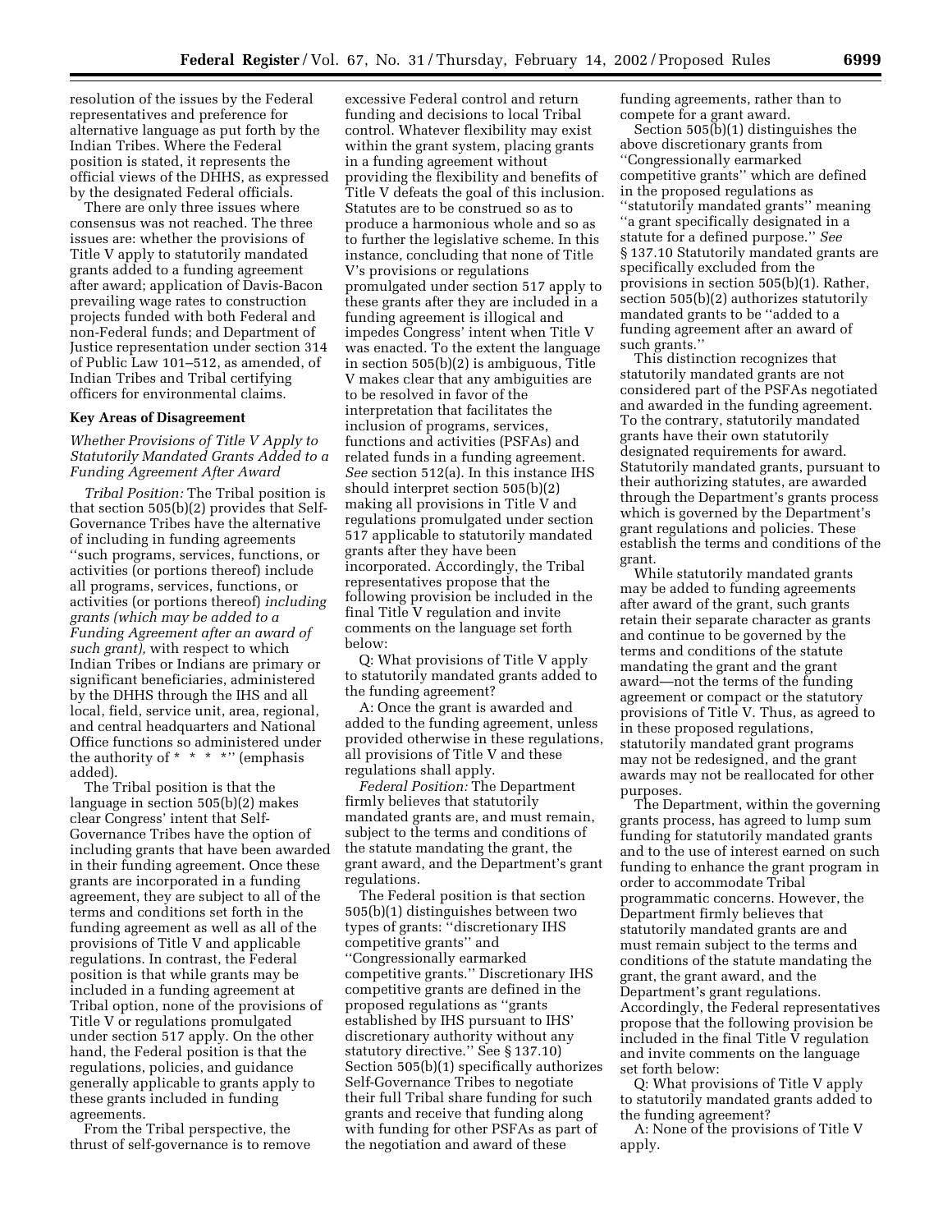resolution of the issues by the Federal representatives and preference for alternative language as put forth by the Indian Tribes. Where the Federal position is stated, it represents the official views of the DHHS, as expressed by the designated Federal officials.

There are only three issues where consensus was not reached. The three issues are: whether the provisions of Title V apply to statutorily mandated grants added to a funding agreement after award; application of Davis-Bacon prevailing wage rates to construction projects funded with both Federal and non-Federal funds; and Department of Justice representation under section 314 of Public Law 101–512, as amended, of Indian Tribes and Tribal certifying officers for environmental claims.

## Key Areas of Disagreement

### *Whether Provisions of Title V Apply to Statutorily Mandated Grants Added to a Funding Agreement After Award*

*Tribal Position:* The Tribal position is that section 505(b)(2) provides that Self-Governance Tribes have the alternative of including in funding agreements ''such programs, services, functions, or activities (or portions thereof) include all programs, services, functions, or activities (or portions thereof) *including grants (which may be added to a Funding Agreement after an award of such grant),* with respect to which Indian Tribes or Indians are primary or significant beneficiaries, administered by the DHHS through the IHS and all local, field, service unit, area, regional, and central headquarters and National Office functions so administered under the authority of * * * *'' (emphasis added).

The Tribal position is that the language in section 505(b)(2) makes clear Congress' intent that Self-Governance Tribes have the option of including grants that have been awarded in their funding agreement. Once these grants are incorporated in a funding agreement, they are subject to all of the terms and conditions set forth in the funding agreement as well as all of the provisions of Title V and applicable regulations. In contrast, the Federal position is that while grants may be included in a funding agreement at Tribal option, none of the provisions of Title V or regulations promulgated under section 517 apply. On the other hand, the Federal position is that the regulations, policies, and guidance generally applicable to grants apply to these grants included in funding agreements.

From the Tribal perspective, the thrust of self-governance is to remove excessive Federal control and return funding and decisions to local Tribal control. Whatever flexibility may exist within the grant system, placing grants in a funding agreement without providing the flexibility and benefits of Title V defeats the goal of this inclusion. Statutes are to be construed so as to produce a harmonious whole and so as to further the legislative scheme. In this instance, concluding that none of Title V's provisions or regulations promulgated under section 517 apply to these grants after they are included in a funding agreement is illogical and impedes Congress' intent when Title V was enacted. To the extent the language in section 505(b)(2) is ambiguous, Title V makes clear that any ambiguities are to be resolved in favor of the interpretation that facilitates the inclusion of programs, services, functions and activities (PSFAs) and related funds in a funding agreement. *See* section 512(a). In this instance IHS should interpret section 505(b)(2) making all provisions in Title V and regulations promulgated under section 517 applicable to statutorily mandated grants after they have been incorporated. Accordingly, the Tribal representatives propose that the following provision be included in the final Title V regulation and invite comments on the language set forth below:

Q: What provisions of Title V apply to statutorily mandated grants added to the funding agreement?

A: Once the grant is awarded and added to the funding agreement, unless provided otherwise in these regulations, all provisions of Title V and these regulations shall apply.

*Federal Position:* The Department firmly believes that statutorily mandated grants are, and must remain, subject to the terms and conditions of the statute mandating the grant, the grant award, and the Department's grant regulations.

The Federal position is that section 505(b)(1) distinguishes between two types of grants: ''discretionary IHS competitive grants'' and ''Congressionally earmarked competitive grants.'' Discretionary IHS competitive grants are defined in the proposed regulations as ''grants established by IHS pursuant to IHS' discretionary authority without any statutory directive.'' See § 137.10) Section 505(b)(1) specifically authorizes Self-Governance Tribes to negotiate their full Tribal share funding for such grants and receive that funding along with funding for other PSFAs as part of the negotiation and award of these funding agreements, rather than to compete for a grant award.

Section 505(b)(1) distinguishes the above discretionary grants from ''Congressionally earmarked competitive grants'' which are defined in the proposed regulations as ''statutorily mandated grants'' meaning ''a grant specifically designated in a statute for a defined purpose.'' *See* § 137.10 Statutorily mandated grants are specifically excluded from the provisions in section 505(b)(1). Rather, section 505(b)(2) authorizes statutorily mandated grants to be ''added to a funding agreement after an award of such grants.''

This distinction recognizes that statutorily mandated grants are not considered part of the PSFAs negotiated and awarded in the funding agreement. To the contrary, statutorily mandated grants have their own statutorily designated requirements for award. Statutorily mandated grants, pursuant to their authorizing statutes, are awarded through the Department's grants process which is governed by the Department's grant regulations and policies. These establish the terms and conditions of the grant.

While statutorily mandated grants may be added to funding agreements after award of the grant, such grants retain their separate character as grants and continue to be governed by the terms and conditions of the statute mandating the grant and the grant award—not the terms of the funding agreement or compact or the statutory provisions of Title V. Thus, as agreed to in these proposed regulations, statutorily mandated grant programs may not be redesigned, and the grant awards may not be reallocated for other purposes.

The Department, within the governing grants process, has agreed to lump sum funding for statutorily mandated grants and to the use of interest earned on such funding to enhance the grant program in order to accommodate Tribal programmatic concerns. However, the Department firmly believes that statutorily mandated grants are and must remain subject to the terms and conditions of the statute mandating the grant, the grant award, and the Department's grant regulations. Accordingly, the Federal representatives propose that the following provision be included in the final Title V regulation and invite comments on the language set forth below:

Q: What provisions of Title V apply to statutorily mandated grants added to the funding agreement?

A: None of the provisions of Title V apply.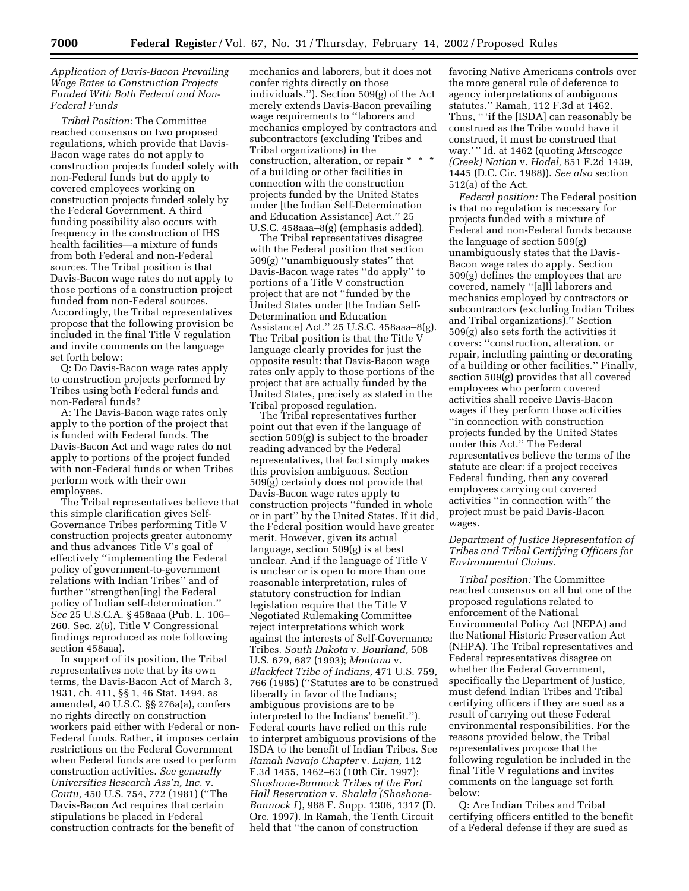*Application of Davis-Bacon Prevailing Wage Rates to Construction Projects Funded With Both Federal and Non-Federal Funds*

*Tribal Position:* The Committee reached consensus on two proposed regulations, which provide that Davis-Bacon wage rates do not apply to construction projects funded solely with non-Federal funds but do apply to covered employees working on construction projects funded solely by the Federal Government. A third funding possibility also occurs with frequency in the construction of IHS health facilities—a mixture of funds from both Federal and non-Federal sources. The Tribal position is that Davis-Bacon wage rates do not apply to those portions of a construction project funded from non-Federal sources. Accordingly, the Tribal representatives propose that the following provision be included in the final Title V regulation and invite comments on the language set forth below:

Q: Do Davis-Bacon wage rates apply to construction projects performed by Tribes using both Federal funds and non-Federal funds?

A: The Davis-Bacon wage rates only apply to the portion of the project that is funded with Federal funds. The Davis-Bacon Act and wage rates do not apply to portions of the project funded with non-Federal funds or when Tribes perform work with their own employees.

The Tribal representatives believe that this simple clarification gives Self-Governance Tribes performing Title V construction projects greater autonomy and thus advances Title V's goal of effectively "implementing the Federal policy of government-to-government relations with Indian Tribes" and of further "strengthen[ing] the Federal policy of Indian self-determination." *See* 25 U.S.C.A. § 458aaa (Pub. L. 106–260, Sec. 2(6), Title V Congressional findings reproduced as note following section 458aaa).

In support of its position, the Tribal representatives note that by its own terms, the Davis-Bacon Act of March 3, 1931, ch. 411, §§ 1, 46 Stat. 1494, as amended, 40 U.S.C. §§ 276a(a), confers no rights directly on construction workers paid either with Federal or non-Federal funds. Rather, it imposes certain restrictions on the Federal Government when Federal funds are used to perform construction activities. *See generally Universities Research Ass'n, Inc.* v. *Coutu,* 450 U.S. 754, 772 (1981) ("The Davis-Bacon Act requires that certain stipulations be placed in Federal construction contracts for the benefit of mechanics and laborers, but it does not confer rights directly on those individuals."). Section 509(g) of the Act merely extends Davis-Bacon prevailing wage requirements to "laborers and mechanics employed by contractors and subcontractors (excluding Tribes and Tribal organizations) in the construction, alteration, or repair * * * of a building or other facilities in connection with the construction projects funded by the United States under [the Indian Self-Determination and Education Assistance] Act." 25 U.S.C. 458aaa–8(g) (emphasis added).

The Tribal representatives disagree with the Federal position that section 509(g) "unambiguously states" that Davis-Bacon wage rates "do apply" to portions of a Title V construction project that are not "funded by the United States under [the Indian Self-Determination and Education Assistance] Act." 25 U.S.C. 458aaa–8(g). The Tribal position is that the Title V language clearly provides for just the opposite result: that Davis-Bacon wage rates only apply to those portions of the project that are actually funded by the United States, precisely as stated in the Tribal proposed regulation.

The Tribal representatives further point out that even if the language of section 509(g) is subject to the broader reading advanced by the Federal representatives, that fact simply makes this provision ambiguous. Section 509(g) certainly does not provide that Davis-Bacon wage rates apply to construction projects "funded in whole or in part" by the United States. If it did, the Federal position would have greater merit. However, given its actual language, section 509(g) is at best unclear. And if the language of Title V is unclear or is open to more than one reasonable interpretation, rules of statutory construction for Indian legislation require that the Title V Negotiated Rulemaking Committee reject interpretations which work against the interests of Self-Governance Tribes. *South Dakota* v. *Bourland,* 508 U.S. 679, 687 (1993); *Montana* v. *Blackfeet Tribe of Indians,* 471 U.S. 759, 766 (1985) ("Statutes are to be construed liberally in favor of the Indians; ambiguous provisions are to be interpreted to the Indians' benefit."). Federal courts have relied on this rule to interpret ambiguous provisions of the ISDA to the benefit of Indian Tribes. See *Ramah Navajo Chapter* v. *Lujan,* 112 F.3d 1455, 1462–63 (10th Cir. 1997); *Shoshone-Bannock Tribes of the Fort Hall Reservation* v. *Shalala (Shoshone-Bannock I*), 988 F. Supp. 1306, 1317 (D. Ore. 1997). In Ramah, the Tenth Circuit held that "the canon of construction favoring Native Americans controls over the more general rule of deference to agency interpretations of ambiguous statutes." Ramah, 112 F.3d at 1462. Thus, "'if the [ISDA] can reasonably be construed as the Tribe would have it construed, it must be construed that way.'" Id. at 1462 (quoting *Muscogee (Creek) Nation* v. *Hodel,* 851 F.2d 1439, 1445 (D.C. Cir. 1988)). *See also* section 512(a) of the Act.

*Federal position:* The Federal position is that no regulation is necessary for projects funded with a mixture of Federal and non-Federal funds because the language of section 509(g) unambiguously states that the Davis-Bacon wage rates do apply. Section 509(g) defines the employees that are covered, namely "[a]ll laborers and mechanics employed by contractors or subcontractors (excluding Indian Tribes and Tribal organizations)." Section 509(g) also sets forth the activities it covers: "construction, alteration, or repair, including painting or decorating of a building or other facilities." Finally, section 509(g) provides that all covered employees who perform covered activities shall receive Davis-Bacon wages if they perform those activities "in connection with construction projects funded by the United States under this Act." The Federal representatives believe the terms of the statute are clear: if a project receives Federal funding, then any covered employees carrying out covered activities "in connection with" the project must be paid Davis-Bacon wages.

*Department of Justice Representation of Tribes and Tribal Certifying Officers for Environmental Claims.*

*Tribal position:* The Committee reached consensus on all but one of the proposed regulations related to enforcement of the National Environmental Policy Act (NEPA) and the National Historic Preservation Act (NHPA). The Tribal representatives and Federal representatives disagree on whether the Federal Government, specifically the Department of Justice, must defend Indian Tribes and Tribal certifying officers if they are sued as a result of carrying out these Federal environmental responsibilities. For the reasons provided below, the Tribal representatives propose that the following regulation be included in the final Title V regulations and invites comments on the language set forth below:

Q: Are Indian Tribes and Tribal certifying officers entitled to the benefit of a Federal defense if they are sued as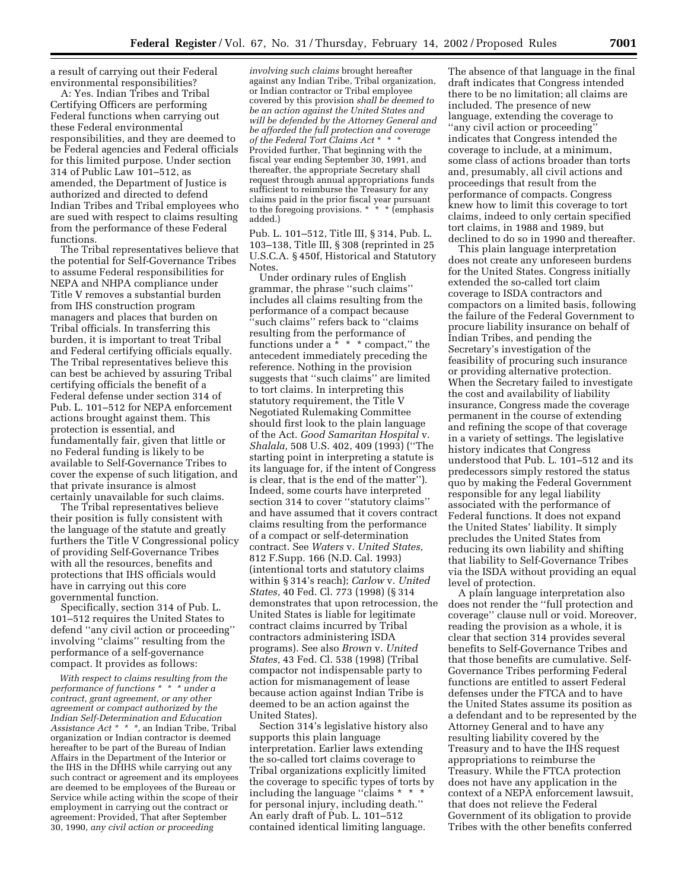a result of carrying out their Federal environmental responsibilities?

A: Yes. Indian Tribes and Tribal Certifying Officers are performing Federal functions when carrying out these Federal environmental responsibilities, and they are deemed to be Federal agencies and Federal officials for this limited purpose. Under section 314 of Public Law 101–512, as amended, the Department of Justice is authorized and directed to defend Indian Tribes and Tribal employees who are sued with respect to claims resulting from the performance of these Federal functions.

The Tribal representatives believe that the potential for Self-Governance Tribes to assume Federal responsibilities for NEPA and NHPA compliance under Title V removes a substantial burden from IHS construction program managers and places that burden on Tribal officials. In transferring this burden, it is important to treat Tribal and Federal certifying officials equally. The Tribal representatives believe this can best be achieved by assuring Tribal certifying officials the benefit of a Federal defense under section 314 of Pub. L. 101–512 for NEPA enforcement actions brought against them. This protection is essential, and fundamentally fair, given that little or no Federal funding is likely to be available to Self-Governance Tribes to cover the expense of such litigation, and that private insurance is almost certainly unavailable for such claims.

The Tribal representatives believe their position is fully consistent with the language of the statute and greatly furthers the Title V Congressional policy of providing Self-Governance Tribes with all the resources, benefits and protections that IHS officials would have in carrying out this core governmental function.

Specifically, section 314 of Pub. L. 101–512 requires the United States to defend ''any civil action or proceeding'' involving ''claims'' resulting from the performance of a self-governance compact. It provides as follows:

> *With respect to claims resulting from the performance of functions * * * under a contract, grant agreement, or any other agreement or compact authorized by the Indian Self-Determination and Education Assistance Act * * *,* an Indian Tribe, Tribal organization or Indian contractor is deemed hereafter to be part of the Bureau of Indian Affairs in the Department of the Interior or the IHS in the DHHS while carrying out any such contract or agreement and its employees are deemed to be employees of the Bureau or Service while acting within the scope of their employment in carrying out the contract or agreement: Provided, That after September 30, 1990, *any civil action or proceeding involving such claims* brought hereafter against any Indian Tribe, Tribal organization, or Indian contractor or Tribal employee covered by this provision *shall be deemed to be an action against the United States and will be defended by the Attorney General and be afforded the full protection and coverage of the Federal Tort Claims Act * * ** Provided further, That beginning with the fiscal year ending September 30, 1991, and thereafter, the appropriate Secretary shall request through annual appropriations funds sufficient to reimburse the Treasury for any claims paid in the prior fiscal year pursuant to the foregoing provisions. * * * (emphasis added.)

Pub. L. 101–512, Title III, § 314, Pub. L. 103–138, Title III, § 308 (reprinted in 25 U.S.C.A. § 450f, Historical and Statutory Notes.

Under ordinary rules of English grammar, the phrase ''such claims'' includes all claims resulting from the performance of a compact because ''such claims'' refers back to ''claims resulting from the performance of functions under a * * * compact,'' the antecedent immediately preceding the reference. Nothing in the provision suggests that ''such claims'' are limited to tort claims. In interpreting this statutory requirement, the Title V Negotiated Rulemaking Committee should first look to the plain language of the Act. *Good Samaritan Hospital* v. *Shalala,* 508 U.S. 402, 409 (1993) (''The starting point in interpreting a statute is its language for, if the intent of Congress is clear, that is the end of the matter''). Indeed, some courts have interpreted section 314 to cover ''statutory claims'' and have assumed that it covers contract claims resulting from the performance of a compact or self-determination contract. See *Waters* v. *United States,* 812 F.Supp. 166 (N.D. Cal. 1993) (intentional torts and statutory claims within § 314's reach); *Carlow* v. *United States,* 40 Fed. Cl. 773 (1998) (§ 314 demonstrates that upon retrocession, the United States is liable for legitimate contract claims incurred by Tribal contractors administering ISDA programs). See also *Brown* v. *United States,* 43 Fed. Cl. 538 (1998) (Tribal compactor not indispensable party to action for mismanagement of lease because action against Indian Tribe is deemed to be an action against the United States).

Section 314's legislative history also supports this plain language interpretation. Earlier laws extending the so-called tort claims coverage to Tribal organizations explicitly limited the coverage to specific types of torts by including the language ''claims * * * for personal injury, including death.'' An early draft of Pub. L. 101–512 contained identical limiting language. The absence of that language in the final draft indicates that Congress intended there to be no limitation; all claims are included. The presence of new language, extending the coverage to ''any civil action or proceeding'' indicates that Congress intended the coverage to include, at a minimum, some class of actions broader than torts and, presumably, all civil actions and proceedings that result from the performance of compacts. Congress knew how to limit this coverage to tort claims, indeed to only certain specified tort claims, in 1988 and 1989, but declined to do so in 1990 and thereafter.

This plain language interpretation does not create any unforeseen burdens for the United States. Congress initially extended the so-called tort claim coverage to ISDA contractors and compactors on a limited basis, following the failure of the Federal Government to procure liability insurance on behalf of Indian Tribes, and pending the Secretary's investigation of the feasibility of procuring such insurance or providing alternative protection. When the Secretary failed to investigate the cost and availability of liability insurance, Congress made the coverage permanent in the course of extending and refining the scope of that coverage in a variety of settings. The legislative history indicates that Congress understood that Pub. L. 101–512 and its predecessors simply restored the status quo by making the Federal Government responsible for any legal liability associated with the performance of Federal functions. It does not expand the United States' liability. It simply precludes the United States from reducing its own liability and shifting that liability to Self-Governance Tribes via the ISDA without providing an equal level of protection.

A plain language interpretation also does not render the ''full protection and coverage'' clause null or void. Moreover, reading the provision as a whole, it is clear that section 314 provides several benefits to Self-Governance Tribes and that those benefits are cumulative. Self-Governance Tribes performing Federal functions are entitled to assert Federal defenses under the FTCA and to have the United States assume its position as a defendant and to be represented by the Attorney General and to have any resulting liability covered by the Treasury and to have the IHS request appropriations to reimburse the Treasury. While the FTCA protection does not have any application in the context of a NEPA enforcement lawsuit, that does not relieve the Federal Government of its obligation to provide Tribes with the other benefits conferred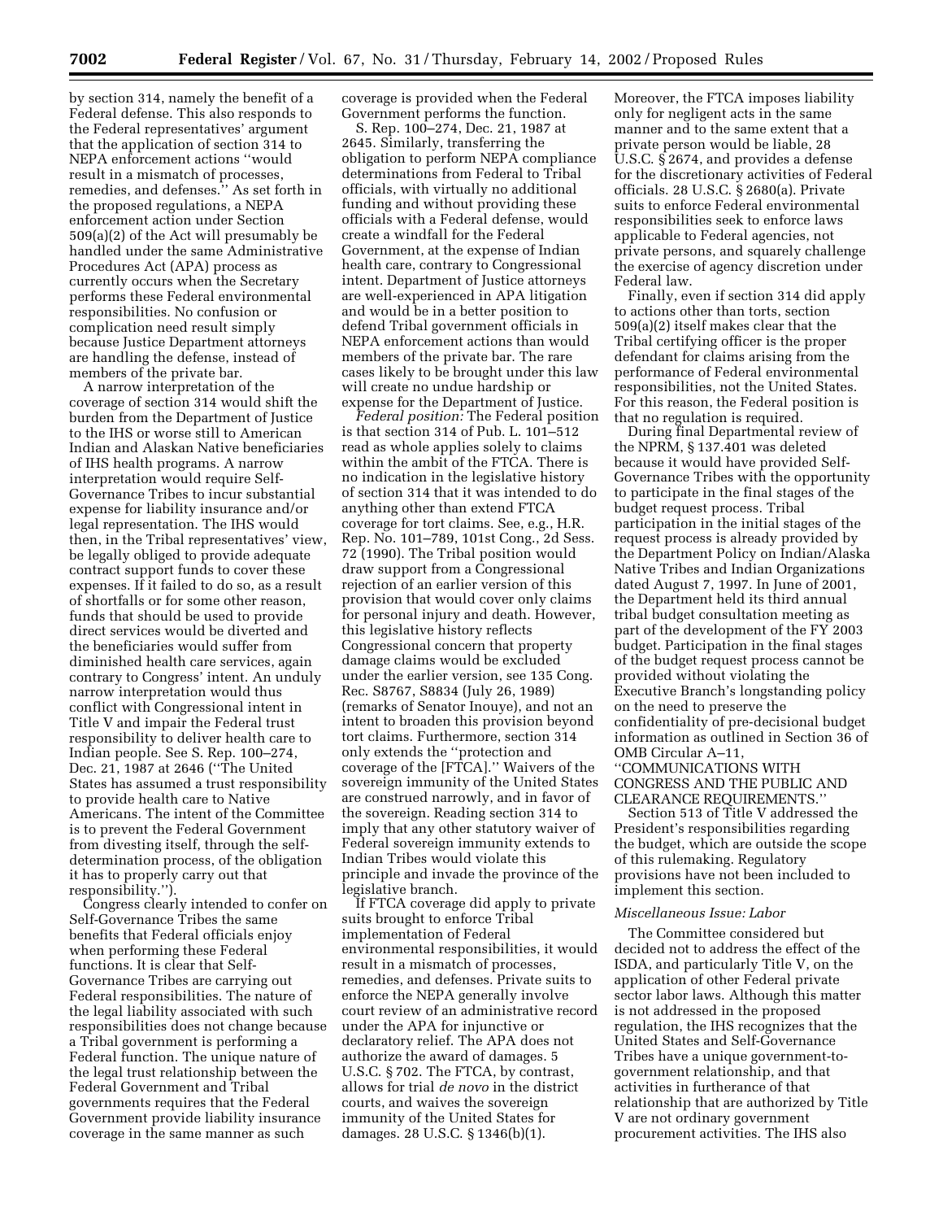by section 314, namely the benefit of a Federal defense. This also responds to the Federal representatives' argument that the application of section 314 to NEPA enforcement actions "would result in a mismatch of processes, remedies, and defenses." As set forth in the proposed regulations, a NEPA enforcement action under Section 509(a)(2) of the Act will presumably be handled under the same Administrative Procedures Act (APA) process as currently occurs when the Secretary performs these Federal environmental responsibilities. No confusion or complication need result simply because Justice Department attorneys are handling the defense, instead of members of the private bar.

A narrow interpretation of the coverage of section 314 would shift the burden from the Department of Justice to the IHS or worse still to American Indian and Alaskan Native beneficiaries of IHS health programs. A narrow interpretation would require Self-Governance Tribes to incur substantial expense for liability insurance and/or legal representation. The IHS would then, in the Tribal representatives' view, be legally obliged to provide adequate contract support funds to cover these expenses. If it failed to do so, as a result of shortfalls or for some other reason, funds that should be used to provide direct services would be diverted and the beneficiaries would suffer from diminished health care services, again contrary to Congress' intent. An unduly narrow interpretation would thus conflict with Congressional intent in Title V and impair the Federal trust responsibility to deliver health care to Indian people. See S. Rep. 100–274, Dec. 21, 1987 at 2646 ("The United States has assumed a trust responsibility to provide health care to Native Americans. The intent of the Committee is to prevent the Federal Government from divesting itself, through the self-determination process, of the obligation it has to properly carry out that responsibility.").

Congress clearly intended to confer on Self-Governance Tribes the same benefits that Federal officials enjoy when performing these Federal functions. It is clear that Self-Governance Tribes are carrying out Federal responsibilities. The nature of the legal liability associated with such responsibilities does not change because a Tribal government is performing a Federal function. The unique nature of the legal trust relationship between the Federal Government and Tribal governments requires that the Federal Government provide liability insurance coverage in the same manner as such coverage is provided when the Federal Government performs the function.

S. Rep. 100–274, Dec. 21, 1987 at 2645. Similarly, transferring the obligation to perform NEPA compliance determinations from Federal to Tribal officials, with virtually no additional funding and without providing these officials with a Federal defense, would create a windfall for the Federal Government, at the expense of Indian health care, contrary to Congressional intent. Department of Justice attorneys are well-experienced in APA litigation and would be in a better position to defend Tribal government officials in NEPA enforcement actions than would members of the private bar. The rare cases likely to be brought under this law will create no undue hardship or expense for the Department of Justice.

*Federal position:* The Federal position is that section 314 of Pub. L. 101–512 read as whole applies solely to claims within the ambit of the FTCA. There is no indication in the legislative history of section 314 that it was intended to do anything other than extend FTCA coverage for tort claims. See, e.g., H.R. Rep. No. 101–789, 101st Cong., 2d Sess. 72 (1990). The Tribal position would draw support from a Congressional rejection of an earlier version of this provision that would cover only claims for personal injury and death. However, this legislative history reflects Congressional concern that property damage claims would be excluded under the earlier version, see 135 Cong. Rec. S8767, S8834 (July 26, 1989) (remarks of Senator Inouye), and not an intent to broaden this provision beyond tort claims. Furthermore, section 314 only extends the "protection and coverage of the [FTCA]." Waivers of the sovereign immunity of the United States are construed narrowly, and in favor of the sovereign. Reading section 314 to imply that any other statutory waiver of Federal sovereign immunity extends to Indian Tribes would violate this principle and invade the province of the legislative branch.

If FTCA coverage did apply to private suits brought to enforce Tribal implementation of Federal environmental responsibilities, it would result in a mismatch of processes, remedies, and defenses. Private suits to enforce the NEPA generally involve court review of an administrative record under the APA for injunctive or declaratory relief. The APA does not authorize the award of damages. 5 U.S.C. § 702. The FTCA, by contrast, allows for trial *de novo* in the district courts, and waives the sovereign immunity of the United States for damages. 28 U.S.C. § 1346(b)(1). Moreover, the FTCA imposes liability only for negligent acts in the same manner and to the same extent that a private person would be liable, 28 U.S.C. § 2674, and provides a defense for the discretionary activities of Federal officials. 28 U.S.C. § 2680(a). Private suits to enforce Federal environmental responsibilities seek to enforce laws applicable to Federal agencies, not private persons, and squarely challenge the exercise of agency discretion under Federal law.

Finally, even if section 314 did apply to actions other than torts, section 509(a)(2) itself makes clear that the Tribal certifying officer is the proper defendant for claims arising from the performance of Federal environmental responsibilities, not the United States. For this reason, the Federal position is that no regulation is required.

During final Departmental review of the NPRM, § 137.401 was deleted because it would have provided Self-Governance Tribes with the opportunity to participate in the final stages of the budget request process. Tribal participation in the initial stages of the request process is already provided by the Department Policy on Indian/Alaska Native Tribes and Indian Organizations dated August 7, 1997. In June of 2001, the Department held its third annual tribal budget consultation meeting as part of the development of the FY 2003 budget. Participation in the final stages of the budget request process cannot be provided without violating the Executive Branch's longstanding policy on the need to preserve the confidentiality of pre-decisional budget information as outlined in Section 36 of OMB Circular A–11, "COMMUNICATIONS WITH CONGRESS AND THE PUBLIC AND CLEARANCE REQUIREMENTS."

Section 513 of Title V addressed the President's responsibilities regarding the budget, which are outside the scope of this rulemaking. Regulatory provisions have not been included to implement this section.

*Miscellaneous Issue: Labor*

The Committee considered but decided not to address the effect of the ISDA, and particularly Title V, on the application of other Federal private sector labor laws. Although this matter is not addressed in the proposed regulation, the IHS recognizes that the United States and Self-Governance Tribes have a unique government-to-government relationship, and that activities in furtherance of that relationship that are authorized by Title V are not ordinary government procurement activities. The IHS also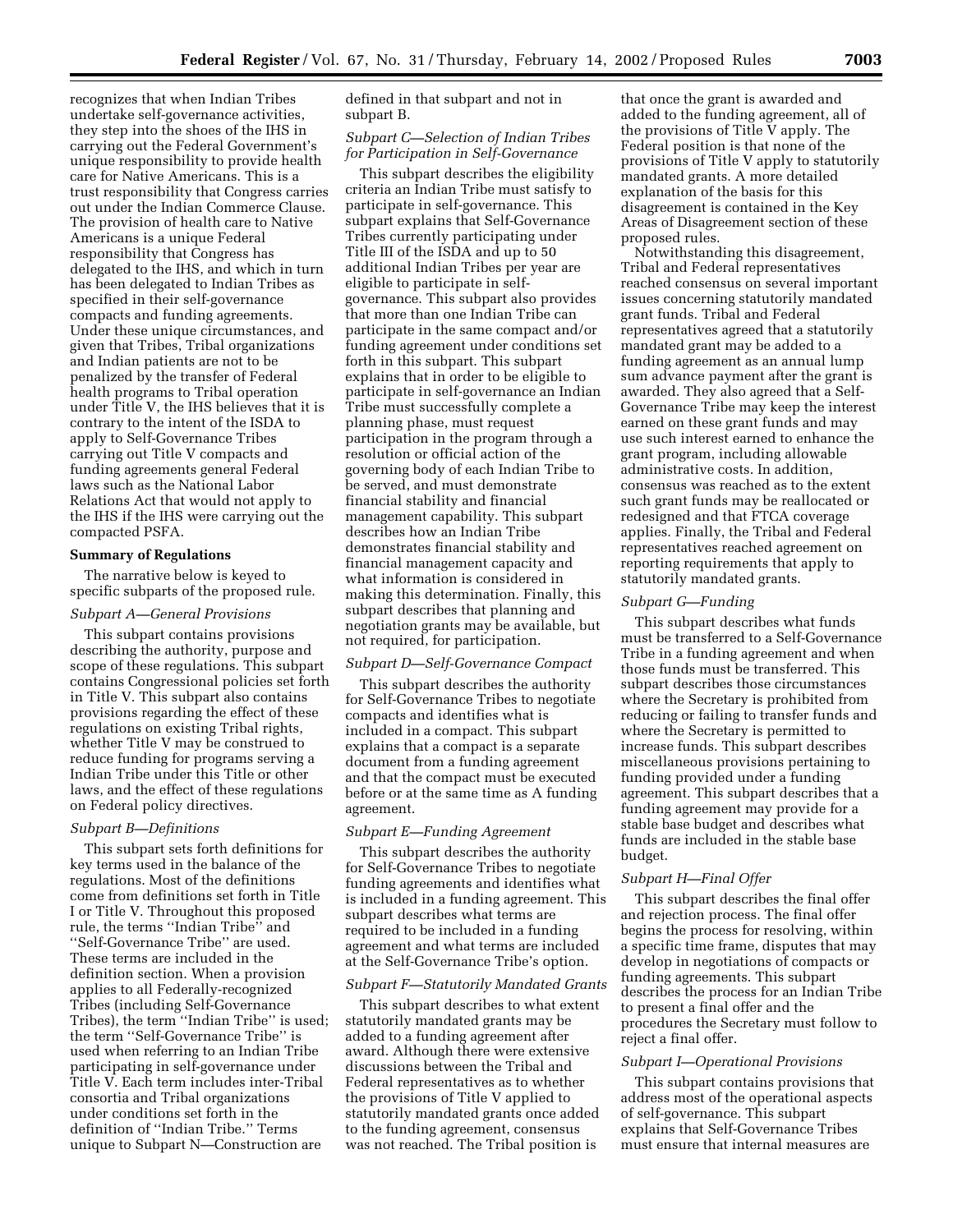recognizes that when Indian Tribes undertake self-governance activities, they step into the shoes of the IHS in carrying out the Federal Government's unique responsibility to provide health care for Native Americans. This is a trust responsibility that Congress carries out under the Indian Commerce Clause. The provision of health care to Native Americans is a unique Federal responsibility that Congress has delegated to the IHS, and which in turn has been delegated to Indian Tribes as specified in their self-governance compacts and funding agreements. Under these unique circumstances, and given that Tribes, Tribal organizations and Indian patients are not to be penalized by the transfer of Federal health programs to Tribal operation under Title V, the IHS believes that it is contrary to the intent of the ISDA to apply to Self-Governance Tribes carrying out Title V compacts and funding agreements general Federal laws such as the National Labor Relations Act that would not apply to the IHS if the IHS were carrying out the compacted PSFA.

**Summary of Regulations**

The narrative below is keyed to specific subparts of the proposed rule.

*Subpart A—General Provisions*

This subpart contains provisions describing the authority, purpose and scope of these regulations. This subpart contains Congressional policies set forth in Title V. This subpart also contains provisions regarding the effect of these regulations on existing Tribal rights, whether Title V may be construed to reduce funding for programs serving a Indian Tribe under this Title or other laws, and the effect of these regulations on Federal policy directives.

*Subpart B—Definitions*

This subpart sets forth definitions for key terms used in the balance of the regulations. Most of the definitions come from definitions set forth in Title I or Title V. Throughout this proposed rule, the terms ''Indian Tribe'' and ''Self-Governance Tribe'' are used. These terms are included in the definition section. When a provision applies to all Federally-recognized Tribes (including Self-Governance Tribes), the term ''Indian Tribe'' is used; the term ''Self-Governance Tribe'' is used when referring to an Indian Tribe participating in self-governance under Title V. Each term includes inter-Tribal consortia and Tribal organizations under conditions set forth in the definition of ''Indian Tribe.'' Terms unique to Subpart N—Construction are defined in that subpart and not in subpart B.

*Subpart C—Selection of Indian Tribes for Participation in Self-Governance*

This subpart describes the eligibility criteria an Indian Tribe must satisfy to participate in self-governance. This subpart explains that Self-Governance Tribes currently participating under Title III of the ISDA and up to 50 additional Indian Tribes per year are eligible to participate in self-governance. This subpart also provides that more than one Indian Tribe can participate in the same compact and/or funding agreement under conditions set forth in this subpart. This subpart explains that in order to be eligible to participate in self-governance an Indian Tribe must successfully complete a planning phase, must request participation in the program through a resolution or official action of the governing body of each Indian Tribe to be served, and must demonstrate financial stability and financial management capability. This subpart describes how an Indian Tribe demonstrates financial stability and financial management capacity and what information is considered in making this determination. Finally, this subpart describes that planning and negotiation grants may be available, but not required, for participation.

*Subpart D—Self-Governance Compact*

This subpart describes the authority for Self-Governance Tribes to negotiate compacts and identifies what is included in a compact. This subpart explains that a compact is a separate document from a funding agreement and that the compact must be executed before or at the same time as A funding agreement.

*Subpart E—Funding Agreement*

This subpart describes the authority for Self-Governance Tribes to negotiate funding agreements and identifies what is included in a funding agreement. This subpart describes what terms are required to be included in a funding agreement and what terms are included at the Self-Governance Tribe's option.

*Subpart F—Statutorily Mandated Grants*

This subpart describes to what extent statutorily mandated grants may be added to a funding agreement after award. Although there were extensive discussions between the Tribal and Federal representatives as to whether the provisions of Title V applied to statutorily mandated grants once added to the funding agreement, consensus was not reached. The Tribal position is that once the grant is awarded and added to the funding agreement, all of the provisions of Title V apply. The Federal position is that none of the provisions of Title V apply to statutorily mandated grants. A more detailed explanation of the basis for this disagreement is contained in the Key Areas of Disagreement section of these proposed rules.

Notwithstanding this disagreement, Tribal and Federal representatives reached consensus on several important issues concerning statutorily mandated grant funds. Tribal and Federal representatives agreed that a statutorily mandated grant may be added to a funding agreement as an annual lump sum advance payment after the grant is awarded. They also agreed that a Self-Governance Tribe may keep the interest earned on these grant funds and may use such interest earned to enhance the grant program, including allowable administrative costs. In addition, consensus was reached as to the extent such grant funds may be reallocated or redesigned and that FTCA coverage applies. Finally, the Tribal and Federal representatives reached agreement on reporting requirements that apply to statutorily mandated grants.

*Subpart G—Funding*

This subpart describes what funds must be transferred to a Self-Governance Tribe in a funding agreement and when those funds must be transferred. This subpart describes those circumstances where the Secretary is prohibited from reducing or failing to transfer funds and where the Secretary is permitted to increase funds. This subpart describes miscellaneous provisions pertaining to funding provided under a funding agreement. This subpart describes that a funding agreement may provide for a stable base budget and describes what funds are included in the stable base budget.

*Subpart H—Final Offer*

This subpart describes the final offer and rejection process. The final offer begins the process for resolving, within a specific time frame, disputes that may develop in negotiations of compacts or funding agreements. This subpart describes the process for an Indian Tribe to present a final offer and the procedures the Secretary must follow to reject a final offer.

*Subpart I—Operational Provisions*

This subpart contains provisions that address most of the operational aspects of self-governance. This subpart explains that Self-Governance Tribes must ensure that internal measures are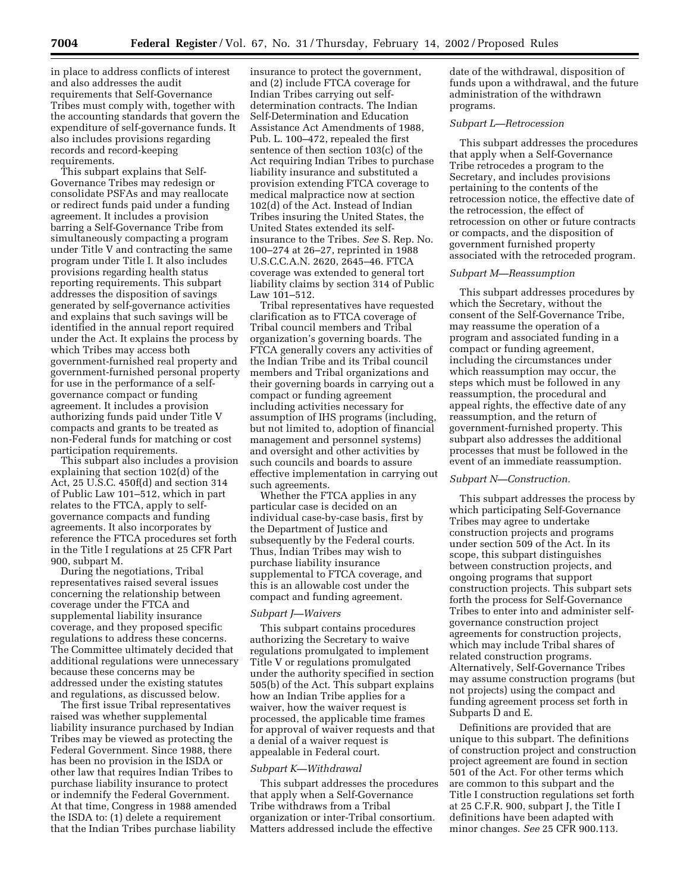in place to address conflicts of interest and also addresses the audit requirements that Self-Governance Tribes must comply with, together with the accounting standards that govern the expenditure of self-governance funds. It also includes provisions regarding records and record-keeping requirements.

This subpart explains that Self-Governance Tribes may redesign or consolidate PSFAs and may reallocate or redirect funds paid under a funding agreement. It includes a provision barring a Self-Governance Tribe from simultaneously compacting a program under Title V and contracting the same program under Title I. It also includes provisions regarding health status reporting requirements. This subpart addresses the disposition of savings generated by self-governance activities and explains that such savings will be identified in the annual report required under the Act. It explains the process by which Tribes may access both government-furnished real property and government-furnished personal property for use in the performance of a self-governance compact or funding agreement. It includes a provision authorizing funds paid under Title V compacts and grants to be treated as non-Federal funds for matching or cost participation requirements.

This subpart also includes a provision explaining that section 102(d) of the Act, 25 U.S.C. 450f(d) and section 314 of Public Law 101–512, which in part relates to the FTCA, apply to self-governance compacts and funding agreements. It also incorporates by reference the FTCA procedures set forth in the Title I regulations at 25 CFR Part 900, subpart M.

During the negotiations, Tribal representatives raised several issues concerning the relationship between coverage under the FTCA and supplemental liability insurance coverage, and they proposed specific regulations to address these concerns. The Committee ultimately decided that additional regulations were unnecessary because these concerns may be addressed under the existing statutes and regulations, as discussed below.

The first issue Tribal representatives raised was whether supplemental liability insurance purchased by Indian Tribes may be viewed as protecting the Federal Government. Since 1988, there has been no provision in the ISDA or other law that requires Indian Tribes to purchase liability insurance to protect or indemnify the Federal Government. At that time, Congress in 1988 amended the ISDA to: (1) delete a requirement that the Indian Tribes purchase liability insurance to protect the government, and (2) include FTCA coverage for Indian Tribes carrying out self-determination contracts. The Indian Self-Determination and Education Assistance Act Amendments of 1988, Pub. L. 100–472, repealed the first sentence of then section 103(c) of the Act requiring Indian Tribes to purchase liability insurance and substituted a provision extending FTCA coverage to medical malpractice now at section 102(d) of the Act. Instead of Indian Tribes insuring the United States, the United States extended its self-insurance to the Tribes. *See* S. Rep. No. 100–274 at 26–27, reprinted in 1988 U.S.C.C.A.N. 2620, 2645–46. FTCA coverage was extended to general tort liability claims by section 314 of Public Law 101–512.

Tribal representatives have requested clarification as to FTCA coverage of Tribal council members and Tribal organization's governing boards. The FTCA generally covers any activities of the Indian Tribe and its Tribal council members and Tribal organizations and their governing boards in carrying out a compact or funding agreement including activities necessary for assumption of IHS programs (including, but not limited to, adoption of financial management and personnel systems) and oversight and other activities by such councils and boards to assure effective implementation in carrying out such agreements.

Whether the FTCA applies in any particular case is decided on an individual case-by-case basis, first by the Department of Justice and subsequently by the Federal courts. Thus, Indian Tribes may wish to purchase liability insurance supplemental to FTCA coverage, and this is an allowable cost under the compact and funding agreement.

*Subpart J—Waivers*

This subpart contains procedures authorizing the Secretary to waive regulations promulgated to implement Title V or regulations promulgated under the authority specified in section 505(b) of the Act. This subpart explains how an Indian Tribe applies for a waiver, how the waiver request is processed, the applicable time frames for approval of waiver requests and that a denial of a waiver request is appealable in Federal court.

*Subpart K—Withdrawal*

This subpart addresses the procedures that apply when a Self-Governance Tribe withdraws from a Tribal organization or inter-Tribal consortium. Matters addressed include the effective date of the withdrawal, disposition of funds upon a withdrawal, and the future administration of the withdrawn programs.

*Subpart L—Retrocession*

This subpart addresses the procedures that apply when a Self-Governance Tribe retrocedes a program to the Secretary, and includes provisions pertaining to the contents of the retrocession notice, the effective date of the retrocession, the effect of retrocession on other or future contracts or compacts, and the disposition of government furnished property associated with the retroceded program.

*Subpart M—Reassumption*

This subpart addresses procedures by which the Secretary, without the consent of the Self-Governance Tribe, may reassume the operation of a program and associated funding in a compact or funding agreement, including the circumstances under which reassumption may occur, the steps which must be followed in any reassumption, the procedural and appeal rights, the effective date of any reassumption, and the return of government-furnished property. This subpart also addresses the additional processes that must be followed in the event of an immediate reassumption.

*Subpart N—Construction.*

This subpart addresses the process by which participating Self-Governance Tribes may agree to undertake construction projects and programs under section 509 of the Act. In its scope, this subpart distinguishes between construction projects, and ongoing programs that support construction projects. This subpart sets forth the process for Self-Governance Tribes to enter into and administer self-governance construction project agreements for construction projects, which may include Tribal shares of related construction programs. Alternatively, Self-Governance Tribes may assume construction programs (but not projects) using the compact and funding agreement process set forth in Subparts D and E.

Definitions are provided that are unique to this subpart. The definitions of construction project and construction project agreement are found in section 501 of the Act. For other terms which are common to this subpart and the Title I construction regulations set forth at 25 C.F.R. 900, subpart J, the Title I definitions have been adapted with minor changes. *See* 25 CFR 900.113.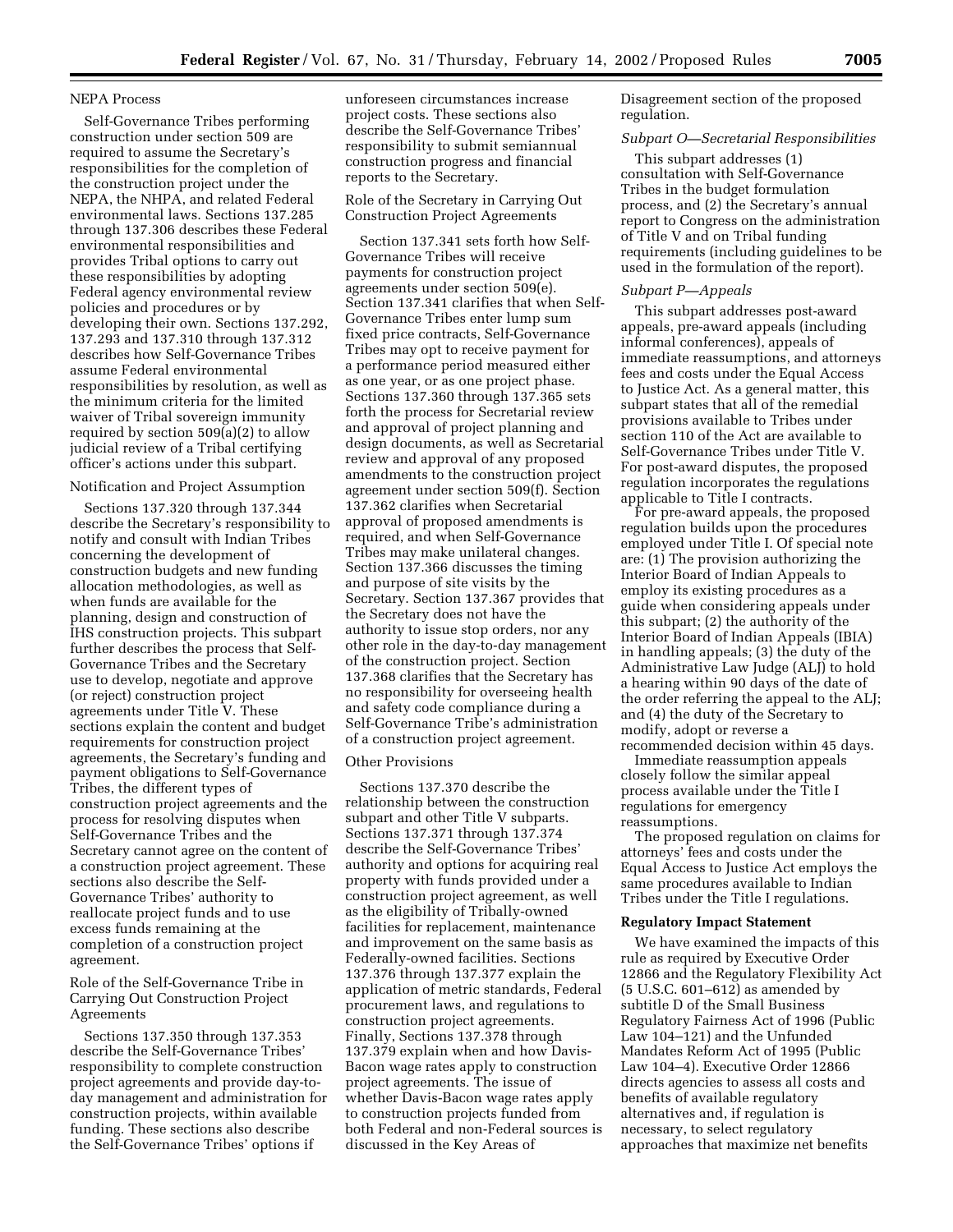NEPA Process

Self-Governance Tribes performing construction under section 509 are required to assume the Secretary's responsibilities for the completion of the construction project under the NEPA, the NHPA, and related Federal environmental laws. Sections 137.285 through 137.306 describes these Federal environmental responsibilities and provides Tribal options to carry out these responsibilities by adopting Federal agency environmental review policies and procedures or by developing their own. Sections 137.292, 137.293 and 137.310 through 137.312 describes how Self-Governance Tribes assume Federal environmental responsibilities by resolution, as well as the minimum criteria for the limited waiver of Tribal sovereign immunity required by section 509(a)(2) to allow judicial review of a Tribal certifying officer's actions under this subpart.

Notification and Project Assumption

Sections 137.320 through 137.344 describe the Secretary's responsibility to notify and consult with Indian Tribes concerning the development of construction budgets and new funding allocation methodologies, as well as when funds are available for the planning, design and construction of IHS construction projects. This subpart further describes the process that Self-Governance Tribes and the Secretary use to develop, negotiate and approve (or reject) construction project agreements under Title V. These sections explain the content and budget requirements for construction project agreements, the Secretary's funding and payment obligations to Self-Governance Tribes, the different types of construction project agreements and the process for resolving disputes when Self-Governance Tribes and the Secretary cannot agree on the content of a construction project agreement. These sections also describe the Self-Governance Tribes' authority to reallocate project funds and to use excess funds remaining at the completion of a construction project agreement.

Role of the Self-Governance Tribe in Carrying Out Construction Project Agreements

Sections 137.350 through 137.353 describe the Self-Governance Tribes' responsibility to complete construction project agreements and provide day-to-day management and administration for construction projects, within available funding. These sections also describe the Self-Governance Tribes' options if unforeseen circumstances increase project costs. These sections also describe the Self-Governance Tribes' responsibility to submit semiannual construction progress and financial reports to the Secretary.

Role of the Secretary in Carrying Out Construction Project Agreements

Section 137.341 sets forth how Self-Governance Tribes will receive payments for construction project agreements under section 509(e). Section 137.341 clarifies that when Self-Governance Tribes enter lump sum fixed price contracts, Self-Governance Tribes may opt to receive payment for a performance period measured either as one year, or as one project phase. Sections 137.360 through 137.365 sets forth the process for Secretarial review and approval of project planning and design documents, as well as Secretarial review and approval of any proposed amendments to the construction project agreement under section 509(f). Section 137.362 clarifies when Secretarial approval of proposed amendments is required, and when Self-Governance Tribes may make unilateral changes. Section 137.366 discusses the timing and purpose of site visits by the Secretary. Section 137.367 provides that the Secretary does not have the authority to issue stop orders, nor any other role in the day-to-day management of the construction project. Section 137.368 clarifies that the Secretary has no responsibility for overseeing health and safety code compliance during a Self-Governance Tribe's administration of a construction project agreement.

Other Provisions

Sections 137.370 describe the relationship between the construction subpart and other Title V subparts. Sections 137.371 through 137.374 describe the Self-Governance Tribes' authority and options for acquiring real property with funds provided under a construction project agreement, as well as the eligibility of Tribally-owned facilities for replacement, maintenance and improvement on the same basis as Federally-owned facilities. Sections 137.376 through 137.377 explain the application of metric standards, Federal procurement laws, and regulations to construction project agreements. Finally, Sections 137.378 through 137.379 explain when and how Davis-Bacon wage rates apply to construction project agreements. The issue of whether Davis-Bacon wage rates apply to construction projects funded from both Federal and non-Federal sources is discussed in the Key Areas of Disagreement section of the proposed regulation.

*Subpart O—Secretarial Responsibilities*

This subpart addresses (1) consultation with Self-Governance Tribes in the budget formulation process, and (2) the Secretary's annual report to Congress on the administration of Title V and on Tribal funding requirements (including guidelines to be used in the formulation of the report).

*Subpart P—Appeals*

This subpart addresses post-award appeals, pre-award appeals (including informal conferences), appeals of immediate reassumptions, and attorneys fees and costs under the Equal Access to Justice Act. As a general matter, this subpart states that all of the remedial provisions available to Tribes under section 110 of the Act are available to Self-Governance Tribes under Title V. For post-award disputes, the proposed regulation incorporates the regulations applicable to Title I contracts.

For pre-award appeals, the proposed regulation builds upon the procedures employed under Title I. Of special note are: (1) The provision authorizing the Interior Board of Indian Appeals to employ its existing procedures as a guide when considering appeals under this subpart; (2) the authority of the Interior Board of Indian Appeals (IBIA) in handling appeals; (3) the duty of the Administrative Law Judge (ALJ) to hold a hearing within 90 days of the date of the order referring the appeal to the ALJ; and (4) the duty of the Secretary to modify, adopt or reverse a recommended decision within 45 days.

Immediate reassumption appeals closely follow the similar appeal process available under the Title I regulations for emergency reassumptions.

The proposed regulation on claims for attorneys' fees and costs under the Equal Access to Justice Act employs the same procedures available to Indian Tribes under the Title I regulations.

**Regulatory Impact Statement**

We have examined the impacts of this rule as required by Executive Order 12866 and the Regulatory Flexibility Act (5 U.S.C. 601–612) as amended by subtitle D of the Small Business Regulatory Fairness Act of 1996 (Public Law 104–121) and the Unfunded Mandates Reform Act of 1995 (Public Law 104–4). Executive Order 12866 directs agencies to assess all costs and benefits of available regulatory alternatives and, if regulation is necessary, to select regulatory approaches that maximize net benefits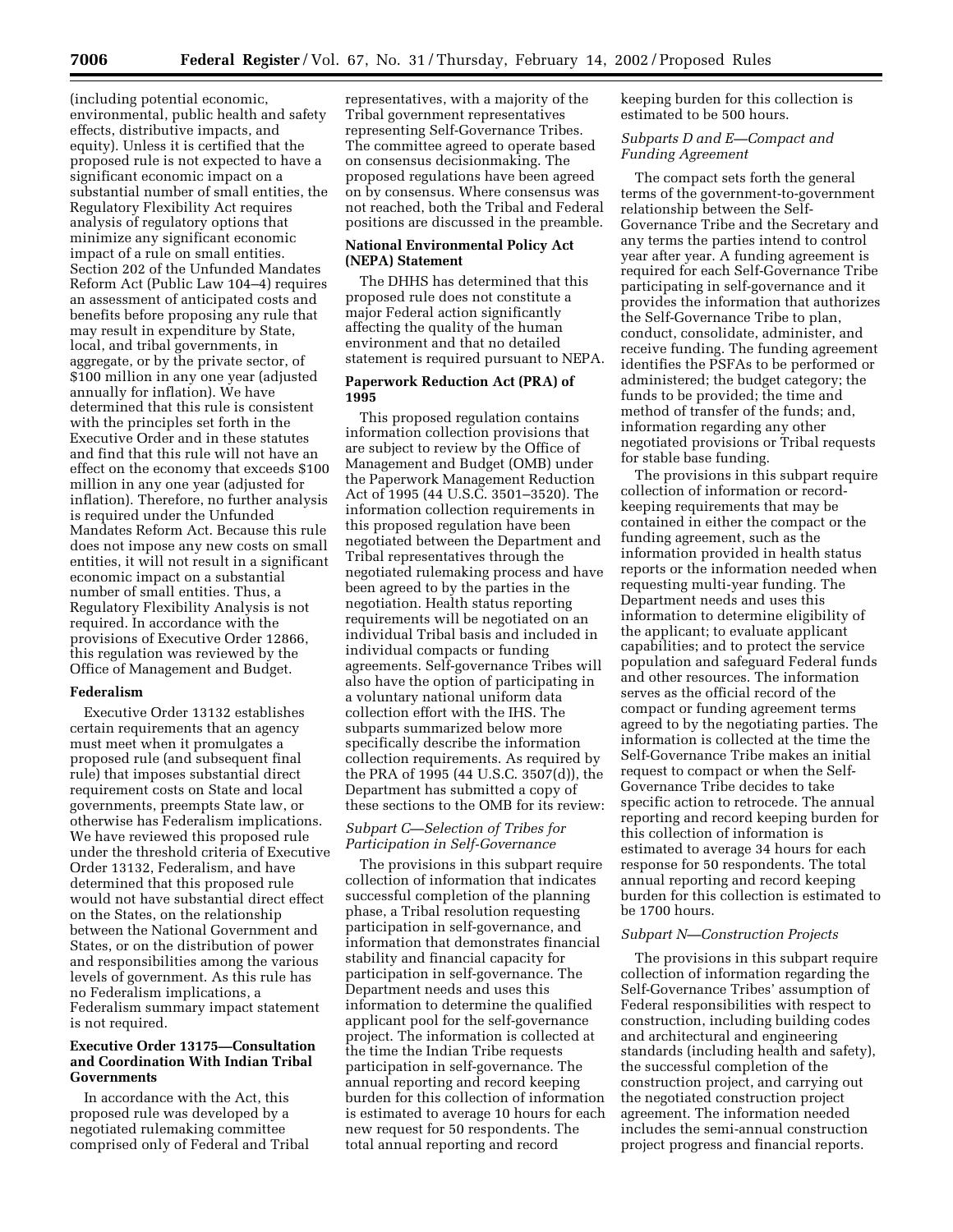(including potential economic, environmental, public health and safety effects, distributive impacts, and equity). Unless it is certified that the proposed rule is not expected to have a significant economic impact on a substantial number of small entities, the Regulatory Flexibility Act requires analysis of regulatory options that minimize any significant economic impact of a rule on small entities. Section 202 of the Unfunded Mandates Reform Act (Public Law 104–4) requires an assessment of anticipated costs and benefits before proposing any rule that may result in expenditure by State, local, and tribal governments, in aggregate, or by the private sector, of $100 million in any one year (adjusted annually for inflation). We have determined that this rule is consistent with the principles set forth in the Executive Order and in these statutes and find that this rule will not have an effect on the economy that exceeds $100 million in any one year (adjusted for inflation). Therefore, no further analysis is required under the Unfunded Mandates Reform Act. Because this rule does not impose any new costs on small entities, it will not result in a significant economic impact on a substantial number of small entities. Thus, a Regulatory Flexibility Analysis is not required. In accordance with the provisions of Executive Order 12866, this regulation was reviewed by the Office of Management and Budget.

**Federalism**

Executive Order 13132 establishes certain requirements that an agency must meet when it promulgates a proposed rule (and subsequent final rule) that imposes substantial direct requirement costs on State and local governments, preempts State law, or otherwise has Federalism implications. We have reviewed this proposed rule under the threshold criteria of Executive Order 13132, Federalism, and have determined that this proposed rule would not have substantial direct effect on the States, on the relationship between the National Government and States, or on the distribution of power and responsibilities among the various levels of government. As this rule has no Federalism implications, a Federalism summary impact statement is not required.

**Executive Order 13175—Consultation and Coordination With Indian Tribal Governments**

In accordance with the Act, this proposed rule was developed by a negotiated rulemaking committee comprised only of Federal and Tribal representatives, with a majority of the Tribal government representatives representing Self-Governance Tribes. The committee agreed to operate based on consensus decisionmaking. The proposed regulations have been agreed on by consensus. Where consensus was not reached, both the Tribal and Federal positions are discussed in the preamble.

**National Environmental Policy Act (NEPA) Statement**

The DHHS has determined that this proposed rule does not constitute a major Federal action significantly affecting the quality of the human environment and that no detailed statement is required pursuant to NEPA.

**Paperwork Reduction Act (PRA) of 1995**

This proposed regulation contains information collection provisions that are subject to review by the Office of Management and Budget (OMB) under the Paperwork Management Reduction Act of 1995 (44 U.S.C. 3501–3520). The information collection requirements in this proposed regulation have been negotiated between the Department and Tribal representatives through the negotiated rulemaking process and have been agreed to by the parties in the negotiation. Health status reporting requirements will be negotiated on an individual Tribal basis and included in individual compacts or funding agreements. Self-governance Tribes will also have the option of participating in a voluntary national uniform data collection effort with the IHS. The subparts summarized below more specifically describe the information collection requirements. As required by the PRA of 1995 (44 U.S.C. 3507(d)), the Department has submitted a copy of these sections to the OMB for its review:

*Subpart C—Selection of Tribes for Participation in Self-Governance*

The provisions in this subpart require collection of information that indicates successful completion of the planning phase, a Tribal resolution requesting participation in self-governance, and information that demonstrates financial stability and financial capacity for participation in self-governance. The Department needs and uses this information to determine the qualified applicant pool for the self-governance project. The information is collected at the time the Indian Tribe requests participation in self-governance. The annual reporting and record keeping burden for this collection of information is estimated to average 10 hours for each new request for 50 respondents. The total annual reporting and record keeping burden for this collection is estimated to be 500 hours.

*Subparts D and E—Compact and Funding Agreement*

The compact sets forth the general terms of the government-to-government relationship between the Self-Governance Tribe and the Secretary and any terms the parties intend to control year after year. A funding agreement is required for each Self-Governance Tribe participating in self-governance and it provides the information that authorizes the Self-Governance Tribe to plan, conduct, consolidate, administer, and receive funding. The funding agreement identifies the PSFAs to be performed or administered; the budget category; the funds to be provided; the time and method of transfer of the funds; and, information regarding any other negotiated provisions or Tribal requests for stable base funding.

The provisions in this subpart require collection of information or record-keeping requirements that may be contained in either the compact or the funding agreement, such as the information provided in health status reports or the information needed when requesting multi-year funding. The Department needs and uses this information to determine eligibility of the applicant; to evaluate applicant capabilities; and to protect the service population and safeguard Federal funds and other resources. The information serves as the official record of the compact or funding agreement terms agreed to by the negotiating parties. The information is collected at the time the Self-Governance Tribe makes an initial request to compact or when the Self-Governance Tribe decides to take specific action to retrocede. The annual reporting and record keeping burden for this collection of information is estimated to average 34 hours for each response for 50 respondents. The total annual reporting and record keeping burden for this collection is estimated to be 1700 hours.

*Subpart N—Construction Projects*

The provisions in this subpart require collection of information regarding the Self-Governance Tribes' assumption of Federal responsibilities with respect to construction, including building codes and architectural and engineering standards (including health and safety), the successful completion of the construction project, and carrying out the negotiated construction project agreement. The information needed includes the semi-annual construction project progress and financial reports.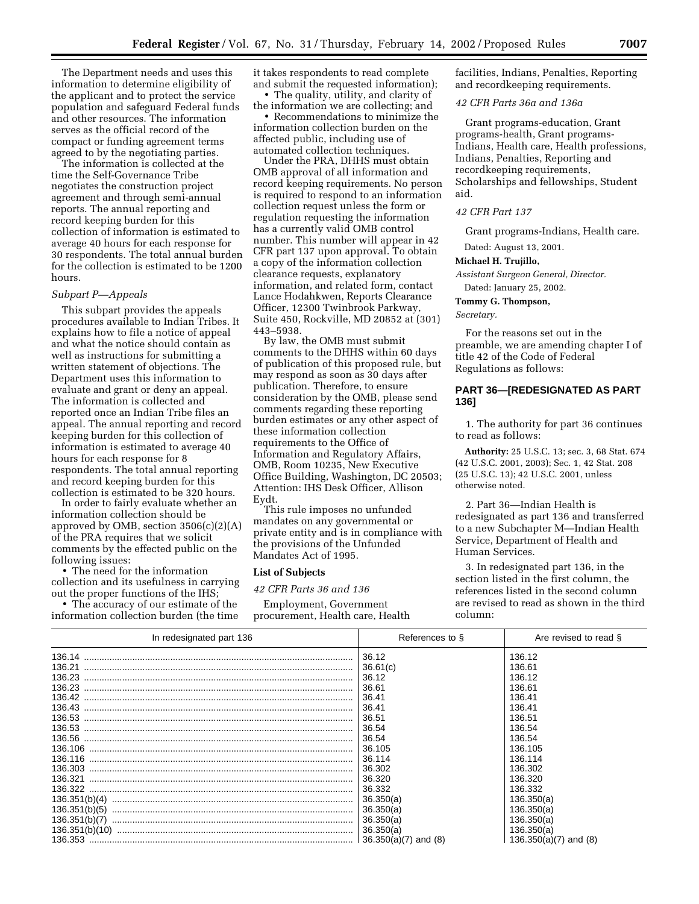The Department needs and uses this information to determine eligibility of the applicant and to protect the service population and safeguard Federal funds and other resources. The information serves as the official record of the compact or funding agreement terms agreed to by the negotiating parties.

The information is collected at the time the Self-Governance Tribe negotiates the construction project agreement and through semi-annual reports. The annual reporting and record keeping burden for this collection of information is estimated to average 40 hours for each response for 30 respondents. The total annual burden for the collection is estimated to be 1200 hours.

*Subpart P—Appeals*

This subpart provides the appeals procedures available to Indian Tribes. It explains how to file a notice of appeal and what the notice should contain as well as instructions for submitting a written statement of objections. The Department uses this information to evaluate and grant or deny an appeal. The information is collected and reported once an Indian Tribe files an appeal. The annual reporting and record keeping burden for this collection of information is estimated to average 40 hours for each response for 8 respondents. The total annual reporting and record keeping burden for this collection is estimated to be 320 hours.

In order to fairly evaluate whether an information collection should be approved by OMB, section 3506(c)(2)(A) of the PRA requires that we solicit comments by the effected public on the following issues:

• The need for the information collection and its usefulness in carrying out the proper functions of the IHS;

• The accuracy of our estimate of the information collection burden (the time it takes respondents to read complete and submit the requested information);

• The quality, utility, and clarity of the information we are collecting; and

• Recommendations to minimize the information collection burden on the affected public, including use of automated collection techniques.

Under the PRA, DHHS must obtain OMB approval of all information and record keeping requirements. No person is required to respond to an information collection request unless the form or regulation requesting the information has a currently valid OMB control number. This number will appear in 42 CFR part 137 upon approval. To obtain a copy of the information collection clearance requests, explanatory information, and related form, contact Lance Hodahkwen, Reports Clearance Officer, 12300 Twinbrook Parkway, Suite 450, Rockville, MD 20852 at (301) 443–5938.

By law, the OMB must submit comments to the DHHS within 60 days of publication of this proposed rule, but may respond as soon as 30 days after publication. Therefore, to ensure consideration by the OMB, please send comments regarding these reporting burden estimates or any other aspect of these information collection requirements to the Office of Information and Regulatory Affairs, OMB, Room 10235, New Executive Office Building, Washington, DC 20503; Attention: IHS Desk Officer, Allison Eydt.

This rule imposes no unfunded mandates on any governmental or private entity and is in compliance with the provisions of the Unfunded Mandates Act of 1995.

**List of Subjects**

*42 CFR Parts 36 and 136*

Employment, Government procurement, Health care, Health facilities, Indians, Penalties, Reporting and recordkeeping requirements.

*42 CFR Parts 36a and 136a*

Grant programs-education, Grant programs-health, Grant programs-Indians, Health care, Health professions, Indians, Penalties, Reporting and recordkeeping requirements, Scholarships and fellowships, Student aid.

*42 CFR Part 137*

Grant programs-Indians, Health care.

Dated: August 13, 2001.

**Michael H. Trujillo,**

*Assistant Surgeon General, Director.*

Dated: January 25, 2002.

**Tommy G. Thompson,**

*Secretary.*

For the reasons set out in the preamble, we are amending chapter I of title 42 of the Code of Federal Regulations as follows:

## PART 36—[REDESIGNATED AS PART 136]

1. The authority for part 36 continues to read as follows:

**Authority:** 25 U.S.C. 13; sec. 3, 68 Stat. 674 (42 U.S.C. 2001, 2003); Sec. 1, 42 Stat. 208 (25 U.S.C. 13); 42 U.S.C. 2001, unless otherwise noted.

2. Part 36—Indian Health is redesignated as part 136 and transferred to a new Subchapter M—Indian Health Service, Department of Health and Human Services.

3. In redesignated part 136, in the section listed in the first column, the references listed in the second column are revised to read as shown in the third column:

| In redesignated part 136 | References to § | Are revised to read § |
|---|---|---|
| 136.14 | 36.12 | 136.12 |
| 136.21 | 36.61(c) | 136.61 |
| 136.23 | 36.12 | 136.12 |
| 136.23 | 36.61 | 136.61 |
| 136.42 | 36.41 | 136.41 |
| 136.43 | 36.41 | 136.41 |
| 136.53 | 36.51 | 136.51 |
| 136.53 | 36.54 | 136.54 |
| 136.56 | 36.54 | 136.54 |
| 136.106 | 36.105 | 136.105 |
| 136.116 | 36.114 | 136.114 |
| 136.303 | 36.302 | 136.302 |
| 136.321 | 36.320 | 136.320 |
| 136.322 | 36.332 | 136.332 |
| 136.351(b)(4) | 36.350(a) | 136.350(a) |
| 136.351(b)(5) | 36.350(a) | 136.350(a) |
| 136.351(b)(7) | 36.350(a) | 136.350(a) |
| 136.351(b)(10) | 36.350(a) | 136.350(a) |
| 136.353 | 36.350(a)(7) and (8) | 136.350(a)(7) and (8) |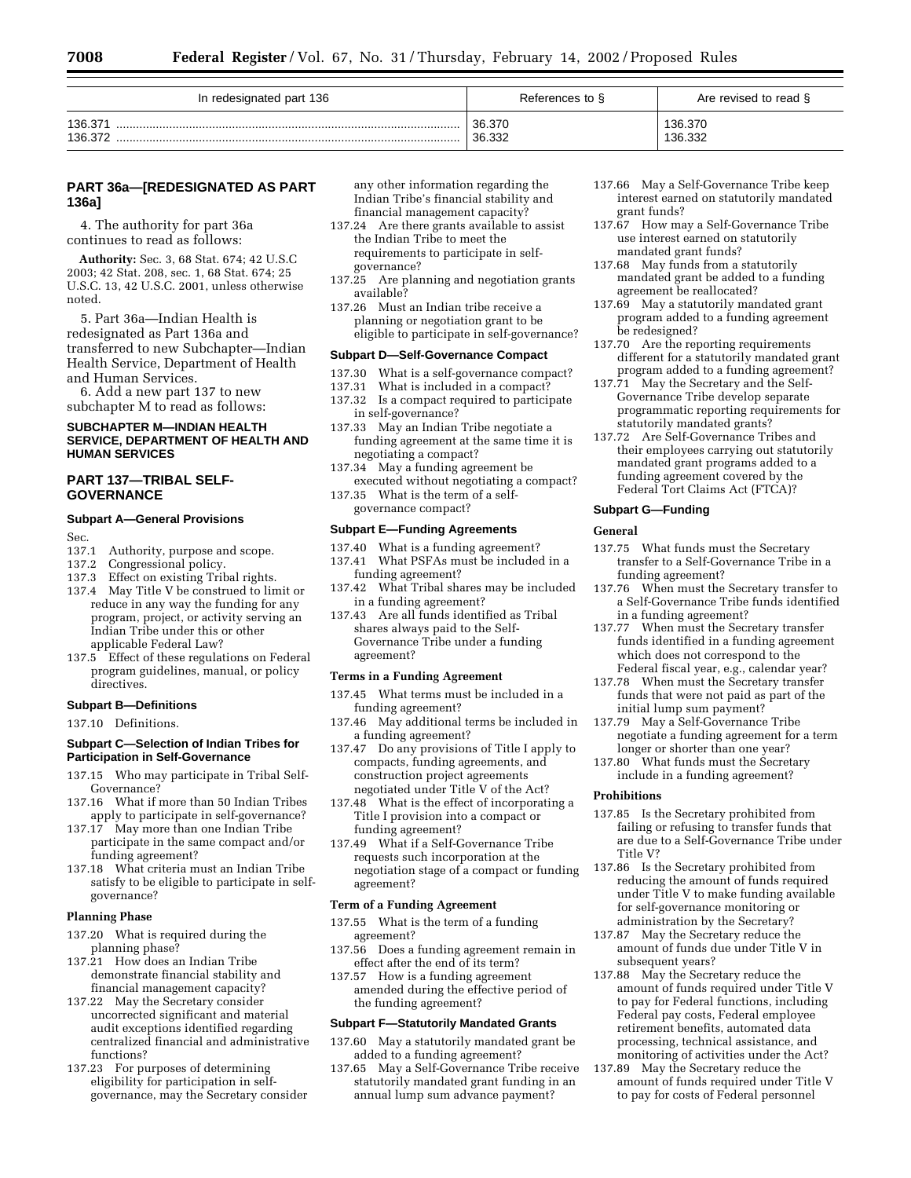| In redesignated part 136 | References to § | Are revised to read § |
| --- | --- | --- |
| 136.371 | 36.370 | 136.370 |
| 136.372 | 36.332 | 136.332 |

## PART 36a—[REDESIGNATED AS PART 136a]

4. The authority for part 36a continues to read as follows:

**Authority:** Sec. 3, 68 Stat. 674; 42 U.S.C 2003; 42 Stat. 208, sec. 1, 68 Stat. 674; 25 U.S.C. 13, 42 U.S.C. 2001, unless otherwise noted.

5. Part 36a—Indian Health is redesignated as Part 136a and transferred to new Subchapter—Indian Health Service, Department of Health and Human Services.

6. Add a new part 137 to new subchapter M to read as follows:

## SUBCHAPTER M—INDIAN HEALTH SERVICE, DEPARTMENT OF HEALTH AND HUMAN SERVICES

## PART 137—TRIBAL SELF-GOVERNANCE

### Subpart A—General Provisions

Sec.
137.1 Authority, purpose and scope.
137.2 Congressional policy.
137.3 Effect on existing Tribal rights.
137.4 May Title V be construed to limit or reduce in any way the funding for any program, project, or activity serving an Indian Tribe under this or other applicable Federal Law?
137.5 Effect of these regulations on Federal program guidelines, manual, or policy directives.

### Subpart B—Definitions

137.10 Definitions.

### Subpart C—Selection of Indian Tribes for Participation in Self-Governance

137.15 Who may participate in Tribal Self-Governance?
137.16 What if more than 50 Indian Tribes apply to participate in self-governance?
137.17 May more than one Indian Tribe participate in the same compact and/or funding agreement?
137.18 What criteria must an Indian Tribe satisfy to be eligible to participate in self-governance?

#### Planning Phase

137.20 What is required during the planning phase?
137.21 How does an Indian Tribe demonstrate financial stability and financial management capacity?
137.22 May the Secretary consider uncorrected significant and material audit exceptions identified regarding centralized financial and administrative functions?
137.23 For purposes of determining eligibility for participation in self-governance, may the Secretary consider any other information regarding the Indian Tribe's financial stability and financial management capacity?
137.24 Are there grants available to assist the Indian Tribe to meet the requirements to participate in self-governance?
137.25 Are planning and negotiation grants available?
137.26 Must an Indian tribe receive a planning or negotiation grant to be eligible to participate in self-governance?

### Subpart D—Self-Governance Compact

137.30 What is a self-governance compact?
137.31 What is included in a compact?
137.32 Is a compact required to participate in self-governance?
137.33 May an Indian Tribe negotiate a funding agreement at the same time it is negotiating a compact?
137.34 May a funding agreement be executed without negotiating a compact?
137.35 What is the term of a self-governance compact?

### Subpart E—Funding Agreements

137.40 What is a funding agreement?
137.41 What PSFAs must be included in a funding agreement?
137.42 What Tribal shares may be included in a funding agreement?
137.43 Are all funds identified as Tribal shares always paid to the Self-Governance Tribe under a funding agreement?

#### Terms in a Funding Agreement

137.45 What terms must be included in a funding agreement?
137.46 May additional terms be included in a funding agreement?
137.47 Do any provisions of Title I apply to compacts, funding agreements, and construction project agreements negotiated under Title V of the Act?
137.48 What is the effect of incorporating a Title I provision into a compact or funding agreement?
137.49 What if a Self-Governance Tribe requests such incorporation at the negotiation stage of a compact or funding agreement?

#### Term of a Funding Agreement

137.55 What is the term of a funding agreement?
137.56 Does a funding agreement remain in effect after the end of its term?
137.57 How is a funding agreement amended during the effective period of the funding agreement?

### Subpart F—Statutorily Mandated Grants

137.60 May a statutorily mandated grant be added to a funding agreement?
137.65 May a Self-Governance Tribe receive statutorily mandated grant funding in an annual lump sum advance payment?
137.66 May a Self-Governance Tribe keep interest earned on statutorily mandated grant funds?
137.67 How may a Self-Governance Tribe use interest earned on statutorily mandated grant funds?
137.68 May funds from a statutorily mandated grant be added to a funding agreement be reallocated?
137.69 May a statutorily mandated grant program added to a funding agreement be redesigned?
137.70 Are the reporting requirements different for a statutorily mandated grant program added to a funding agreement?
137.71 May the Secretary and the Self-Governance Tribe develop separate programmatic reporting requirements for statutorily mandated grants?
137.72 Are Self-Governance Tribes and their employees carrying out statutorily mandated grant programs added to a funding agreement covered by the Federal Tort Claims Act (FTCA)?

### Subpart G—Funding

#### General

137.75 What funds must the Secretary transfer to a Self-Governance Tribe in a funding agreement?
137.76 When must the Secretary transfer to a Self-Governance Tribe funds identified in a funding agreement?
137.77 When must the Secretary transfer funds identified in a funding agreement which does not correspond to the Federal fiscal year, e.g., calendar year?
137.78 When must the Secretary transfer funds that were not paid as part of the initial lump sum payment?
137.79 May a Self-Governance Tribe negotiate a funding agreement for a term longer or shorter than one year?
137.80 What funds must the Secretary include in a funding agreement?

#### Prohibitions

137.85 Is the Secretary prohibited from failing or refusing to transfer funds that are due to a Self-Governance Tribe under Title V?
137.86 Is the Secretary prohibited from reducing the amount of funds required under Title V to make funding available for self-governance monitoring or administration by the Secretary?
137.87 May the Secretary reduce the amount of funds due under Title V in subsequent years?
137.88 May the Secretary reduce the amount of funds required under Title V to pay for Federal functions, including Federal pay costs, Federal employee retirement benefits, automated data processing, technical assistance, and monitoring of activities under the Act?
137.89 May the Secretary reduce the amount of funds required under Title V to pay for costs of Federal personnel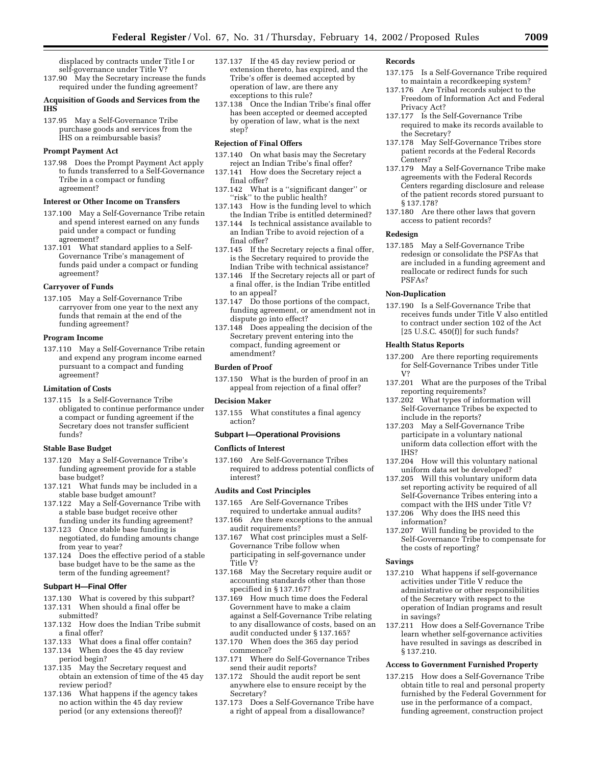displaced by contracts under Title I or self-governance under Title V?

137.90 May the Secretary increase the funds required under the funding agreement?

**Acquisition of Goods and Services from the IHS**

137.95 May a Self-Governance Tribe purchase goods and services from the IHS on a reimbursable basis?

**Prompt Payment Act**

137.98 Does the Prompt Payment Act apply to funds transferred to a Self-Governance Tribe in a compact or funding agreement?

**Interest or Other Income on Transfers**

137.100 May a Self-Governance Tribe retain and spend interest earned on any funds paid under a compact or funding agreement?

137.101 What standard applies to a Self-Governance Tribe's management of funds paid under a compact or funding agreement?

**Carryover of Funds**

137.105 May a Self-Governance Tribe carryover from one year to the next any funds that remain at the end of the funding agreement?

**Program Income**

137.110 May a Self-Governance Tribe retain and expend any program income earned pursuant to a compact and funding agreement?

**Limitation of Costs**

137.115 Is a Self-Governance Tribe obligated to continue performance under a compact or funding agreement if the Secretary does not transfer sufficient funds?

**Stable Base Budget**

137.120 May a Self-Governance Tribe's funding agreement provide for a stable base budget?

137.121 What funds may be included in a stable base budget amount?

137.122 May a Self-Governance Tribe with a stable base budget receive other funding under its funding agreement?

137.123 Once stable base funding is negotiated, do funding amounts change from year to year?

137.124 Does the effective period of a stable base budget have to be the same as the term of the funding agreement?

**Subpart H—Final Offer**

137.130 What is covered by this subpart?

137.131 When should a final offer be submitted?

137.132 How does the Indian Tribe submit a final offer?

137.133 What does a final offer contain?

137.134 When does the 45 day review period begin?

137.135 May the Secretary request and obtain an extension of time of the 45 day review period?

137.136 What happens if the agency takes no action within the 45 day review period (or any extensions thereof)?

137.137 If the 45 day review period or extension thereto, has expired, and the Tribe's offer is deemed accepted by operation of law, are there any exceptions to this rule?

137.138 Once the Indian Tribe's final offer has been accepted or deemed accepted by operation of law, what is the next step?

**Rejection of Final Offers**

137.140 On what basis may the Secretary reject an Indian Tribe's final offer?

137.141 How does the Secretary reject a final offer?

137.142 What is a "significant danger" or "risk" to the public health?

137.143 How is the funding level to which the Indian Tribe is entitled determined?

137.144 Is technical assistance available to an Indian Tribe to avoid rejection of a final offer?

137.145 If the Secretary rejects a final offer, is the Secretary required to provide the Indian Tribe with technical assistance?

137.146 If the Secretary rejects all or part of a final offer, is the Indian Tribe entitled to an appeal?

137.147 Do those portions of the compact, funding agreement, or amendment not in dispute go into effect?

137.148 Does appealing the decision of the Secretary prevent entering into the compact, funding agreement or amendment?

**Burden of Proof**

137.150 What is the burden of proof in an appeal from rejection of a final offer?

**Decision Maker**

137.155 What constitutes a final agency action?

**Subpart I—Operational Provisions**

**Conflicts of Interest**

137.160 Are Self-Governance Tribes required to address potential conflicts of interest?

**Audits and Cost Principles**

137.165 Are Self-Governance Tribes required to undertake annual audits?

137.166 Are there exceptions to the annual audit requirements?

137.167 What cost principles must a Self-Governance Tribe follow when participating in self-governance under Title V?

137.168 May the Secretary require audit or accounting standards other than those specified in § 137.167?

137.169 How much time does the Federal Government have to make a claim against a Self-Governance Tribe relating to any disallowance of costs, based on an audit conducted under § 137.165?

137.170 When does the 365 day period commence?

137.171 Where do Self-Governance Tribes send their audit reports?

137.172 Should the audit report be sent anywhere else to ensure receipt by the Secretary?

137.173 Does a Self-Governance Tribe have a right of appeal from a disallowance?

**Records**

137.175 Is a Self-Governance Tribe required to maintain a recordkeeping system?

137.176 Are Tribal records subject to the Freedom of Information Act and Federal Privacy Act?

137.177 Is the Self-Governance Tribe required to make its records available to the Secretary?

137.178 May Self-Governance Tribes store patient records at the Federal Records Centers?

137.179 May a Self-Governance Tribe make agreements with the Federal Records Centers regarding disclosure and release of the patient records stored pursuant to § 137.178?

137.180 Are there other laws that govern access to patient records?

**Redesign**

137.185 May a Self-Governance Tribe redesign or consolidate the PSFAs that are included in a funding agreement and reallocate or redirect funds for such PSFAs?

**Non-Duplication**

137.190 Is a Self-Governance Tribe that receives funds under Title V also entitled to contract under section 102 of the Act [25 U.S.C. 450(f)] for such funds?

**Health Status Reports**

137.200 Are there reporting requirements for Self-Governance Tribes under Title V?

137.201 What are the purposes of the Tribal reporting requirements?

137.202 What types of information will Self-Governance Tribes be expected to include in the reports?

137.203 May a Self-Governance Tribe participate in a voluntary national uniform data collection effort with the IHS?

137.204 How will this voluntary national uniform data set be developed?

137.205 Will this voluntary uniform data set reporting activity be required of all Self-Governance Tribes entering into a compact with the IHS under Title V?

137.206 Why does the IHS need this information?

137.207 Will funding be provided to the Self-Governance Tribe to compensate for the costs of reporting?

**Savings**

137.210 What happens if self-governance activities under Title V reduce the administrative or other responsibilities of the Secretary with respect to the operation of Indian programs and result in savings?

137.211 How does a Self-Governance Tribe learn whether self-governance activities have resulted in savings as described in § 137.210.

**Access to Government Furnished Property**

137.215 How does a Self-Governance Tribe obtain title to real and personal property furnished by the Federal Government for use in the performance of a compact, funding agreement, construction project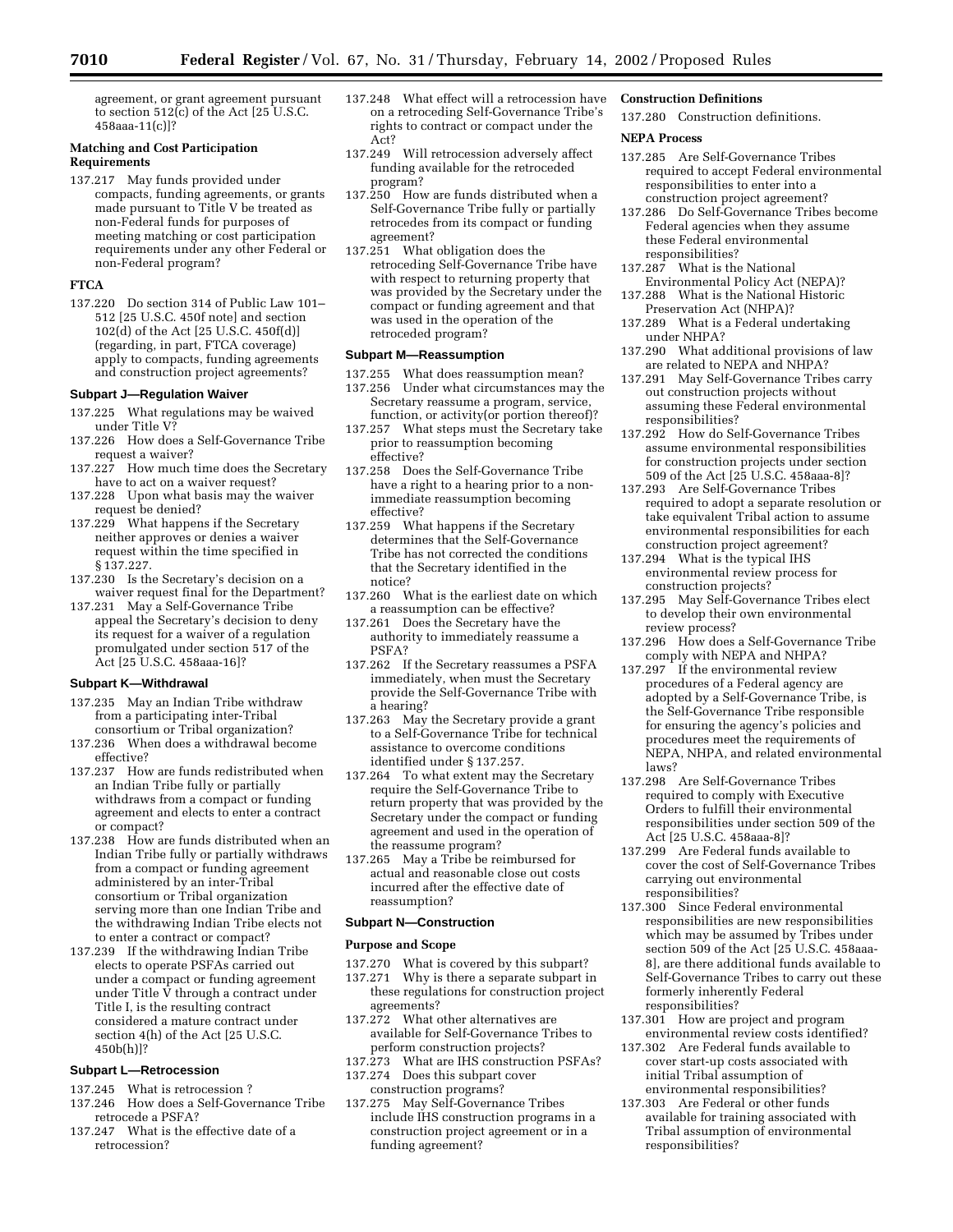agreement, or grant agreement pursuant to section 512(c) of the Act [25 U.S.C. 458aaa-11(c)]?

#### Matching and Cost Participation Requirements

137.217 May funds provided under compacts, funding agreements, or grants made pursuant to Title V be treated as non-Federal funds for purposes of meeting matching or cost participation requirements under any other Federal or non-Federal program?

#### FTCA

137.220 Do section 314 of Public Law 101–512 [25 U.S.C. 450f note] and section 102(d) of the Act [25 U.S.C. 450f(d)] (regarding, in part, FTCA coverage) apply to compacts, funding agreements and construction project agreements?

### Subpart J—Regulation Waiver

137.225 What regulations may be waived under Title V?
137.226 How does a Self-Governance Tribe request a waiver?
137.227 How much time does the Secretary have to act on a waiver request?
137.228 Upon what basis may the waiver request be denied?
137.229 What happens if the Secretary neither approves or denies a waiver request within the time specified in § 137.227.
137.230 Is the Secretary's decision on a waiver request final for the Department?
137.231 May a Self-Governance Tribe appeal the Secretary's decision to deny its request for a waiver of a regulation promulgated under section 517 of the Act [25 U.S.C. 458aaa-16]?

### Subpart K—Withdrawal

137.235 May an Indian Tribe withdraw from a participating inter-Tribal consortium or Tribal organization?
137.236 When does a withdrawal become effective?
137.237 How are funds redistributed when an Indian Tribe fully or partially withdraws from a compact or funding agreement and elects to enter a contract or compact?
137.238 How are funds distributed when an Indian Tribe fully or partially withdraws from a compact or funding agreement administered by an inter-Tribal consortium or Tribal organization serving more than one Indian Tribe and the withdrawing Indian Tribe elects not to enter a contract or compact?
137.239 If the withdrawing Indian Tribe elects to operate PSFAs carried out under a compact or funding agreement under Title V through a contract under Title I, is the resulting contract considered a mature contract under section 4(h) of the Act [25 U.S.C. 450b(h)]?

### Subpart L—Retrocession

137.245 What is retrocession ?
137.246 How does a Self-Governance Tribe retrocede a PSFA?
137.247 What is the effective date of a retrocession?
137.248 What effect will a retrocession have on a retroceding Self-Governance Tribe's rights to contract or compact under the Act?
137.249 Will retrocession adversely affect funding available for the retroceded program?
137.250 How are funds distributed when a Self-Governance Tribe fully or partially retrocedes from its compact or funding agreement?
137.251 What obligation does the retroceding Self-Governance Tribe have with respect to returning property that was provided by the Secretary under the compact or funding agreement and that was used in the operation of the retroceded program?

### Subpart M—Reassumption

137.255 What does reassumption mean?
137.256 Under what circumstances may the Secretary reassume a program, service, function, or activity(or portion thereof)?
137.257 What steps must the Secretary take prior to reassumption becoming effective?
137.258 Does the Self-Governance Tribe have a right to a hearing prior to a non-immediate reassumption becoming effective?
137.259 What happens if the Secretary determines that the Self-Governance Tribe has not corrected the conditions that the Secretary identified in the notice?
137.260 What is the earliest date on which a reassumption can be effective?
137.261 Does the Secretary have the authority to immediately reassume a PSFA?
137.262 If the Secretary reassumes a PSFA immediately, when must the Secretary provide the Self-Governance Tribe with a hearing?
137.263 May the Secretary provide a grant to a Self-Governance Tribe for technical assistance to overcome conditions identified under § 137.257.
137.264 To what extent may the Secretary require the Self-Governance Tribe to return property that was provided by the Secretary under the compact or funding agreement and used in the operation of the reassume program?
137.265 May a Tribe be reimbursed for actual and reasonable close out costs incurred after the effective date of reassumption?

### Subpart N—Construction

#### Purpose and Scope

137.270 What is covered by this subpart?
137.271 Why is there a separate subpart in these regulations for construction project agreements?
137.272 What other alternatives are available for Self-Governance Tribes to perform construction projects?
137.273 What are IHS construction PSFAs?
137.274 Does this subpart cover construction programs?
137.275 May Self-Governance Tribes include IHS construction programs in a construction project agreement or in a funding agreement?

#### Construction Definitions

137.280 Construction definitions.

#### NEPA Process

137.285 Are Self-Governance Tribes required to accept Federal environmental responsibilities to enter into a construction project agreement?
137.286 Do Self-Governance Tribes become Federal agencies when they assume these Federal environmental responsibilities?
137.287 What is the National Environmental Policy Act (NEPA)?
137.288 What is the National Historic Preservation Act (NHPA)?
137.289 What is a Federal undertaking under NHPA?
137.290 What additional provisions of law are related to NEPA and NHPA?
137.291 May Self-Governance Tribes carry out construction projects without assuming these Federal environmental responsibilities?
137.292 How do Self-Governance Tribes assume environmental responsibilities for construction projects under section 509 of the Act [25 U.S.C. 458aaa-8]?
137.293 Are Self-Governance Tribes required to adopt a separate resolution or take equivalent Tribal action to assume environmental responsibilities for each construction project agreement?
137.294 What is the typical IHS environmental review process for construction projects?
137.295 May Self-Governance Tribes elect to develop their own environmental review process?
137.296 How does a Self-Governance Tribe comply with NEPA and NHPA?
137.297 If the environmental review procedures of a Federal agency are adopted by a Self-Governance Tribe, is the Self-Governance Tribe responsible for ensuring the agency's policies and procedures meet the requirements of NEPA, NHPA, and related environmental laws?
137.298 Are Self-Governance Tribes required to comply with Executive Orders to fulfill their environmental responsibilities under section 509 of the Act [25 U.S.C. 458aaa-8]?
137.299 Are Federal funds available to cover the cost of Self-Governance Tribes carrying out environmental responsibilities?
137.300 Since Federal environmental responsibilities are new responsibilities which may be assumed by Tribes under section 509 of the Act [25 U.S.C. 458aaa-8], are there additional funds available to Self-Governance Tribes to carry out these formerly inherently Federal responsibilities?
137.301 How are project and program environmental review costs identified?
137.302 Are Federal funds available to cover start-up costs associated with initial Tribal assumption of environmental responsibilities?
137.303 Are Federal or other funds available for training associated with Tribal assumption of environmental responsibilities?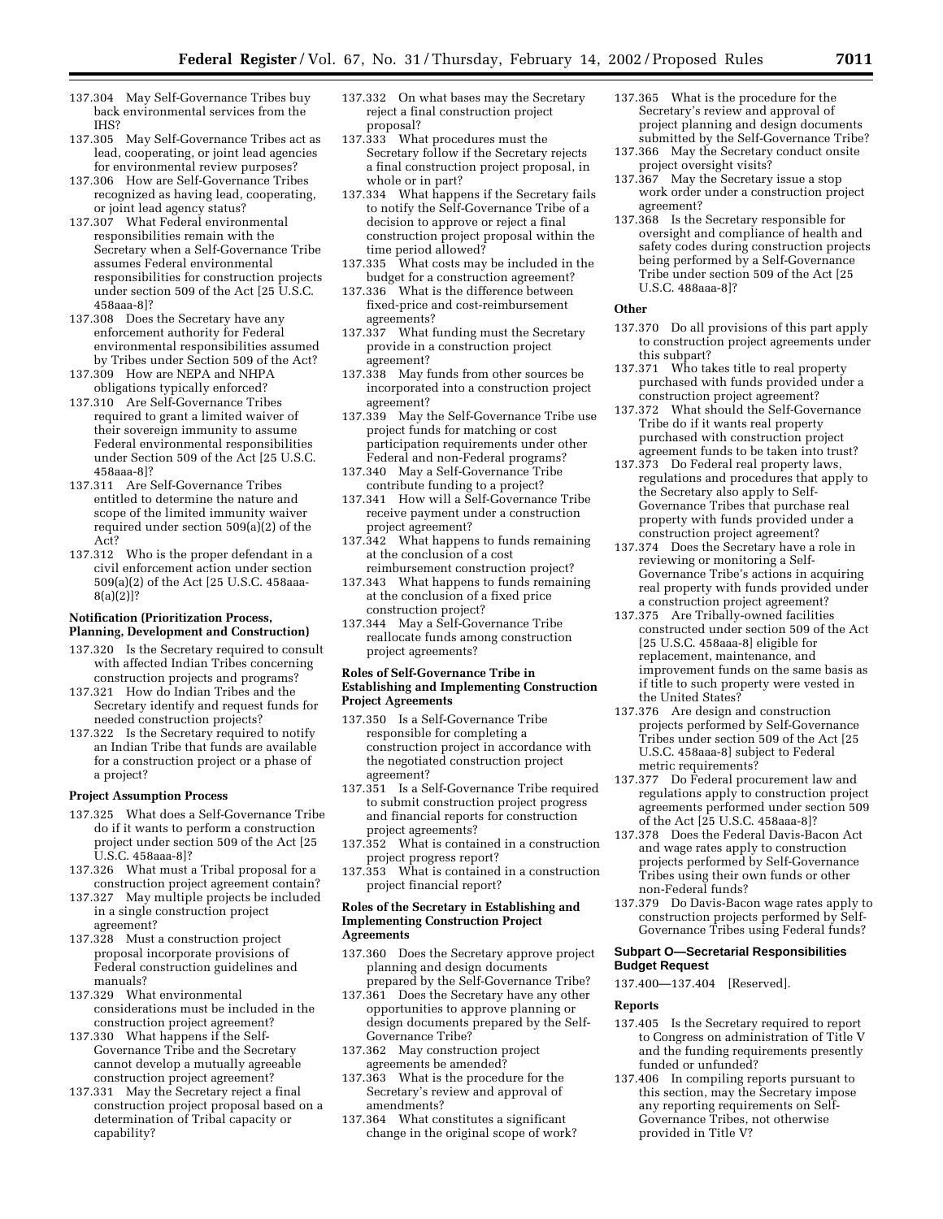137.304 May Self-Governance Tribes buy back environmental services from the IHS?

137.305 May Self-Governance Tribes act as lead, cooperating, or joint lead agencies for environmental review purposes?

137.306 How are Self-Governance Tribes recognized as having lead, cooperating, or joint lead agency status?

137.307 What Federal environmental responsibilities remain with the Secretary when a Self-Governance Tribe assumes Federal environmental responsibilities for construction projects under section 509 of the Act [25 U.S.C. 458aaa-8]?

137.308 Does the Secretary have any enforcement authority for Federal environmental responsibilities assumed by Tribes under Section 509 of the Act?

137.309 How are NEPA and NHPA obligations typically enforced?

137.310 Are Self-Governance Tribes required to grant a limited waiver of their sovereign immunity to assume Federal environmental responsibilities under Section 509 of the Act [25 U.S.C. 458aaa-8]?

137.311 Are Self-Governance Tribes entitled to determine the nature and scope of the limited immunity waiver required under section 509(a)(2) of the Act?

137.312 Who is the proper defendant in a civil enforcement action under section 509(a)(2) of the Act [25 U.S.C. 458aaa-8(a)(2)]?

**Notification (Prioritization Process, Planning, Development and Construction)**

137.320 Is the Secretary required to consult with affected Indian Tribes concerning construction projects and programs?

137.321 How do Indian Tribes and the Secretary identify and request funds for needed construction projects?

137.322 Is the Secretary required to notify an Indian Tribe that funds are available for a construction project or a phase of a project?

**Project Assumption Process**

137.325 What does a Self-Governance Tribe do if it wants to perform a construction project under section 509 of the Act [25 U.S.C. 458aaa-8]?

137.326 What must a Tribal proposal for a construction project agreement contain?

137.327 May multiple projects be included in a single construction project agreement?

137.328 Must a construction project proposal incorporate provisions of Federal construction guidelines and manuals?

137.329 What environmental considerations must be included in the construction project agreement?

137.330 What happens if the Self-Governance Tribe and the Secretary cannot develop a mutually agreeable construction project agreement?

137.331 May the Secretary reject a final construction project proposal based on a determination of Tribal capacity or capability?

137.332 On what bases may the Secretary reject a final construction project proposal?

137.333 What procedures must the Secretary follow if the Secretary rejects a final construction project proposal, in whole or in part?

137.334 What happens if the Secretary fails to notify the Self-Governance Tribe of a decision to approve or reject a final construction project proposal within the time period allowed?

137.335 What costs may be included in the budget for a construction agreement?

137.336 What is the difference between fixed-price and cost-reimbursement agreements?

137.337 What funding must the Secretary provide in a construction project agreement?

137.338 May funds from other sources be incorporated into a construction project agreement?

137.339 May the Self-Governance Tribe use project funds for matching or cost participation requirements under other Federal and non-Federal programs?

137.340 May a Self-Governance Tribe contribute funding to a project?

137.341 How will a Self-Governance Tribe receive payment under a construction project agreement?

137.342 What happens to funds remaining at the conclusion of a cost reimbursement construction project?

137.343 What happens to funds remaining at the conclusion of a fixed price construction project?

137.344 May a Self-Governance Tribe reallocate funds among construction project agreements?

**Roles of Self-Governance Tribe in Establishing and Implementing Construction Project Agreements**

137.350 Is a Self-Governance Tribe responsible for completing a construction project in accordance with the negotiated construction project agreement?

137.351 Is a Self-Governance Tribe required to submit construction project progress and financial reports for construction project agreements?

137.352 What is contained in a construction project progress report?

137.353 What is contained in a construction project financial report?

**Roles of the Secretary in Establishing and Implementing Construction Project Agreements**

137.360 Does the Secretary approve project planning and design documents prepared by the Self-Governance Tribe?

137.361 Does the Secretary have any other opportunities to approve planning or design documents prepared by the Self-Governance Tribe?

137.362 May construction project agreements be amended?

137.363 What is the procedure for the Secretary's review and approval of amendments?

137.364 What constitutes a significant change in the original scope of work?

137.365 What is the procedure for the Secretary's review and approval of project planning and design documents submitted by the Self-Governance Tribe?

137.366 May the Secretary conduct onsite project oversight visits?

137.367 May the Secretary issue a stop work order under a construction project agreement?

137.368 Is the Secretary responsible for oversight and compliance of health and safety codes during construction projects being performed by a Self-Governance Tribe under section 509 of the Act [25 U.S.C. 488aaa-8]?

**Other**

137.370 Do all provisions of this part apply to construction project agreements under this subpart?

137.371 Who takes title to real property purchased with funds provided under a construction project agreement?

137.372 What should the Self-Governance Tribe do if it wants real property purchased with construction project agreement funds to be taken into trust?

137.373 Do Federal real property laws, regulations and procedures that apply to the Secretary also apply to Self-Governance Tribes that purchase real property with funds provided under a construction project agreement?

137.374 Does the Secretary have a role in reviewing or monitoring a Self-Governance Tribe's actions in acquiring real property with funds provided under a construction project agreement?

137.375 Are Tribally-owned facilities constructed under section 509 of the Act [25 U.S.C. 458aaa-8] eligible for replacement, maintenance, and improvement funds on the same basis as if title to such property were vested in the United States?

137.376 Are design and construction projects performed by Self-Governance Tribes under section 509 of the Act [25 U.S.C. 458aaa-8] subject to Federal metric requirements?

137.377 Do Federal procurement law and regulations apply to construction project agreements performed under section 509 of the Act [25 U.S.C. 458aaa-8]?

137.378 Does the Federal Davis-Bacon Act and wage rates apply to construction projects performed by Self-Governance Tribes using their own funds or other non-Federal funds?

137.379 Do Davis-Bacon wage rates apply to construction projects performed by Self-Governance Tribes using Federal funds?

## Subpart O—Secretarial Responsibilities

**Budget Request**

137.400—137.404 [Reserved].

**Reports**

137.405 Is the Secretary required to report to Congress on administration of Title V and the funding requirements presently funded or unfunded?

137.406 In compiling reports pursuant to this section, may the Secretary impose any reporting requirements on Self-Governance Tribes, not otherwise provided in Title V?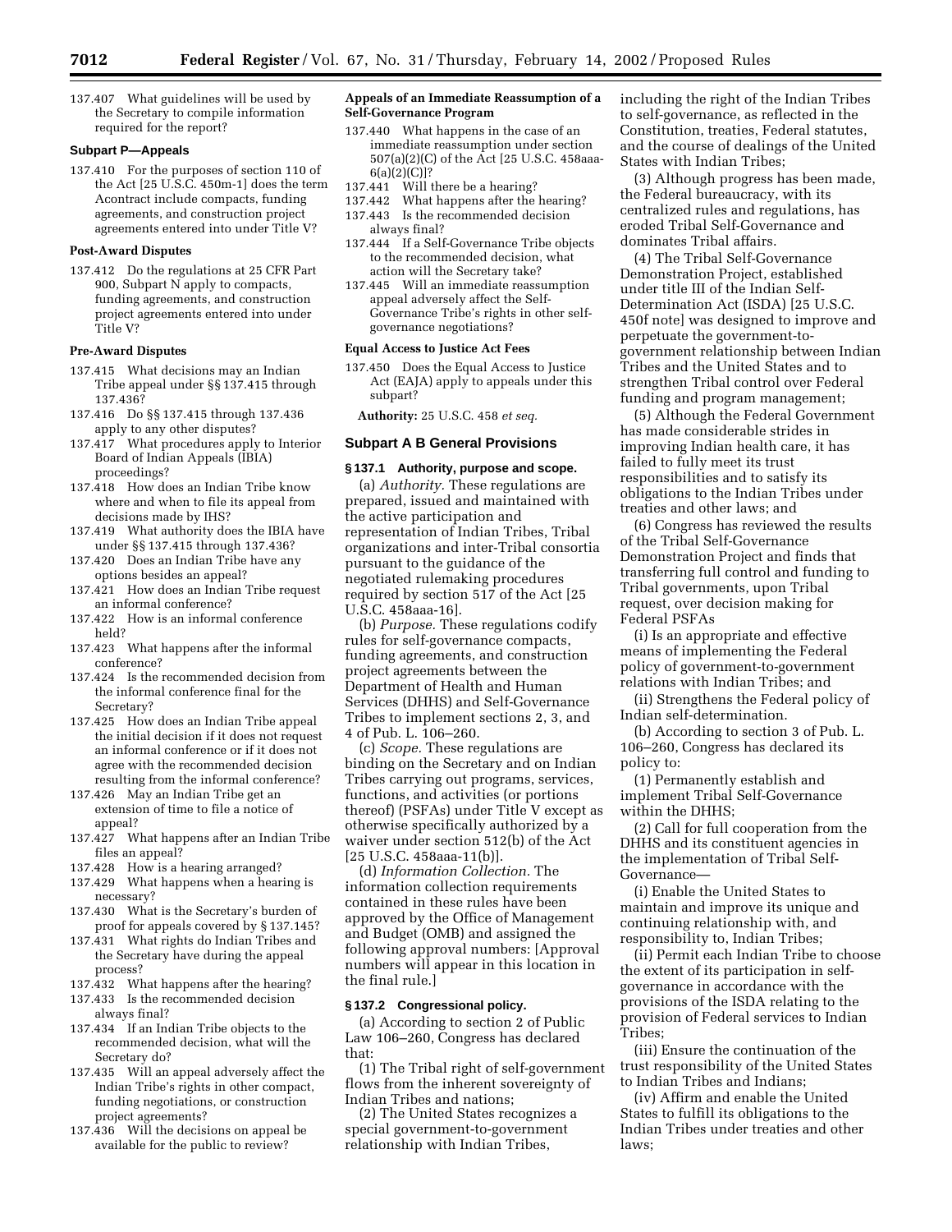137.407 What guidelines will be used by the Secretary to compile information required for the report?

**Subpart P—Appeals**

137.410 For the purposes of section 110 of the Act [25 U.S.C. 450m-1] does the term Acontract include compacts, funding agreements, and construction project agreements entered into under Title V?

**Post-Award Disputes**

137.412 Do the regulations at 25 CFR Part 900, Subpart N apply to compacts, funding agreements, and construction project agreements entered into under Title V?

**Pre-Award Disputes**

137.415 What decisions may an Indian Tribe appeal under §§ 137.415 through 137.436?

137.416 Do §§ 137.415 through 137.436 apply to any other disputes?

137.417 What procedures apply to Interior Board of Indian Appeals (IBIA) proceedings?

137.418 How does an Indian Tribe know where and when to file its appeal from decisions made by IHS?

137.419 What authority does the IBIA have under §§ 137.415 through 137.436?

137.420 Does an Indian Tribe have any options besides an appeal?

137.421 How does an Indian Tribe request an informal conference?

137.422 How is an informal conference held?

137.423 What happens after the informal conference?

137.424 Is the recommended decision from the informal conference final for the Secretary?

137.425 How does an Indian Tribe appeal the initial decision if it does not request an informal conference or if it does not agree with the recommended decision resulting from the informal conference?

137.426 May an Indian Tribe get an extension of time to file a notice of appeal?

137.427 What happens after an Indian Tribe files an appeal?

137.428 How is a hearing arranged?

137.429 What happens when a hearing is necessary?

137.430 What is the Secretary's burden of proof for appeals covered by § 137.145?

137.431 What rights do Indian Tribes and the Secretary have during the appeal process?

137.432 What happens after the hearing?

137.433 Is the recommended decision always final?

137.434 If an Indian Tribe objects to the recommended decision, what will the Secretary do?

137.435 Will an appeal adversely affect the Indian Tribe's rights in other compact, funding negotiations, or construction project agreements?

137.436 Will the decisions on appeal be available for the public to review?

**Appeals of an Immediate Reassumption of a Self-Governance Program**

137.440 What happens in the case of an immediate reassumption under section 507(a)(2)(C) of the Act [25 U.S.C. 458aaa-6(a)(2)(C)]?

137.441 Will there be a hearing?

137.442 What happens after the hearing?

137.443 Is the recommended decision always final?

137.444 If a Self-Governance Tribe objects to the recommended decision, what action will the Secretary take?

137.445 Will an immediate reassumption appeal adversely affect the Self-Governance Tribe's rights in other self-governance negotiations?

**Equal Access to Justice Act Fees**

137.450 Does the Equal Access to Justice Act (EAJA) apply to appeals under this subpart?

**Authority:** 25 U.S.C. 458 *et seq.*

## Subpart A B General Provisions

### § 137.1 Authority, purpose and scope.

(a) *Authority.* These regulations are prepared, issued and maintained with the active participation and representation of Indian Tribes, Tribal organizations and inter-Tribal consortia pursuant to the guidance of the negotiated rulemaking procedures required by section 517 of the Act [25 U.S.C. 458aaa-16].

(b) *Purpose.* These regulations codify rules for self-governance compacts, funding agreements, and construction project agreements between the Department of Health and Human Services (DHHS) and Self-Governance Tribes to implement sections 2, 3, and 4 of Pub. L. 106–260.

(c) *Scope.* These regulations are binding on the Secretary and on Indian Tribes carrying out programs, services, functions, and activities (or portions thereof) (PSFAs) under Title V except as otherwise specifically authorized by a waiver under section 512(b) of the Act [25 U.S.C. 458aaa-11(b)].

(d) *Information Collection.* The information collection requirements contained in these rules have been approved by the Office of Management and Budget (OMB) and assigned the following approval numbers: [Approval numbers will appear in this location in the final rule.]

### § 137.2 Congressional policy.

(a) According to section 2 of Public Law 106–260, Congress has declared that:

(1) The Tribal right of self-government flows from the inherent sovereignty of Indian Tribes and nations;

(2) The United States recognizes a special government-to-government relationship with Indian Tribes, including the right of the Indian Tribes to self-governance, as reflected in the Constitution, treaties, Federal statutes, and the course of dealings of the United States with Indian Tribes;

(3) Although progress has been made, the Federal bureaucracy, with its centralized rules and regulations, has eroded Tribal Self-Governance and dominates Tribal affairs.

(4) The Tribal Self-Governance Demonstration Project, established under title III of the Indian Self-Determination Act (ISDA) [25 U.S.C. 450f note] was designed to improve and perpetuate the government-to-government relationship between Indian Tribes and the United States and to strengthen Tribal control over Federal funding and program management;

(5) Although the Federal Government has made considerable strides in improving Indian health care, it has failed to fully meet its trust responsibilities and to satisfy its obligations to the Indian Tribes under treaties and other laws; and

(6) Congress has reviewed the results of the Tribal Self-Governance Demonstration Project and finds that transferring full control and funding to Tribal governments, upon Tribal request, over decision making for Federal PSFAs

(i) Is an appropriate and effective means of implementing the Federal policy of government-to-government relations with Indian Tribes; and

(ii) Strengthens the Federal policy of Indian self-determination.

(b) According to section 3 of Pub. L. 106–260, Congress has declared its policy to:

(1) Permanently establish and implement Tribal Self-Governance within the DHHS;

(2) Call for full cooperation from the DHHS and its constituent agencies in the implementation of Tribal Self-Governance—

(i) Enable the United States to maintain and improve its unique and continuing relationship with, and responsibility to, Indian Tribes;

(ii) Permit each Indian Tribe to choose the extent of its participation in self-governance in accordance with the provisions of the ISDA relating to the provision of Federal services to Indian Tribes;

(iii) Ensure the continuation of the trust responsibility of the United States to Indian Tribes and Indians;

(iv) Affirm and enable the United States to fulfill its obligations to the Indian Tribes under treaties and other laws;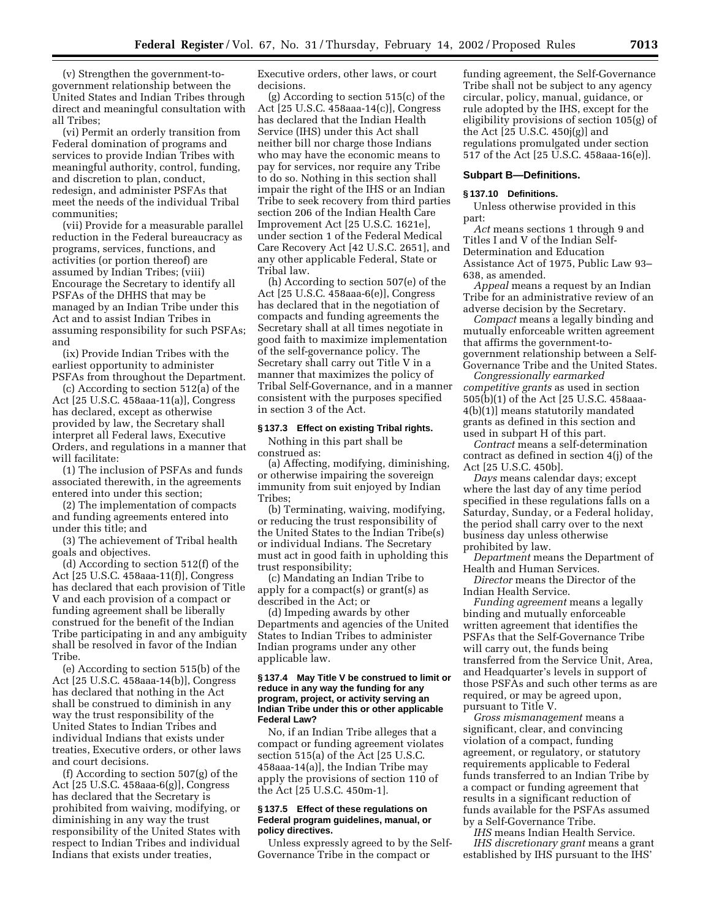(v) Strengthen the government-to-government relationship between the United States and Indian Tribes through direct and meaningful consultation with all Tribes;

(vi) Permit an orderly transition from Federal domination of programs and services to provide Indian Tribes with meaningful authority, control, funding, and discretion to plan, conduct, redesign, and administer PSFAs that meet the needs of the individual Tribal communities;

(vii) Provide for a measurable parallel reduction in the Federal bureaucracy as programs, services, functions, and activities (or portion thereof) are assumed by Indian Tribes; (viii) Encourage the Secretary to identify all PSFAs of the DHHS that may be managed by an Indian Tribe under this Act and to assist Indian Tribes in assuming responsibility for such PSFAs; and

(ix) Provide Indian Tribes with the earliest opportunity to administer PSFAs from throughout the Department.

(c) According to section 512(a) of the Act [25 U.S.C. 458aaa-11(a)], Congress has declared, except as otherwise provided by law, the Secretary shall interpret all Federal laws, Executive Orders, and regulations in a manner that will facilitate:

(1) The inclusion of PSFAs and funds associated therewith, in the agreements entered into under this section;

(2) The implementation of compacts and funding agreements entered into under this title; and

(3) The achievement of Tribal health goals and objectives.

(d) According to section 512(f) of the Act [25 U.S.C. 458aaa-11(f)], Congress has declared that each provision of Title V and each provision of a compact or funding agreement shall be liberally construed for the benefit of the Indian Tribe participating in and any ambiguity shall be resolved in favor of the Indian Tribe.

(e) According to section 515(b) of the Act [25 U.S.C. 458aaa-14(b)], Congress has declared that nothing in the Act shall be construed to diminish in any way the trust responsibility of the United States to Indian Tribes and individual Indians that exists under treaties, Executive orders, or other laws and court decisions.

(f) According to section 507(g) of the Act [25 U.S.C. 458aaa-6(g)], Congress has declared that the Secretary is prohibited from waiving, modifying, or diminishing in any way the trust responsibility of the United States with respect to Indian Tribes and individual Indians that exists under treaties, Executive orders, other laws, or court decisions.

(g) According to section 515(c) of the Act [25 U.S.C. 458aaa-14(c)], Congress has declared that the Indian Health Service (IHS) under this Act shall neither bill nor charge those Indians who may have the economic means to pay for services, nor require any Tribe to do so. Nothing in this section shall impair the right of the IHS or an Indian Tribe to seek recovery from third parties section 206 of the Indian Health Care Improvement Act [25 U.S.C. 1621e], under section 1 of the Federal Medical Care Recovery Act [42 U.S.C. 2651], and any other applicable Federal, State or Tribal law.

(h) According to section 507(e) of the Act [25 U.S.C. 458aaa-6(e)], Congress has declared that in the negotiation of compacts and funding agreements the Secretary shall at all times negotiate in good faith to maximize implementation of the self-governance policy. The Secretary shall carry out Title V in a manner that maximizes the policy of Tribal Self-Governance, and in a manner consistent with the purposes specified in section 3 of the Act.

### § 137.3 Effect on existing Tribal rights.

Nothing in this part shall be construed as:

(a) Affecting, modifying, diminishing, or otherwise impairing the sovereign immunity from suit enjoyed by Indian Tribes;

(b) Terminating, waiving, modifying, or reducing the trust responsibility of the United States to the Indian Tribe(s) or individual Indians. The Secretary must act in good faith in upholding this trust responsibility;

(c) Mandating an Indian Tribe to apply for a compact(s) or grant(s) as described in the Act; or

(d) Impeding awards by other Departments and agencies of the United States to Indian Tribes to administer Indian programs under any other applicable law.

### § 137.4 May Title V be construed to limit or reduce in any way the funding for any program, project, or activity serving an Indian Tribe under this or other applicable Federal Law?

No, if an Indian Tribe alleges that a compact or funding agreement violates section 515(a) of the Act [25 U.S.C. 458aaa-14(a)], the Indian Tribe may apply the provisions of section 110 of the Act [25 U.S.C. 450m-1].

### § 137.5 Effect of these regulations on Federal program guidelines, manual, or policy directives.

Unless expressly agreed to by the Self-Governance Tribe in the compact or funding agreement, the Self-Governance Tribe shall not be subject to any agency circular, policy, manual, guidance, or rule adopted by the IHS, except for the eligibility provisions of section 105(g) of the Act [25 U.S.C. 450j(g)] and regulations promulgated under section 517 of the Act [25 U.S.C. 458aaa-16(e)].

## Subpart B—Definitions.

### § 137.10 Definitions.

Unless otherwise provided in this part:

*Act* means sections 1 through 9 and Titles I and V of the Indian Self-Determination and Education Assistance Act of 1975, Public Law 93–638, as amended.

*Appeal* means a request by an Indian Tribe for an administrative review of an adverse decision by the Secretary.

*Compact* means a legally binding and mutually enforceable written agreement that affirms the government-to-government relationship between a Self-Governance Tribe and the United States.

*Congressionally earmarked competitive grants* as used in section 505(b)(1) of the Act [25 U.S.C. 458aaa-4(b)(1)] means statutorily mandated grants as defined in this section and used in subpart H of this part.

*Contract* means a self-determination contract as defined in section 4(j) of the Act [25 U.S.C. 450b].

*Days* means calendar days; except where the last day of any time period specified in these regulations falls on a Saturday, Sunday, or a Federal holiday, the period shall carry over to the next business day unless otherwise prohibited by law.

*Department* means the Department of Health and Human Services.

*Director* means the Director of the Indian Health Service.

*Funding agreement* means a legally binding and mutually enforceable written agreement that identifies the PSFAs that the Self-Governance Tribe will carry out, the funds being transferred from the Service Unit, Area, and Headquarter's levels in support of those PSFAs and such other terms as are required, or may be agreed upon, pursuant to Title V.

*Gross mismanagement* means a significant, clear, and convincing violation of a compact, funding agreement, or regulatory, or statutory requirements applicable to Federal funds transferred to an Indian Tribe by a compact or funding agreement that results in a significant reduction of funds available for the PSFAs assumed by a Self-Governance Tribe.

*IHS* means Indian Health Service.

*IHS discretionary grant* means a grant established by IHS pursuant to the IHS'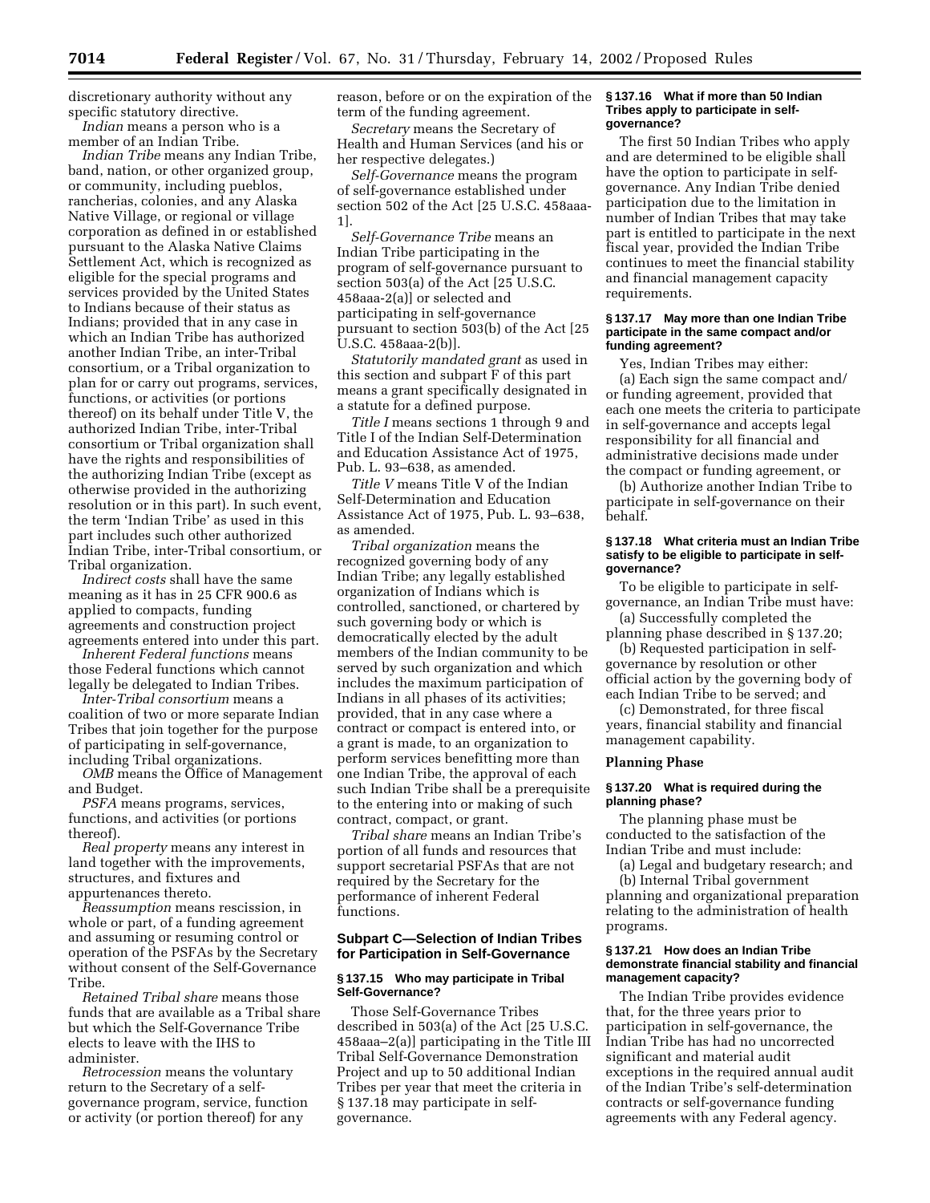discretionary authority without any specific statutory directive.

*Indian* means a person who is a member of an Indian Tribe.

*Indian Tribe* means any Indian Tribe, band, nation, or other organized group, or community, including pueblos, rancherias, colonies, and any Alaska Native Village, or regional or village corporation as defined in or established pursuant to the Alaska Native Claims Settlement Act, which is recognized as eligible for the special programs and services provided by the United States to Indians because of their status as Indians; provided that in any case in which an Indian Tribe has authorized another Indian Tribe, an inter-Tribal consortium, or a Tribal organization to plan for or carry out programs, services, functions, or activities (or portions thereof) on its behalf under Title V, the authorized Indian Tribe, inter-Tribal consortium or Tribal organization shall have the rights and responsibilities of the authorizing Indian Tribe (except as otherwise provided in the authorizing resolution or in this part). In such event, the term 'Indian Tribe' as used in this part includes such other authorized Indian Tribe, inter-Tribal consortium, or Tribal organization.

*Indirect costs* shall have the same meaning as it has in 25 CFR 900.6 as applied to compacts, funding agreements and construction project agreements entered into under this part.

*Inherent Federal functions* means those Federal functions which cannot legally be delegated to Indian Tribes.

*Inter-Tribal consortium* means a coalition of two or more separate Indian Tribes that join together for the purpose of participating in self-governance, including Tribal organizations.

*OMB* means the Office of Management and Budget.

*PSFA* means programs, services, functions, and activities (or portions thereof).

*Real property* means any interest in land together with the improvements, structures, and fixtures and appurtenances thereto.

*Reassumption* means rescission, in whole or part, of a funding agreement and assuming or resuming control or operation of the PSFAs by the Secretary without consent of the Self-Governance Tribe.

*Retained Tribal share* means those funds that are available as a Tribal share but which the Self-Governance Tribe elects to leave with the IHS to administer.

*Retrocession* means the voluntary return to the Secretary of a self-governance program, service, function or activity (or portion thereof) for any reason, before or on the expiration of the term of the funding agreement.

*Secretary* means the Secretary of Health and Human Services (and his or her respective delegates.)

*Self-Governance* means the program of self-governance established under section 502 of the Act [25 U.S.C. 458aaa-1].

*Self-Governance Tribe* means an Indian Tribe participating in the program of self-governance pursuant to section 503(a) of the Act [25 U.S.C. 458aaa-2(a)] or selected and participating in self-governance pursuant to section 503(b) of the Act [25 U.S.C. 458aaa-2(b)].

*Statutorily mandated grant* as used in this section and subpart F of this part means a grant specifically designated in a statute for a defined purpose.

*Title I* means sections 1 through 9 and Title I of the Indian Self-Determination and Education Assistance Act of 1975, Pub. L. 93–638, as amended.

*Title V* means Title V of the Indian Self-Determination and Education Assistance Act of 1975, Pub. L. 93–638, as amended.

*Tribal organization* means the recognized governing body of any Indian Tribe; any legally established organization of Indians which is controlled, sanctioned, or chartered by such governing body or which is democratically elected by the adult members of the Indian community to be served by such organization and which includes the maximum participation of Indians in all phases of its activities; provided, that in any case where a contract or compact is entered into, or a grant is made, to an organization to perform services benefitting more than one Indian Tribe, the approval of each such Indian Tribe shall be a prerequisite to the entering into or making of such contract, compact, or grant.

*Tribal share* means an Indian Tribe's portion of all funds and resources that support secretarial PSFAs that are not required by the Secretary for the performance of inherent Federal functions.

## Subpart C—Selection of Indian Tribes for Participation in Self-Governance

### § 137.15 Who may participate in Tribal Self-Governance?

Those Self-Governance Tribes described in 503(a) of the Act [25 U.S.C. 458aaa–2(a)] participating in the Title III Tribal Self-Governance Demonstration Project and up to 50 additional Indian Tribes per year that meet the criteria in § 137.18 may participate in self-governance.

### § 137.16 What if more than 50 Indian Tribes apply to participate in self-governance?

The first 50 Indian Tribes who apply and are determined to be eligible shall have the option to participate in self-governance. Any Indian Tribe denied participation due to the limitation in number of Indian Tribes that may take part is entitled to participate in the next fiscal year, provided the Indian Tribe continues to meet the financial stability and financial management capacity requirements.

### § 137.17 May more than one Indian Tribe participate in the same compact and/or funding agreement?

Yes, Indian Tribes may either:

(a) Each sign the same compact and/or funding agreement, provided that each one meets the criteria to participate in self-governance and accepts legal responsibility for all financial and administrative decisions made under the compact or funding agreement, or

(b) Authorize another Indian Tribe to participate in self-governance on their behalf.

### § 137.18 What criteria must an Indian Tribe satisfy to be eligible to participate in self-governance?

To be eligible to participate in self-governance, an Indian Tribe must have:

(a) Successfully completed the planning phase described in § 137.20;

(b) Requested participation in self-governance by resolution or other official action by the governing body of each Indian Tribe to be served; and

(c) Demonstrated, for three fiscal years, financial stability and financial management capability.

#### Planning Phase

### § 137.20 What is required during the planning phase?

The planning phase must be conducted to the satisfaction of the Indian Tribe and must include:

(a) Legal and budgetary research; and

(b) Internal Tribal government planning and organizational preparation relating to the administration of health programs.

### § 137.21 How does an Indian Tribe demonstrate financial stability and financial management capacity?

The Indian Tribe provides evidence that, for the three years prior to participation in self-governance, the Indian Tribe has had no uncorrected significant and material audit exceptions in the required annual audit of the Indian Tribe's self-determination contracts or self-governance funding agreements with any Federal agency.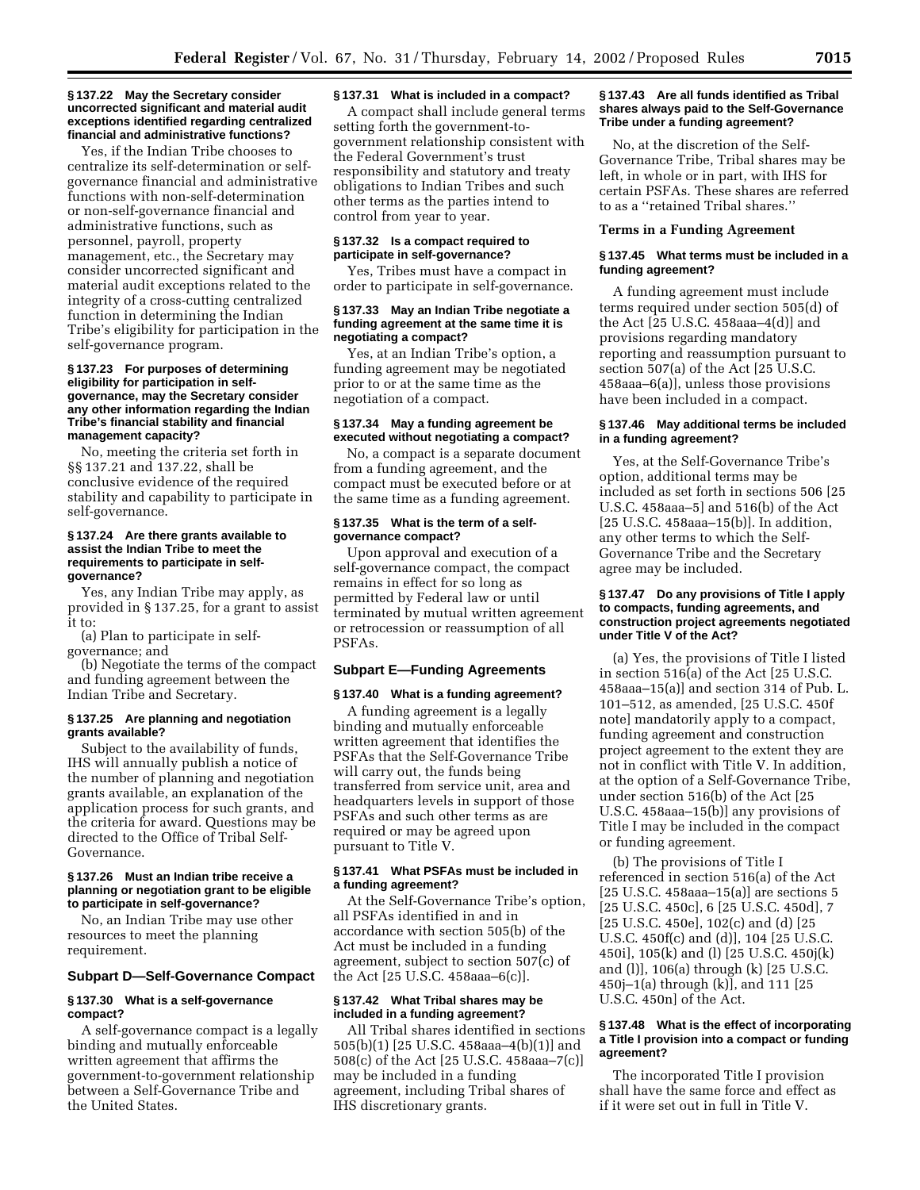**§ 137.22 May the Secretary consider uncorrected significant and material audit exceptions identified regarding centralized financial and administrative functions?**

Yes, if the Indian Tribe chooses to centralize its self-determination or self-governance financial and administrative functions with non-self-determination or non-self-governance financial and administrative functions, such as personnel, payroll, property management, etc., the Secretary may consider uncorrected significant and material audit exceptions related to the integrity of a cross-cutting centralized function in determining the Indian Tribe's eligibility for participation in the self-governance program.

**§ 137.23 For purposes of determining eligibility for participation in self-governance, may the Secretary consider any other information regarding the Indian Tribe's financial stability and financial management capacity?**

No, meeting the criteria set forth in §§ 137.21 and 137.22, shall be conclusive evidence of the required stability and capability to participate in self-governance.

**§ 137.24 Are there grants available to assist the Indian Tribe to meet the requirements to participate in self-governance?**

Yes, any Indian Tribe may apply, as provided in § 137.25, for a grant to assist it to:

(a) Plan to participate in self-governance; and

(b) Negotiate the terms of the compact and funding agreement between the Indian Tribe and Secretary.

**§ 137.25 Are planning and negotiation grants available?**

Subject to the availability of funds, IHS will annually publish a notice of the number of planning and negotiation grants available, an explanation of the application process for such grants, and the criteria for award. Questions may be directed to the Office of Tribal Self-Governance.

**§ 137.26 Must an Indian tribe receive a planning or negotiation grant to be eligible to participate in self-governance?**

No, an Indian Tribe may use other resources to meet the planning requirement.

## Subpart D—Self-Governance Compact

**§ 137.30 What is a self-governance compact?**

A self-governance compact is a legally binding and mutually enforceable written agreement that affirms the government-to-government relationship between a Self-Governance Tribe and the United States.

**§ 137.31 What is included in a compact?**

A compact shall include general terms setting forth the government-to-government relationship consistent with the Federal Government's trust responsibility and statutory and treaty obligations to Indian Tribes and such other terms as the parties intend to control from year to year.

**§ 137.32 Is a compact required to participate in self-governance?**

Yes, Tribes must have a compact in order to participate in self-governance.

**§ 137.33 May an Indian Tribe negotiate a funding agreement at the same time it is negotiating a compact?**

Yes, at an Indian Tribe's option, a funding agreement may be negotiated prior to or at the same time as the negotiation of a compact.

**§ 137.34 May a funding agreement be executed without negotiating a compact?**

No, a compact is a separate document from a funding agreement, and the compact must be executed before or at the same time as a funding agreement.

**§ 137.35 What is the term of a self-governance compact?**

Upon approval and execution of a self-governance compact, the compact remains in effect for so long as permitted by Federal law or until terminated by mutual written agreement or retrocession or reassumption of all PSFAs.

## Subpart E—Funding Agreements

**§ 137.40 What is a funding agreement?**

A funding agreement is a legally binding and mutually enforceable written agreement that identifies the PSFAs that the Self-Governance Tribe will carry out, the funds being transferred from service unit, area and headquarters levels in support of those PSFAs and such other terms as are required or may be agreed upon pursuant to Title V.

**§ 137.41 What PSFAs must be included in a funding agreement?**

At the Self-Governance Tribe's option, all PSFAs identified in and in accordance with section 505(b) of the Act must be included in a funding agreement, subject to section 507(c) of the Act [25 U.S.C. 458aaa–6(c)].

**§ 137.42 What Tribal shares may be included in a funding agreement?**

All Tribal shares identified in sections 505(b)(1) [25 U.S.C. 458aaa–4(b)(1)] and 508(c) of the Act [25 U.S.C. 458aaa–7(c)] may be included in a funding agreement, including Tribal shares of IHS discretionary grants.

**§ 137.43 Are all funds identified as Tribal shares always paid to the Self-Governance Tribe under a funding agreement?**

No, at the discretion of the Self-Governance Tribe, Tribal shares may be left, in whole or in part, with IHS for certain PSFAs. These shares are referred to as a ''retained Tribal shares.''

### Terms in a Funding Agreement

**§ 137.45 What terms must be included in a funding agreement?**

A funding agreement must include terms required under section 505(d) of the Act [25 U.S.C. 458aaa–4(d)] and provisions regarding mandatory reporting and reassumption pursuant to section 507(a) of the Act [25 U.S.C. 458aaa–6(a)], unless those provisions have been included in a compact.

**§ 137.46 May additional terms be included in a funding agreement?**

Yes, at the Self-Governance Tribe's option, additional terms may be included as set forth in sections 506 [25 U.S.C. 458aaa–5] and 516(b) of the Act [25 U.S.C. 458aaa–15(b)]. In addition, any other terms to which the Self-Governance Tribe and the Secretary agree may be included.

**§ 137.47 Do any provisions of Title I apply to compacts, funding agreements, and construction project agreements negotiated under Title V of the Act?**

(a) Yes, the provisions of Title I listed in section 516(a) of the Act [25 U.S.C. 458aaa–15(a)] and section 314 of Pub. L. 101–512, as amended, [25 U.S.C. 450f note] mandatorily apply to a compact, funding agreement and construction project agreement to the extent they are not in conflict with Title V. In addition, at the option of a Self-Governance Tribe, under section 516(b) of the Act [25 U.S.C. 458aaa–15(b)] any provisions of Title I may be included in the compact or funding agreement.

(b) The provisions of Title I referenced in section 516(a) of the Act [25 U.S.C. 458aaa–15(a)] are sections 5 [25 U.S.C. 450c], 6 [25 U.S.C. 450d], 7 [25 U.S.C. 450e], 102(c) and (d) [25 U.S.C. 450f(c) and (d)], 104 [25 U.S.C. 450i], 105(k) and (l) [25 U.S.C. 450j(k) and (l)], 106(a) through (k) [25 U.S.C. 450j–1(a) through (k)], and 111 [25 U.S.C. 450n] of the Act.

**§ 137.48 What is the effect of incorporating a Title I provision into a compact or funding agreement?**

The incorporated Title I provision shall have the same force and effect as if it were set out in full in Title V.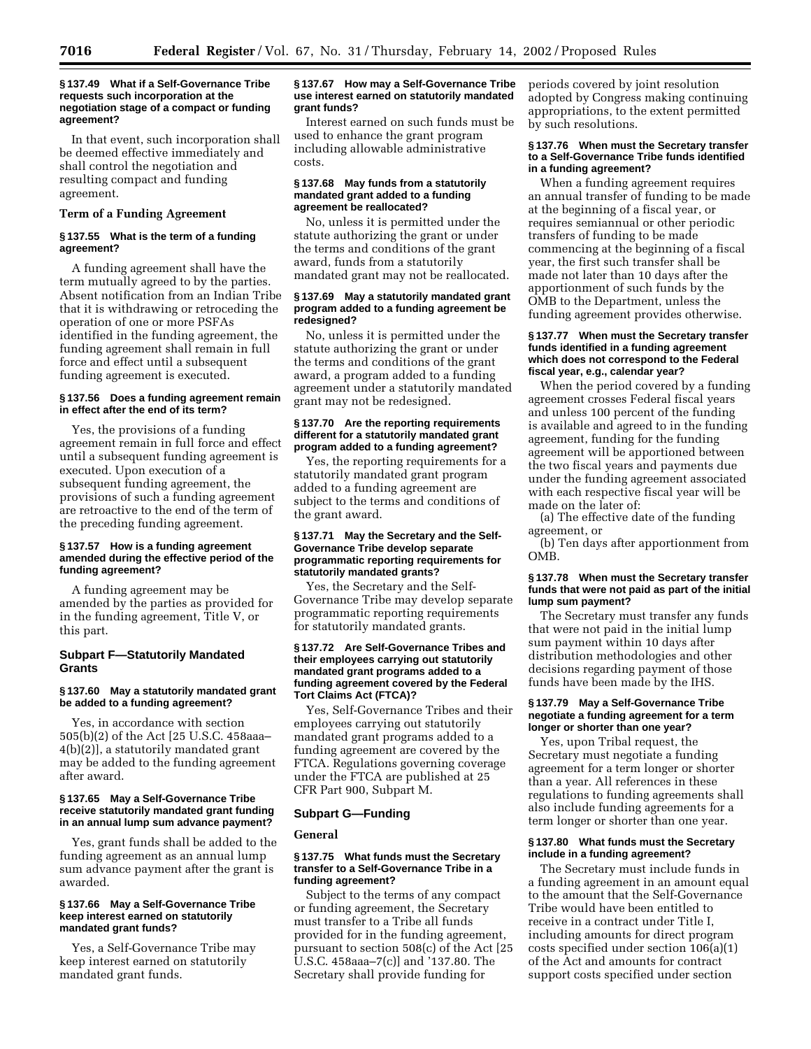**§ 137.49 What if a Self-Governance Tribe requests such incorporation at the negotiation stage of a compact or funding agreement?**

In that event, such incorporation shall be deemed effective immediately and shall control the negotiation and resulting compact and funding agreement.

**Term of a Funding Agreement**

**§ 137.55 What is the term of a funding agreement?**

A funding agreement shall have the term mutually agreed to by the parties. Absent notification from an Indian Tribe that it is withdrawing or retroceding the operation of one or more PSFAs identified in the funding agreement, the funding agreement shall remain in full force and effect until a subsequent funding agreement is executed.

**§ 137.56 Does a funding agreement remain in effect after the end of its term?**

Yes, the provisions of a funding agreement remain in full force and effect until a subsequent funding agreement is executed. Upon execution of a subsequent funding agreement, the provisions of such a funding agreement are retroactive to the end of the term of the preceding funding agreement.

**§ 137.57 How is a funding agreement amended during the effective period of the funding agreement?**

A funding agreement may be amended by the parties as provided for in the funding agreement, Title V, or this part.

## Subpart F—Statutorily Mandated Grants

**§ 137.60 May a statutorily mandated grant be added to a funding agreement?**

Yes, in accordance with section 505(b)(2) of the Act [25 U.S.C. 458aaa–4(b)(2)], a statutorily mandated grant may be added to the funding agreement after award.

**§ 137.65 May a Self-Governance Tribe receive statutorily mandated grant funding in an annual lump sum advance payment?**

Yes, grant funds shall be added to the funding agreement as an annual lump sum advance payment after the grant is awarded.

**§ 137.66 May a Self-Governance Tribe keep interest earned on statutorily mandated grant funds?**

Yes, a Self-Governance Tribe may keep interest earned on statutorily mandated grant funds.

**§ 137.67 How may a Self-Governance Tribe use interest earned on statutorily mandated grant funds?**

Interest earned on such funds must be used to enhance the grant program including allowable administrative costs.

**§ 137.68 May funds from a statutorily mandated grant added to a funding agreement be reallocated?**

No, unless it is permitted under the statute authorizing the grant or under the terms and conditions of the grant award, funds from a statutorily mandated grant may not be reallocated.

**§ 137.69 May a statutorily mandated grant program added to a funding agreement be redesigned?**

No, unless it is permitted under the statute authorizing the grant or under the terms and conditions of the grant award, a program added to a funding agreement under a statutorily mandated grant may not be redesigned.

**§ 137.70 Are the reporting requirements different for a statutorily mandated grant program added to a funding agreement?**

Yes, the reporting requirements for a statutorily mandated grant program added to a funding agreement are subject to the terms and conditions of the grant award.

**§ 137.71 May the Secretary and the Self-Governance Tribe develop separate programmatic reporting requirements for statutorily mandated grants?**

Yes, the Secretary and the Self-Governance Tribe may develop separate programmatic reporting requirements for statutorily mandated grants.

**§ 137.72 Are Self-Governance Tribes and their employees carrying out statutorily mandated grant programs added to a funding agreement covered by the Federal Tort Claims Act (FTCA)?**

Yes, Self-Governance Tribes and their employees carrying out statutorily mandated grant programs added to a funding agreement are covered by the FTCA. Regulations governing coverage under the FTCA are published at 25 CFR Part 900, Subpart M.

## Subpart G—Funding

**General**

**§ 137.75 What funds must the Secretary transfer to a Self-Governance Tribe in a funding agreement?**

Subject to the terms of any compact or funding agreement, the Secretary must transfer to a Tribe all funds provided for in the funding agreement, pursuant to section 508(c) of the Act [25 U.S.C. 458aaa–7(c)] and '137.80. The Secretary shall provide funding for periods covered by joint resolution adopted by Congress making continuing appropriations, to the extent permitted by such resolutions.

**§ 137.76 When must the Secretary transfer to a Self-Governance Tribe funds identified in a funding agreement?**

When a funding agreement requires an annual transfer of funding to be made at the beginning of a fiscal year, or requires semiannual or other periodic transfers of funding to be made commencing at the beginning of a fiscal year, the first such transfer shall be made not later than 10 days after the apportionment of such funds by the OMB to the Department, unless the funding agreement provides otherwise.

**§ 137.77 When must the Secretary transfer funds identified in a funding agreement which does not correspond to the Federal fiscal year, e.g., calendar year?**

When the period covered by a funding agreement crosses Federal fiscal years and unless 100 percent of the funding is available and agreed to in the funding agreement, funding for the funding agreement will be apportioned between the two fiscal years and payments due under the funding agreement associated with each respective fiscal year will be made on the later of:

(a) The effective date of the funding agreement, or

(b) Ten days after apportionment from OMB.

**§ 137.78 When must the Secretary transfer funds that were not paid as part of the initial lump sum payment?**

The Secretary must transfer any funds that were not paid in the initial lump sum payment within 10 days after distribution methodologies and other decisions regarding payment of those funds have been made by the IHS.

**§ 137.79 May a Self-Governance Tribe negotiate a funding agreement for a term longer or shorter than one year?**

Yes, upon Tribal request, the Secretary must negotiate a funding agreement for a term longer or shorter than a year. All references in these regulations to funding agreements shall also include funding agreements for a term longer or shorter than one year.

**§ 137.80 What funds must the Secretary include in a funding agreement?**

The Secretary must include funds in a funding agreement in an amount equal to the amount that the Self-Governance Tribe would have been entitled to receive in a contract under Title I, including amounts for direct program costs specified under section 106(a)(1) of the Act and amounts for contract support costs specified under section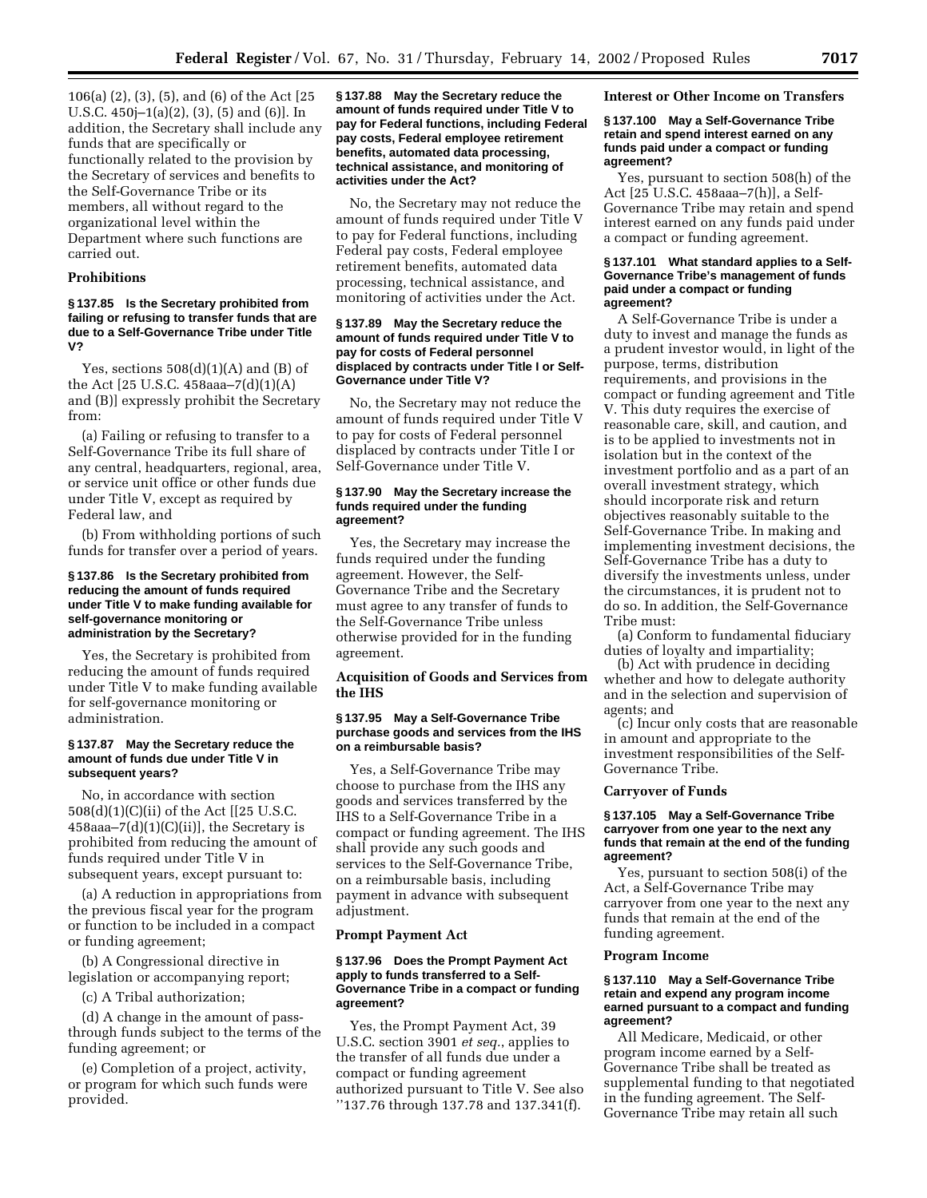106(a) (2), (3), (5), and (6) of the Act [25 U.S.C. 450j–1(a)(2), (3), (5) and (6)]. In addition, the Secretary shall include any funds that are specifically or functionally related to the provision by the Secretary of services and benefits to the Self-Governance Tribe or its members, all without regard to the organizational level within the Department where such functions are carried out.

### Prohibitions

#### § 137.85 Is the Secretary prohibited from failing or refusing to transfer funds that are due to a Self-Governance Tribe under Title V?

Yes, sections 508(d)(1)(A) and (B) of the Act [25 U.S.C. 458aaa–7(d)(1)(A) and (B)] expressly prohibit the Secretary from:

(a) Failing or refusing to transfer to a Self-Governance Tribe its full share of any central, headquarters, regional, area, or service unit office or other funds due under Title V, except as required by Federal law, and

(b) From withholding portions of such funds for transfer over a period of years.

#### § 137.86 Is the Secretary prohibited from reducing the amount of funds required under Title V to make funding available for self-governance monitoring or administration by the Secretary?

Yes, the Secretary is prohibited from reducing the amount of funds required under Title V to make funding available for self-governance monitoring or administration.

#### § 137.87 May the Secretary reduce the amount of funds due under Title V in subsequent years?

No, in accordance with section 508(d)(1)(C)(ii) of the Act [[25 U.S.C. 458aaa–7(d)(1)(C)(ii)], the Secretary is prohibited from reducing the amount of funds required under Title V in subsequent years, except pursuant to:

(a) A reduction in appropriations from the previous fiscal year for the program or function to be included in a compact or funding agreement;

(b) A Congressional directive in legislation or accompanying report;

(c) A Tribal authorization;

(d) A change in the amount of pass-through funds subject to the terms of the funding agreement; or

(e) Completion of a project, activity, or program for which such funds were provided.

#### § 137.88 May the Secretary reduce the amount of funds required under Title V to pay for Federal functions, including Federal pay costs, Federal employee retirement benefits, automated data processing, technical assistance, and monitoring of activities under the Act?

No, the Secretary may not reduce the amount of funds required under Title V to pay for Federal functions, including Federal pay costs, Federal employee retirement benefits, automated data processing, technical assistance, and monitoring of activities under the Act.

#### § 137.89 May the Secretary reduce the amount of funds required under Title V to pay for costs of Federal personnel displaced by contracts under Title I or Self-Governance under Title V?

No, the Secretary may not reduce the amount of funds required under Title V to pay for costs of Federal personnel displaced by contracts under Title I or Self-Governance under Title V.

#### § 137.90 May the Secretary increase the funds required under the funding agreement?

Yes, the Secretary may increase the funds required under the funding agreement. However, the Self-Governance Tribe and the Secretary must agree to any transfer of funds to the Self-Governance Tribe unless otherwise provided for in the funding agreement.

### Acquisition of Goods and Services from the IHS

#### § 137.95 May a Self-Governance Tribe purchase goods and services from the IHS on a reimbursable basis?

Yes, a Self-Governance Tribe may choose to purchase from the IHS any goods and services transferred by the IHS to a Self-Governance Tribe in a compact or funding agreement. The IHS shall provide any such goods and services to the Self-Governance Tribe, on a reimbursable basis, including payment in advance with subsequent adjustment.

### Prompt Payment Act

#### § 137.96 Does the Prompt Payment Act apply to funds transferred to a Self-Governance Tribe in a compact or funding agreement?

Yes, the Prompt Payment Act, 39 U.S.C. section 3901 *et seq.*, applies to the transfer of all funds due under a compact or funding agreement authorized pursuant to Title V. See also ''137.76 through 137.78 and 137.341(f).

### Interest or Other Income on Transfers

#### § 137.100 May a Self-Governance Tribe retain and spend interest earned on any funds paid under a compact or funding agreement?

Yes, pursuant to section 508(h) of the Act [25 U.S.C. 458aaa–7(h)], a Self-Governance Tribe may retain and spend interest earned on any funds paid under a compact or funding agreement.

#### § 137.101 What standard applies to a Self-Governance Tribe's management of funds paid under a compact or funding agreement?

A Self-Governance Tribe is under a duty to invest and manage the funds as a prudent investor would, in light of the purpose, terms, distribution requirements, and provisions in the compact or funding agreement and Title V. This duty requires the exercise of reasonable care, skill, and caution, and is to be applied to investments not in isolation but in the context of the investment portfolio and as a part of an overall investment strategy, which should incorporate risk and return objectives reasonably suitable to the Self-Governance Tribe. In making and implementing investment decisions, the Self-Governance Tribe has a duty to diversify the investments unless, under the circumstances, it is prudent not to do so. In addition, the Self-Governance Tribe must:

(a) Conform to fundamental fiduciary duties of loyalty and impartiality;

(b) Act with prudence in deciding whether and how to delegate authority and in the selection and supervision of agents; and

(c) Incur only costs that are reasonable in amount and appropriate to the investment responsibilities of the Self-Governance Tribe.

### Carryover of Funds

#### § 137.105 May a Self-Governance Tribe carryover from one year to the next any funds that remain at the end of the funding agreement?

Yes, pursuant to section 508(i) of the Act, a Self-Governance Tribe may carryover from one year to the next any funds that remain at the end of the funding agreement.

### Program Income

#### § 137.110 May a Self-Governance Tribe retain and expend any program income earned pursuant to a compact and funding agreement?

All Medicare, Medicaid, or other program income earned by a Self-Governance Tribe shall be treated as supplemental funding to that negotiated in the funding agreement. The Self-Governance Tribe may retain all such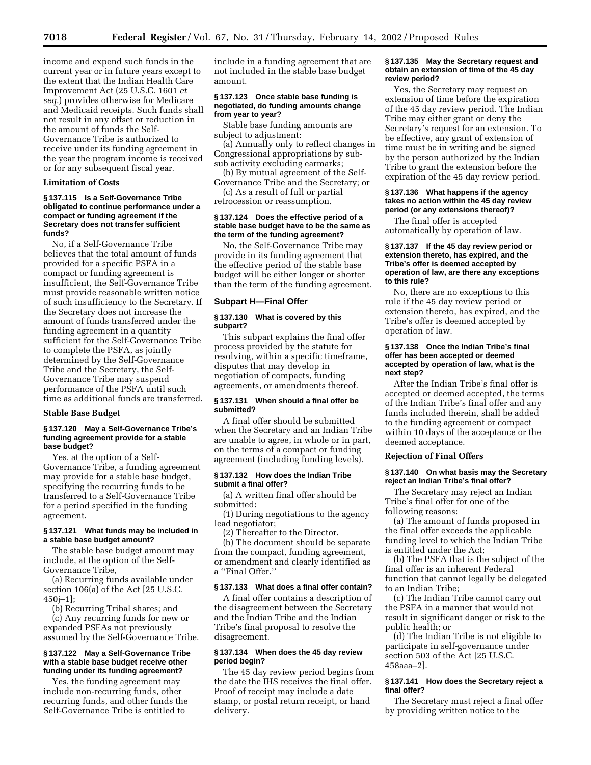income and expend such funds in the current year or in future years except to the extent that the Indian Health Care Improvement Act (25 U.S.C. 1601 *et seq.*) provides otherwise for Medicare and Medicaid receipts. Such funds shall not result in any offset or reduction in the amount of funds the Self-Governance Tribe is authorized to receive under its funding agreement in the year the program income is received or for any subsequent fiscal year.

**Limitation of Costs**

**§ 137.115 Is a Self-Governance Tribe obligated to continue performance under a compact or funding agreement if the Secretary does not transfer sufficient funds?**

No, if a Self-Governance Tribe believes that the total amount of funds provided for a specific PSFA in a compact or funding agreement is insufficient, the Self-Governance Tribe must provide reasonable written notice of such insufficiency to the Secretary. If the Secretary does not increase the amount of funds transferred under the funding agreement in a quantity sufficient for the Self-Governance Tribe to complete the PSFA, as jointly determined by the Self-Governance Tribe and the Secretary, the Self-Governance Tribe may suspend performance of the PSFA until such time as additional funds are transferred.

**Stable Base Budget**

**§ 137.120 May a Self-Governance Tribe's funding agreement provide for a stable base budget?**

Yes, at the option of a Self-Governance Tribe, a funding agreement may provide for a stable base budget, specifying the recurring funds to be transferred to a Self-Governance Tribe for a period specified in the funding agreement.

**§ 137.121 What funds may be included in a stable base budget amount?**

The stable base budget amount may include, at the option of the Self-Governance Tribe,

(a) Recurring funds available under section 106(a) of the Act [25 U.S.C. 450j–1];

(b) Recurring Tribal shares; and

(c) Any recurring funds for new or expanded PSFAs not previously assumed by the Self-Governance Tribe.

**§ 137.122 May a Self-Governance Tribe with a stable base budget receive other funding under its funding agreement?**

Yes, the funding agreement may include non-recurring funds, other recurring funds, and other funds the Self-Governance Tribe is entitled to include in a funding agreement that are not included in the stable base budget amount.

**§ 137.123 Once stable base funding is negotiated, do funding amounts change from year to year?**

Stable base funding amounts are subject to adjustment:

(a) Annually only to reflect changes in Congressional appropriations by sub-sub activity excluding earmarks;

(b) By mutual agreement of the Self-Governance Tribe and the Secretary; or

(c) As a result of full or partial retrocession or reassumption.

**§ 137.124 Does the effective period of a stable base budget have to be the same as the term of the funding agreement?**

No, the Self-Governance Tribe may provide in its funding agreement that the effective period of the stable base budget will be either longer or shorter than the term of the funding agreement.

## Subpart H—Final Offer

**§ 137.130 What is covered by this subpart?**

This subpart explains the final offer process provided by the statute for resolving, within a specific timeframe, disputes that may develop in negotiation of compacts, funding agreements, or amendments thereof.

**§ 137.131 When should a final offer be submitted?**

A final offer should be submitted when the Secretary and an Indian Tribe are unable to agree, in whole or in part, on the terms of a compact or funding agreement (including funding levels).

**§ 137.132 How does the Indian Tribe submit a final offer?**

(a) A written final offer should be submitted:

(1) During negotiations to the agency lead negotiator;

(2) Thereafter to the Director.

(b) The document should be separate from the compact, funding agreement, or amendment and clearly identified as a "Final Offer."

**§ 137.133 What does a final offer contain?**

A final offer contains a description of the disagreement between the Secretary and the Indian Tribe and the Indian Tribe's final proposal to resolve the disagreement.

**§ 137.134 When does the 45 day review period begin?**

The 45 day review period begins from the date the IHS receives the final offer. Proof of receipt may include a date stamp, or postal return receipt, or hand delivery.

**§ 137.135 May the Secretary request and obtain an extension of time of the 45 day review period?**

Yes, the Secretary may request an extension of time before the expiration of the 45 day review period. The Indian Tribe may either grant or deny the Secretary's request for an extension. To be effective, any grant of extension of time must be in writing and be signed by the person authorized by the Indian Tribe to grant the extension before the expiration of the 45 day review period.

**§ 137.136 What happens if the agency takes no action within the 45 day review period (or any extensions thereof)?**

The final offer is accepted automatically by operation of law.

**§ 137.137 If the 45 day review period or extension thereto, has expired, and the Tribe's offer is deemed accepted by operation of law, are there any exceptions to this rule?**

No, there are no exceptions to this rule if the 45 day review period or extension thereto, has expired, and the Tribe's offer is deemed accepted by operation of law.

**§ 137.138 Once the Indian Tribe's final offer has been accepted or deemed accepted by operation of law, what is the next step?**

After the Indian Tribe's final offer is accepted or deemed accepted, the terms of the Indian Tribe's final offer and any funds included therein, shall be added to the funding agreement or compact within 10 days of the acceptance or the deemed acceptance.

**Rejection of Final Offers**

**§ 137.140 On what basis may the Secretary reject an Indian Tribe's final offer?**

The Secretary may reject an Indian Tribe's final offer for one of the following reasons:

(a) The amount of funds proposed in the final offer exceeds the applicable funding level to which the Indian Tribe is entitled under the Act;

(b) The PSFA that is the subject of the final offer is an inherent Federal function that cannot legally be delegated to an Indian Tribe;

(c) The Indian Tribe cannot carry out the PSFA in a manner that would not result in significant danger or risk to the public health; or

(d) The Indian Tribe is not eligible to participate in self-governance under section 503 of the Act [25 U.S.C. 458aaa–2].

**§ 137.141 How does the Secretary reject a final offer?**

The Secretary must reject a final offer by providing written notice to the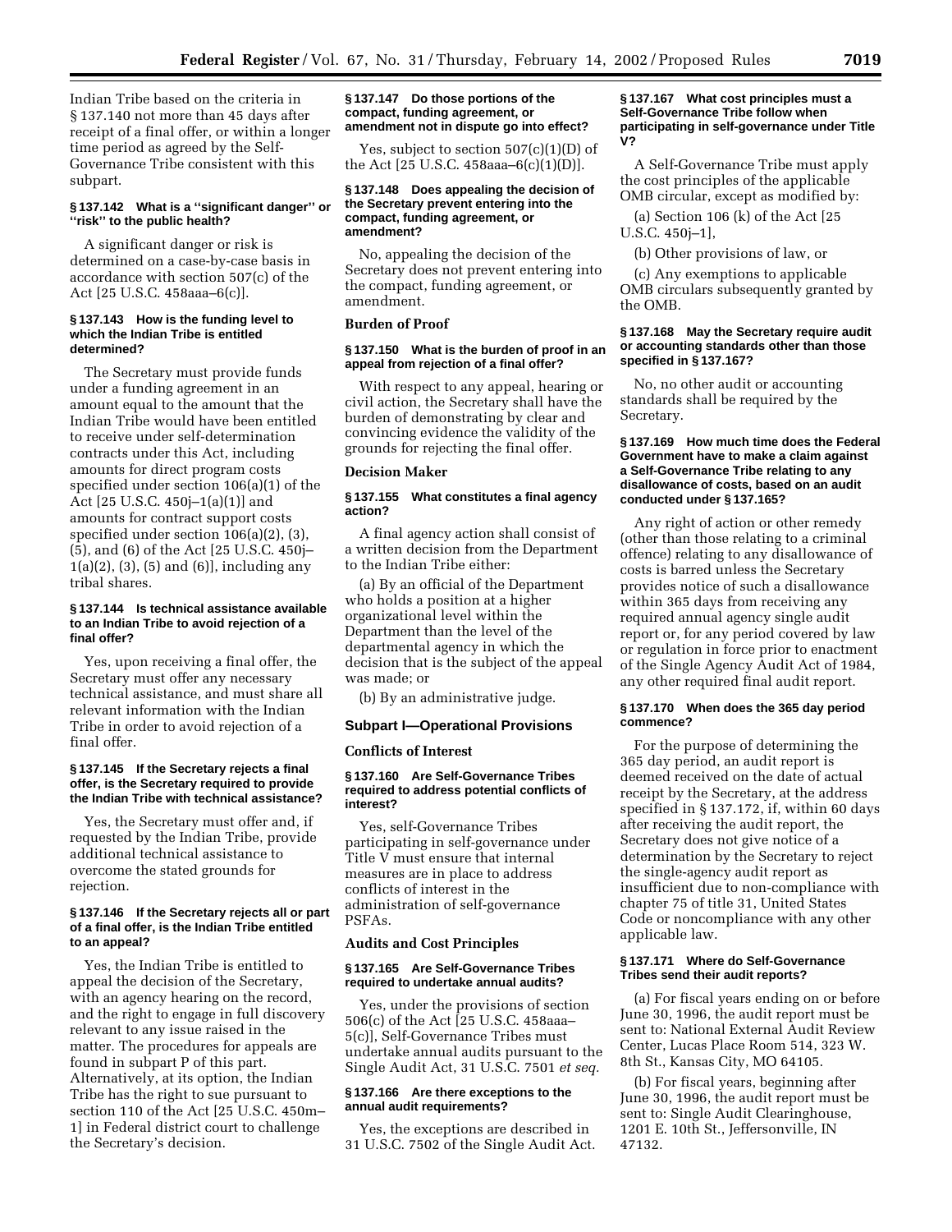Indian Tribe based on the criteria in § 137.140 not more than 45 days after receipt of a final offer, or within a longer time period as agreed by the Self-Governance Tribe consistent with this subpart.

### § 137.142 What is a "significant danger" or "risk" to the public health?

A significant danger or risk is determined on a case-by-case basis in accordance with section 507(c) of the Act [25 U.S.C. 458aaa–6(c)].

### § 137.143 How is the funding level to which the Indian Tribe is entitled determined?

The Secretary must provide funds under a funding agreement in an amount equal to the amount that the Indian Tribe would have been entitled to receive under self-determination contracts under this Act, including amounts for direct program costs specified under section 106(a)(1) of the Act [25 U.S.C. 450j–1(a)(1)] and amounts for contract support costs specified under section 106(a)(2), (3), (5), and (6) of the Act [25 U.S.C. 450j–1(a)(2), (3), (5) and (6)], including any tribal shares.

### § 137.144 Is technical assistance available to an Indian Tribe to avoid rejection of a final offer?

Yes, upon receiving a final offer, the Secretary must offer any necessary technical assistance, and must share all relevant information with the Indian Tribe in order to avoid rejection of a final offer.

### § 137.145 If the Secretary rejects a final offer, is the Secretary required to provide the Indian Tribe with technical assistance?

Yes, the Secretary must offer and, if requested by the Indian Tribe, provide additional technical assistance to overcome the stated grounds for rejection.

### § 137.146 If the Secretary rejects all or part of a final offer, is the Indian Tribe entitled to an appeal?

Yes, the Indian Tribe is entitled to appeal the decision of the Secretary, with an agency hearing on the record, and the right to engage in full discovery relevant to any issue raised in the matter. The procedures for appeals are found in subpart P of this part. Alternatively, at its option, the Indian Tribe has the right to sue pursuant to section 110 of the Act [25 U.S.C. 450m–1] in Federal district court to challenge the Secretary's decision.

### § 137.147 Do those portions of the compact, funding agreement, or amendment not in dispute go into effect?

Yes, subject to section 507(c)(1)(D) of the Act [25 U.S.C. 458aaa–6(c)(1)(D)].

### § 137.148 Does appealing the decision of the Secretary prevent entering into the compact, funding agreement, or amendment?

No, appealing the decision of the Secretary does not prevent entering into the compact, funding agreement, or amendment.

## Burden of Proof

### § 137.150 What is the burden of proof in an appeal from rejection of a final offer?

With respect to any appeal, hearing or civil action, the Secretary shall have the burden of demonstrating by clear and convincing evidence the validity of the grounds for rejecting the final offer.

## Decision Maker

### § 137.155 What constitutes a final agency action?

A final agency action shall consist of a written decision from the Department to the Indian Tribe either:

(a) By an official of the Department who holds a position at a higher organizational level within the Department than the level of the departmental agency in which the decision that is the subject of the appeal was made; or

(b) By an administrative judge.

## Subpart I—Operational Provisions

## Conflicts of Interest

### § 137.160 Are Self-Governance Tribes required to address potential conflicts of interest?

Yes, self-Governance Tribes participating in self-governance under Title V must ensure that internal measures are in place to address conflicts of interest in the administration of self-governance PSFAs.

## Audits and Cost Principles

### § 137.165 Are Self-Governance Tribes required to undertake annual audits?

Yes, under the provisions of section 506(c) of the Act [25 U.S.C. 458aaa–5(c)], Self-Governance Tribes must undertake annual audits pursuant to the Single Audit Act, 31 U.S.C. 7501 *et seq.*

### § 137.166 Are there exceptions to the annual audit requirements?

Yes, the exceptions are described in 31 U.S.C. 7502 of the Single Audit Act.

### § 137.167 What cost principles must a Self-Governance Tribe follow when participating in self-governance under Title V?

A Self-Governance Tribe must apply the cost principles of the applicable OMB circular, except as modified by:

(a) Section 106 (k) of the Act [25 U.S.C. 450j–1],

(b) Other provisions of law, or

(c) Any exemptions to applicable OMB circulars subsequently granted by the OMB.

### § 137.168 May the Secretary require audit or accounting standards other than those specified in § 137.167?

No, no other audit or accounting standards shall be required by the Secretary.

### § 137.169 How much time does the Federal Government have to make a claim against a Self-Governance Tribe relating to any disallowance of costs, based on an audit conducted under § 137.165?

Any right of action or other remedy (other than those relating to a criminal offence) relating to any disallowance of costs is barred unless the Secretary provides notice of such a disallowance within 365 days from receiving any required annual agency single audit report or, for any period covered by law or regulation in force prior to enactment of the Single Agency Audit Act of 1984, any other required final audit report.

### § 137.170 When does the 365 day period commence?

For the purpose of determining the 365 day period, an audit report is deemed received on the date of actual receipt by the Secretary, at the address specified in § 137.172, if, within 60 days after receiving the audit report, the Secretary does not give notice of a determination by the Secretary to reject the single-agency audit report as insufficient due to non-compliance with chapter 75 of title 31, United States Code or noncompliance with any other applicable law.

### § 137.171 Where do Self-Governance Tribes send their audit reports?

(a) For fiscal years ending on or before June 30, 1996, the audit report must be sent to: National External Audit Review Center, Lucas Place Room 514, 323 W. 8th St., Kansas City, MO 64105.

(b) For fiscal years, beginning after June 30, 1996, the audit report must be sent to: Single Audit Clearinghouse, 1201 E. 10th St., Jeffersonville, IN 47132.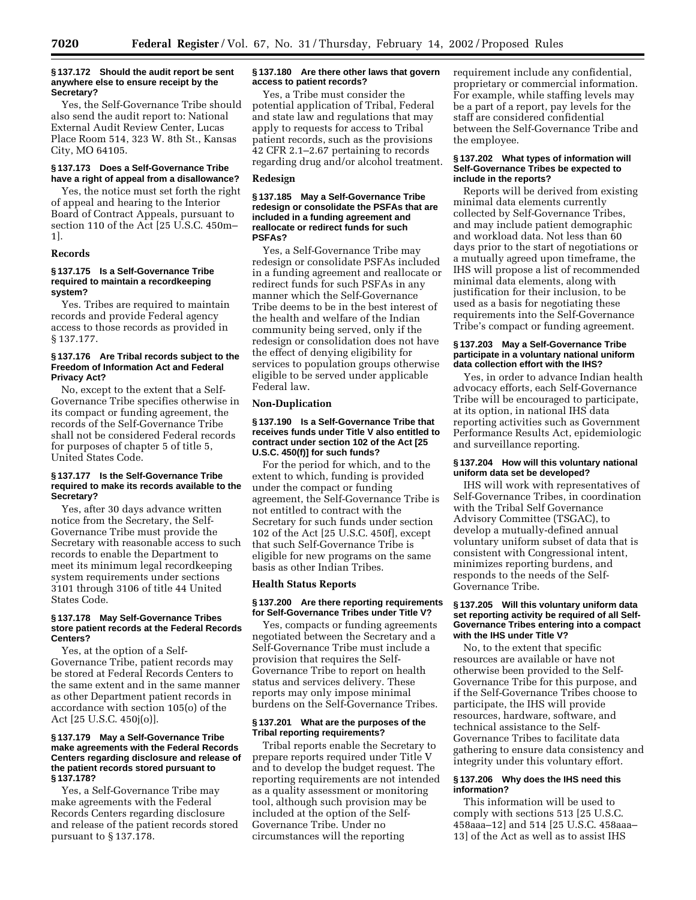**§ 137.172 Should the audit report be sent anywhere else to ensure receipt by the Secretary?**

Yes, the Self-Governance Tribe should also send the audit report to: National External Audit Review Center, Lucas Place Room 514, 323 W. 8th St., Kansas City, MO 64105.

**§ 137.173 Does a Self-Governance Tribe have a right of appeal from a disallowance?**

Yes, the notice must set forth the right of appeal and hearing to the Interior Board of Contract Appeals, pursuant to section 110 of the Act [25 U.S.C. 450m–1].

## Records

**§ 137.175 Is a Self-Governance Tribe required to maintain a recordkeeping system?**

Yes. Tribes are required to maintain records and provide Federal agency access to those records as provided in § 137.177.

**§ 137.176 Are Tribal records subject to the Freedom of Information Act and Federal Privacy Act?**

No, except to the extent that a Self-Governance Tribe specifies otherwise in its compact or funding agreement, the records of the Self-Governance Tribe shall not be considered Federal records for purposes of chapter 5 of title 5, United States Code.

**§ 137.177 Is the Self-Governance Tribe required to make its records available to the Secretary?**

Yes, after 30 days advance written notice from the Secretary, the Self-Governance Tribe must provide the Secretary with reasonable access to such records to enable the Department to meet its minimum legal recordkeeping system requirements under sections 3101 through 3106 of title 44 United States Code.

**§ 137.178 May Self-Governance Tribes store patient records at the Federal Records Centers?**

Yes, at the option of a Self-Governance Tribe, patient records may be stored at Federal Records Centers to the same extent and in the same manner as other Department patient records in accordance with section 105(o) of the Act [25 U.S.C. 450j(o)].

**§ 137.179 May a Self-Governance Tribe make agreements with the Federal Records Centers regarding disclosure and release of the patient records stored pursuant to § 137.178?**

Yes, a Self-Governance Tribe may make agreements with the Federal Records Centers regarding disclosure and release of the patient records stored pursuant to § 137.178.

**§ 137.180 Are there other laws that govern access to patient records?**

Yes, a Tribe must consider the potential application of Tribal, Federal and state law and regulations that may apply to requests for access to Tribal patient records, such as the provisions 42 CFR 2.1–2.67 pertaining to records regarding drug and/or alcohol treatment.

## Redesign

**§ 137.185 May a Self-Governance Tribe redesign or consolidate the PSFAs that are included in a funding agreement and reallocate or redirect funds for such PSFAs?**

Yes, a Self-Governance Tribe may redesign or consolidate PSFAs included in a funding agreement and reallocate or redirect funds for such PSFAs in any manner which the Self-Governance Tribe deems to be in the best interest of the health and welfare of the Indian community being served, only if the redesign or consolidation does not have the effect of denying eligibility for services to population groups otherwise eligible to be served under applicable Federal law.

## Non-Duplication

**§ 137.190 Is a Self-Governance Tribe that receives funds under Title V also entitled to contract under section 102 of the Act [25 U.S.C. 450(f)] for such funds?**

For the period for which, and to the extent to which, funding is provided under the compact or funding agreement, the Self-Governance Tribe is not entitled to contract with the Secretary for such funds under section 102 of the Act [25 U.S.C. 450f], except that such Self-Governance Tribe is eligible for new programs on the same basis as other Indian Tribes.

## Health Status Reports

**§ 137.200 Are there reporting requirements for Self-Governance Tribes under Title V?**

Yes, compacts or funding agreements negotiated between the Secretary and a Self-Governance Tribe must include a provision that requires the Self-Governance Tribe to report on health status and services delivery. These reports may only impose minimal burdens on the Self-Governance Tribes.

**§ 137.201 What are the purposes of the Tribal reporting requirements?**

Tribal reports enable the Secretary to prepare reports required under Title V and to develop the budget request. The reporting requirements are not intended as a quality assessment or monitoring tool, although such provision may be included at the option of the Self-Governance Tribe. Under no circumstances will the reporting requirement include any confidential, proprietary or commercial information. For example, while staffing levels may be a part of a report, pay levels for the staff are considered confidential between the Self-Governance Tribe and the employee.

**§ 137.202 What types of information will Self-Governance Tribes be expected to include in the reports?**

Reports will be derived from existing minimal data elements currently collected by Self-Governance Tribes, and may include patient demographic and workload data. Not less than 60 days prior to the start of negotiations or a mutually agreed upon timeframe, the IHS will propose a list of recommended minimal data elements, along with justification for their inclusion, to be used as a basis for negotiating these requirements into the Self-Governance Tribe's compact or funding agreement.

**§ 137.203 May a Self-Governance Tribe participate in a voluntary national uniform data collection effort with the IHS?**

Yes, in order to advance Indian health advocacy efforts, each Self-Governance Tribe will be encouraged to participate, at its option, in national IHS data reporting activities such as Government Performance Results Act, epidemiologic and surveillance reporting.

**§ 137.204 How will this voluntary national uniform data set be developed?**

IHS will work with representatives of Self-Governance Tribes, in coordination with the Tribal Self Governance Advisory Committee (TSGAC), to develop a mutually-defined annual voluntary uniform subset of data that is consistent with Congressional intent, minimizes reporting burdens, and responds to the needs of the Self-Governance Tribe.

**§ 137.205 Will this voluntary uniform data set reporting activity be required of all Self-Governance Tribes entering into a compact with the IHS under Title V?**

No, to the extent that specific resources are available or have not otherwise been provided to the Self-Governance Tribe for this purpose, and if the Self-Governance Tribes choose to participate, the IHS will provide resources, hardware, software, and technical assistance to the Self-Governance Tribes to facilitate data gathering to ensure data consistency and integrity under this voluntary effort.

**§ 137.206 Why does the IHS need this information?**

This information will be used to comply with sections 513 [25 U.S.C. 458aaa–12] and 514 [25 U.S.C. 458aaa–13] of the Act as well as to assist IHS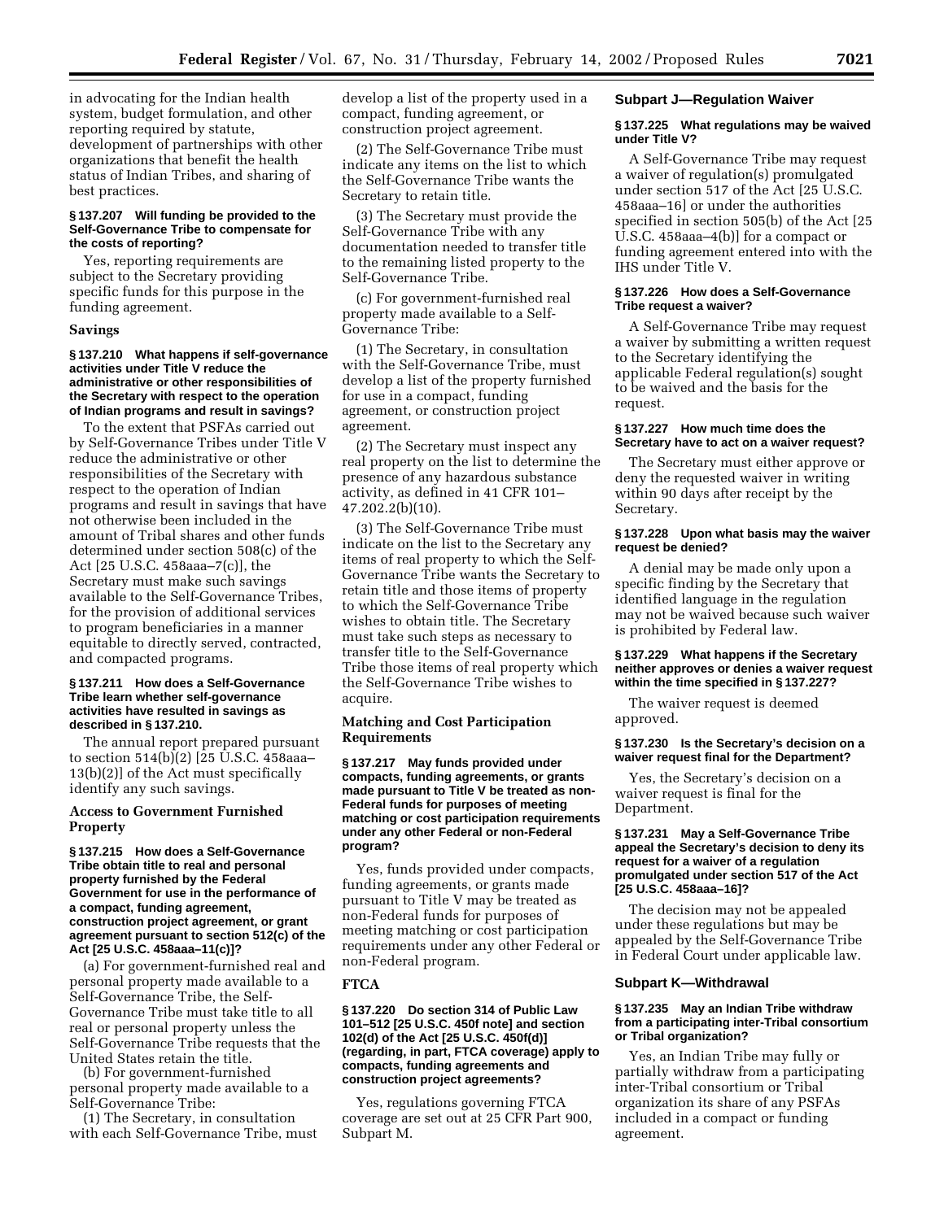in advocating for the Indian health system, budget formulation, and other reporting required by statute, development of partnerships with other organizations that benefit the health status of Indian Tribes, and sharing of best practices.

#### § 137.207 Will funding be provided to the Self-Governance Tribe to compensate for the costs of reporting?

Yes, reporting requirements are subject to the Secretary providing specific funds for this purpose in the funding agreement.

### Savings

#### § 137.210 What happens if self-governance activities under Title V reduce the administrative or other responsibilities of the Secretary with respect to the operation of Indian programs and result in savings?

To the extent that PSFAs carried out by Self-Governance Tribes under Title V reduce the administrative or other responsibilities of the Secretary with respect to the operation of Indian programs and result in savings that have not otherwise been included in the amount of Tribal shares and other funds determined under section 508(c) of the Act [25 U.S.C. 458aaa–7(c)], the Secretary must make such savings available to the Self-Governance Tribes, for the provision of additional services to program beneficiaries in a manner equitable to directly served, contracted, and compacted programs.

#### § 137.211 How does a Self-Governance Tribe learn whether self-governance activities have resulted in savings as described in § 137.210.

The annual report prepared pursuant to section 514(b)(2) [25 U.S.C. 458aaa–13(b)(2)] of the Act must specifically identify any such savings.

### Access to Government Furnished Property

#### § 137.215 How does a Self-Governance Tribe obtain title to real and personal property furnished by the Federal Government for use in the performance of a compact, funding agreement, construction project agreement, or grant agreement pursuant to section 512(c) of the Act [25 U.S.C. 458aaa–11(c)]?

(a) For government-furnished real and personal property made available to a Self-Governance Tribe, the Self-Governance Tribe must take title to all real or personal property unless the Self-Governance Tribe requests that the United States retain the title.

(b) For government-furnished personal property made available to a Self-Governance Tribe:

(1) The Secretary, in consultation with each Self-Governance Tribe, must develop a list of the property used in a compact, funding agreement, or construction project agreement.

(2) The Self-Governance Tribe must indicate any items on the list to which the Self-Governance Tribe wants the Secretary to retain title.

(3) The Secretary must provide the Self-Governance Tribe with any documentation needed to transfer title to the remaining listed property to the Self-Governance Tribe.

(c) For government-furnished real property made available to a Self-Governance Tribe:

(1) The Secretary, in consultation with the Self-Governance Tribe, must develop a list of the property furnished for use in a compact, funding agreement, or construction project agreement.

(2) The Secretary must inspect any real property on the list to determine the presence of any hazardous substance activity, as defined in 41 CFR 101–47.202.2(b)(10).

(3) The Self-Governance Tribe must indicate on the list to the Secretary any items of real property to which the Self-Governance Tribe wants the Secretary to retain title and those items of property to which the Self-Governance Tribe wishes to obtain title. The Secretary must take such steps as necessary to transfer title to the Self-Governance Tribe those items of real property which the Self-Governance Tribe wishes to acquire.

### Matching and Cost Participation Requirements

#### § 137.217 May funds provided under compacts, funding agreements, or grants made pursuant to Title V be treated as non-Federal funds for purposes of meeting matching or cost participation requirements under any other Federal or non-Federal program?

Yes, funds provided under compacts, funding agreements, or grants made pursuant to Title V may be treated as non-Federal funds for purposes of meeting matching or cost participation requirements under any other Federal or non-Federal program.

### FTCA

#### § 137.220 Do section 314 of Public Law 101–512 [25 U.S.C. 450f note] and section 102(d) of the Act [25 U.S.C. 450f(d)] (regarding, in part, FTCA coverage) apply to compacts, funding agreements and construction project agreements?

Yes, regulations governing FTCA coverage are set out at 25 CFR Part 900, Subpart M.

## Subpart J—Regulation Waiver

#### § 137.225 What regulations may be waived under Title V?

A Self-Governance Tribe may request a waiver of regulation(s) promulgated under section 517 of the Act [25 U.S.C. 458aaa–16] or under the authorities specified in section 505(b) of the Act [25 U.S.C. 458aaa–4(b)] for a compact or funding agreement entered into with the IHS under Title V.

#### § 137.226 How does a Self-Governance Tribe request a waiver?

A Self-Governance Tribe may request a waiver by submitting a written request to the Secretary identifying the applicable Federal regulation(s) sought to be waived and the basis for the request.

#### § 137.227 How much time does the Secretary have to act on a waiver request?

The Secretary must either approve or deny the requested waiver in writing within 90 days after receipt by the Secretary.

#### § 137.228 Upon what basis may the waiver request be denied?

A denial may be made only upon a specific finding by the Secretary that identified language in the regulation may not be waived because such waiver is prohibited by Federal law.

#### § 137.229 What happens if the Secretary neither approves or denies a waiver request within the time specified in § 137.227?

The waiver request is deemed approved.

#### § 137.230 Is the Secretary's decision on a waiver request final for the Department?

Yes, the Secretary's decision on a waiver request is final for the Department.

#### § 137.231 May a Self-Governance Tribe appeal the Secretary's decision to deny its request for a waiver of a regulation promulgated under section 517 of the Act [25 U.S.C. 458aaa–16]?

The decision may not be appealed under these regulations but may be appealed by the Self-Governance Tribe in Federal Court under applicable law.

## Subpart K—Withdrawal

#### § 137.235 May an Indian Tribe withdraw from a participating inter-Tribal consortium or Tribal organization?

Yes, an Indian Tribe may fully or partially withdraw from a participating inter-Tribal consortium or Tribal organization its share of any PSFAs included in a compact or funding agreement.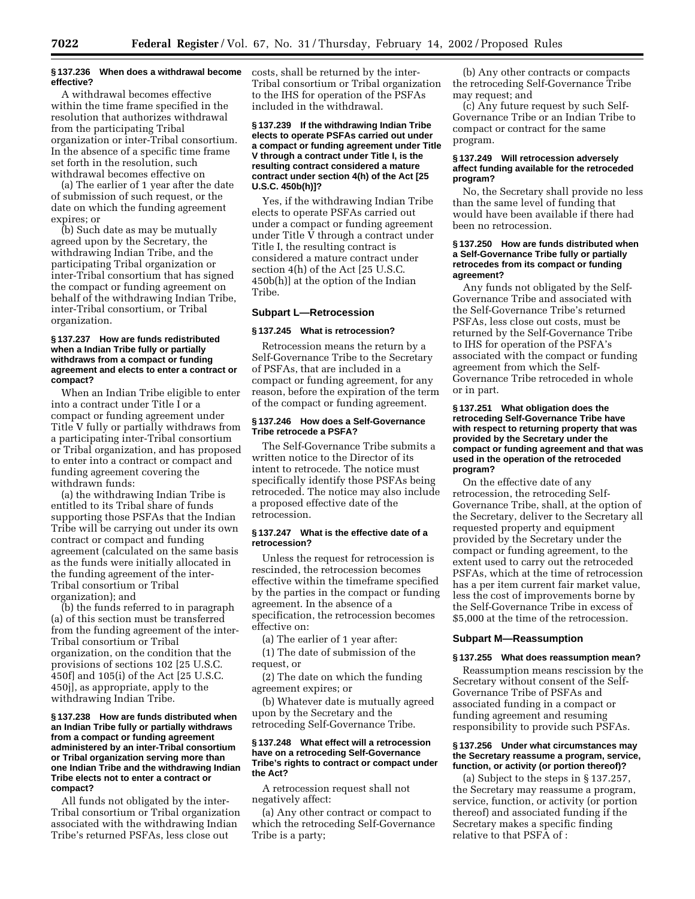**§ 137.236 When does a withdrawal become effective?**

A withdrawal becomes effective within the time frame specified in the resolution that authorizes withdrawal from the participating Tribal organization or inter-Tribal consortium. In the absence of a specific time frame set forth in the resolution, such withdrawal becomes effective on

(a) The earlier of 1 year after the date of submission of such request, or the date on which the funding agreement expires; or

(b) Such date as may be mutually agreed upon by the Secretary, the withdrawing Indian Tribe, and the participating Tribal organization or inter-Tribal consortium that has signed the compact or funding agreement on behalf of the withdrawing Indian Tribe, inter-Tribal consortium, or Tribal organization.

**§ 137.237 How are funds redistributed when a Indian Tribe fully or partially withdraws from a compact or funding agreement and elects to enter a contract or compact?**

When an Indian Tribe eligible to enter into a contract under Title I or a compact or funding agreement under Title V fully or partially withdraws from a participating inter-Tribal consortium or Tribal organization, and has proposed to enter into a contract or compact and funding agreement covering the withdrawn funds:

(a) the withdrawing Indian Tribe is entitled to its Tribal share of funds supporting those PSFAs that the Indian Tribe will be carrying out under its own contract or compact and funding agreement (calculated on the same basis as the funds were initially allocated in the funding agreement of the inter-Tribal consortium or Tribal organization); and

(b) the funds referred to in paragraph (a) of this section must be transferred from the funding agreement of the inter-Tribal consortium or Tribal organization, on the condition that the provisions of sections 102 [25 U.S.C. 450f] and 105(i) of the Act [25 U.S.C. 450j], as appropriate, apply to the withdrawing Indian Tribe.

**§ 137.238 How are funds distributed when an Indian Tribe fully or partially withdraws from a compact or funding agreement administered by an inter-Tribal consortium or Tribal organization serving more than one Indian Tribe and the withdrawing Indian Tribe elects not to enter a contract or compact?**

All funds not obligated by the inter-Tribal consortium or Tribal organization associated with the withdrawing Indian Tribe's returned PSFAs, less close out costs, shall be returned by the inter-Tribal consortium or Tribal organization to the IHS for operation of the PSFAs included in the withdrawal.

**§ 137.239 If the withdrawing Indian Tribe elects to operate PSFAs carried out under a compact or funding agreement under Title V through a contract under Title I, is the resulting contract considered a mature contract under section 4(h) of the Act [25 U.S.C. 450b(h)]?**

Yes, if the withdrawing Indian Tribe elects to operate PSFAs carried out under a compact or funding agreement under Title V through a contract under Title I, the resulting contract is considered a mature contract under section 4(h) of the Act [25 U.S.C. 450b(h)] at the option of the Indian Tribe.

## Subpart L—Retrocession

**§ 137.245 What is retrocession?**

Retrocession means the return by a Self-Governance Tribe to the Secretary of PSFAs, that are included in a compact or funding agreement, for any reason, before the expiration of the term of the compact or funding agreement.

**§ 137.246 How does a Self-Governance Tribe retrocede a PSFA?**

The Self-Governance Tribe submits a written notice to the Director of its intent to retrocede. The notice must specifically identify those PSFAs being retroceded. The notice may also include a proposed effective date of the retrocession.

**§ 137.247 What is the effective date of a retrocession?**

Unless the request for retrocession is rescinded, the retrocession becomes effective within the timeframe specified by the parties in the compact or funding agreement. In the absence of a specification, the retrocession becomes effective on:

(a) The earlier of 1 year after:

(1) The date of submission of the request, or

(2) The date on which the funding agreement expires; or

(b) Whatever date is mutually agreed upon by the Secretary and the retroceding Self-Governance Tribe.

**§ 137.248 What effect will a retrocession have on a retroceding Self-Governance Tribe's rights to contract or compact under the Act?**

A retrocession request shall not negatively affect:

(a) Any other contract or compact to which the retroceding Self-Governance Tribe is a party;

(b) Any other contracts or compacts the retroceding Self-Governance Tribe may request; and

(c) Any future request by such Self-Governance Tribe or an Indian Tribe to compact or contract for the same program.

**§ 137.249 Will retrocession adversely affect funding available for the retroceded program?**

No, the Secretary shall provide no less than the same level of funding that would have been available if there had been no retrocession.

**§ 137.250 How are funds distributed when a Self-Governance Tribe fully or partially retrocedes from its compact or funding agreement?**

Any funds not obligated by the Self-Governance Tribe and associated with the Self-Governance Tribe's returned PSFAs, less close out costs, must be returned by the Self-Governance Tribe to IHS for operation of the PSFA's associated with the compact or funding agreement from which the Self-Governance Tribe retroceded in whole or in part.

**§ 137.251 What obligation does the retroceding Self-Governance Tribe have with respect to returning property that was provided by the Secretary under the compact or funding agreement and that was used in the operation of the retroceded program?**

On the effective date of any retrocession, the retroceding Self-Governance Tribe, shall, at the option of the Secretary, deliver to the Secretary all requested property and equipment provided by the Secretary under the compact or funding agreement, to the extent used to carry out the retroceded PSFAs, which at the time of retrocession has a per item current fair market value, less the cost of improvements borne by the Self-Governance Tribe in excess of $5,000 at the time of the retrocession.

## Subpart M—Reassumption

**§ 137.255 What does reassumption mean?**

Reassumption means rescission by the Secretary without consent of the Self-Governance Tribe of PSFAs and associated funding in a compact or funding agreement and resuming responsibility to provide such PSFAs.

**§ 137.256 Under what circumstances may the Secretary reassume a program, service, function, or activity (or portion thereof)?**

(a) Subject to the steps in § 137.257, the Secretary may reassume a program, service, function, or activity (or portion thereof) and associated funding if the Secretary makes a specific finding relative to that PSFA of :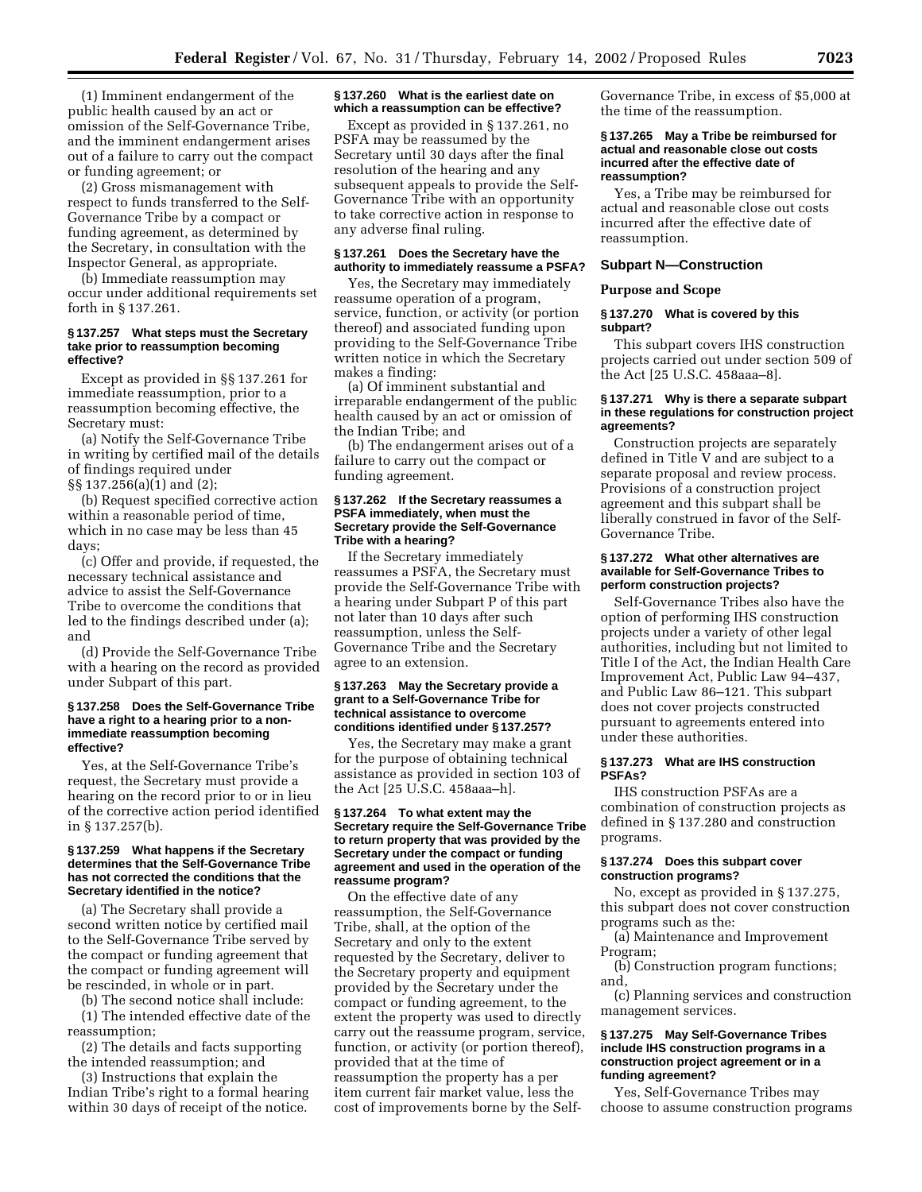(1) Imminent endangerment of the public health caused by an act or omission of the Self-Governance Tribe, and the imminent endangerment arises out of a failure to carry out the compact or funding agreement; or

(2) Gross mismanagement with respect to funds transferred to the Self-Governance Tribe by a compact or funding agreement, as determined by the Secretary, in consultation with the Inspector General, as appropriate.

(b) Immediate reassumption may occur under additional requirements set forth in § 137.261.

#### § 137.257 What steps must the Secretary take prior to reassumption becoming effective?

Except as provided in §§ 137.261 for immediate reassumption, prior to a reassumption becoming effective, the Secretary must:

(a) Notify the Self-Governance Tribe in writing by certified mail of the details of findings required under §§ 137.256(a)(1) and (2);

(b) Request specified corrective action within a reasonable period of time, which in no case may be less than 45 days;

(c) Offer and provide, if requested, the necessary technical assistance and advice to assist the Self-Governance Tribe to overcome the conditions that led to the findings described under (a); and

(d) Provide the Self-Governance Tribe with a hearing on the record as provided under Subpart of this part.

#### § 137.258 Does the Self-Governance Tribe have a right to a hearing prior to a non-immediate reassumption becoming effective?

Yes, at the Self-Governance Tribe's request, the Secretary must provide a hearing on the record prior to or in lieu of the corrective action period identified in § 137.257(b).

#### § 137.259 What happens if the Secretary determines that the Self-Governance Tribe has not corrected the conditions that the Secretary identified in the notice?

(a) The Secretary shall provide a second written notice by certified mail to the Self-Governance Tribe served by the compact or funding agreement that the compact or funding agreement will be rescinded, in whole or in part.

(b) The second notice shall include:

(1) The intended effective date of the reassumption;

(2) The details and facts supporting the intended reassumption; and

(3) Instructions that explain the Indian Tribe's right to a formal hearing within 30 days of receipt of the notice.

#### § 137.260 What is the earliest date on which a reassumption can be effective?

Except as provided in § 137.261, no PSFA may be reassumed by the Secretary until 30 days after the final resolution of the hearing and any subsequent appeals to provide the Self-Governance Tribe with an opportunity to take corrective action in response to any adverse final ruling.

#### § 137.261 Does the Secretary have the authority to immediately reassume a PSFA?

Yes, the Secretary may immediately reassume operation of a program, service, function, or activity (or portion thereof) and associated funding upon providing to the Self-Governance Tribe written notice in which the Secretary makes a finding:

(a) Of imminent substantial and irreparable endangerment of the public health caused by an act or omission of the Indian Tribe; and

(b) The endangerment arises out of a failure to carry out the compact or funding agreement.

#### § 137.262 If the Secretary reassumes a PSFA immediately, when must the Secretary provide the Self-Governance Tribe with a hearing?

If the Secretary immediately reassumes a PSFA, the Secretary must provide the Self-Governance Tribe with a hearing under Subpart P of this part not later than 10 days after such reassumption, unless the Self-Governance Tribe and the Secretary agree to an extension.

#### § 137.263 May the Secretary provide a grant to a Self-Governance Tribe for technical assistance to overcome conditions identified under § 137.257?

Yes, the Secretary may make a grant for the purpose of obtaining technical assistance as provided in section 103 of the Act [25 U.S.C. 458aaa–h].

#### § 137.264 To what extent may the Secretary require the Self-Governance Tribe to return property that was provided by the Secretary under the compact or funding agreement and used in the operation of the reassume program?

On the effective date of any reassumption, the Self-Governance Tribe, shall, at the option of the Secretary and only to the extent requested by the Secretary, deliver to the Secretary property and equipment provided by the Secretary under the compact or funding agreement, to the extent the property was used to directly carry out the reassume program, service, function, or activity (or portion thereof), provided that at the time of reassumption the property has a per item current fair market value, less the cost of improvements borne by the Self-Governance Tribe, in excess of $5,000 at the time of the reassumption.

#### § 137.265 May a Tribe be reimbursed for actual and reasonable close out costs incurred after the effective date of reassumption?

Yes, a Tribe may be reimbursed for actual and reasonable close out costs incurred after the effective date of reassumption.

## Subpart N—Construction

### Purpose and Scope

#### § 137.270 What is covered by this subpart?

This subpart covers IHS construction projects carried out under section 509 of the Act [25 U.S.C. 458aaa–8].

#### § 137.271 Why is there a separate subpart in these regulations for construction project agreements?

Construction projects are separately defined in Title V and are subject to a separate proposal and review process. Provisions of a construction project agreement and this subpart shall be liberally construed in favor of the Self-Governance Tribe.

#### § 137.272 What other alternatives are available for Self-Governance Tribes to perform construction projects?

Self-Governance Tribes also have the option of performing IHS construction projects under a variety of other legal authorities, including but not limited to Title I of the Act, the Indian Health Care Improvement Act, Public Law 94–437, and Public Law 86–121. This subpart does not cover projects constructed pursuant to agreements entered into under these authorities.

#### § 137.273 What are IHS construction PSFAs?

IHS construction PSFAs are a combination of construction projects as defined in § 137.280 and construction programs.

#### § 137.274 Does this subpart cover construction programs?

No, except as provided in § 137.275, this subpart does not cover construction programs such as the:

(a) Maintenance and Improvement Program;

(b) Construction program functions; and,

(c) Planning services and construction management services.

#### § 137.275 May Self-Governance Tribes include IHS construction programs in a construction project agreement or in a funding agreement?

Yes, Self-Governance Tribes may choose to assume construction programs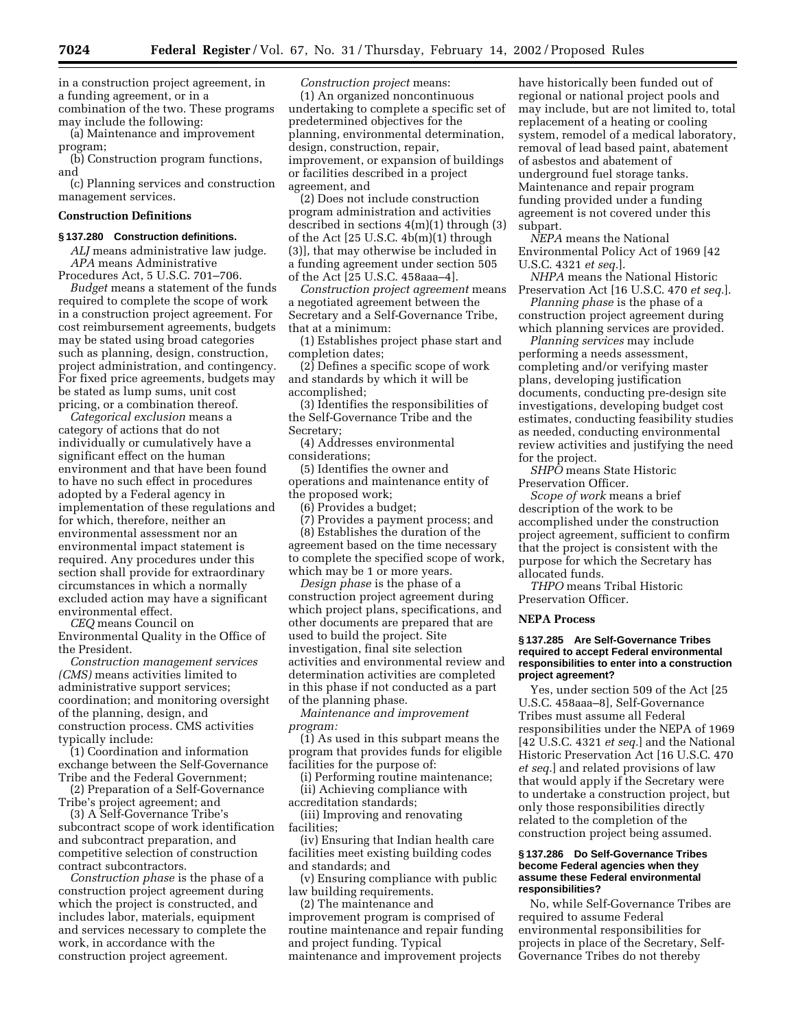in a construction project agreement, in a funding agreement, or in a combination of the two. These programs may include the following:

(a) Maintenance and improvement program;

(b) Construction program functions, and

(c) Planning services and construction management services.

## Construction Definitions

### § 137.280 Construction definitions.

*ALJ* means administrative law judge.

*APA* means Administrative Procedures Act, 5 U.S.C. 701–706.

*Budget* means a statement of the funds required to complete the scope of work in a construction project agreement. For cost reimbursement agreements, budgets may be stated using broad categories such as planning, design, construction, project administration, and contingency. For fixed price agreements, budgets may be stated as lump sums, unit cost pricing, or a combination thereof.

*Categorical exclusion* means a category of actions that do not individually or cumulatively have a significant effect on the human environment and that have been found to have no such effect in procedures adopted by a Federal agency in implementation of these regulations and for which, therefore, neither an environmental assessment nor an environmental impact statement is required. Any procedures under this section shall provide for extraordinary circumstances in which a normally excluded action may have a significant environmental effect.

*CEQ* means Council on Environmental Quality in the Office of the President.

*Construction management services (CMS)* means activities limited to administrative support services; coordination; and monitoring oversight of the planning, design, and construction process. CMS activities typically include:

(1) Coordination and information exchange between the Self-Governance Tribe and the Federal Government;

(2) Preparation of a Self-Governance Tribe's project agreement; and

(3) A Self-Governance Tribe's subcontract scope of work identification and subcontract preparation, and competitive selection of construction contract subcontractors.

*Construction phase* is the phase of a construction project agreement during which the project is constructed, and includes labor, materials, equipment and services necessary to complete the work, in accordance with the construction project agreement.

*Construction project* means:

(1) An organized noncontinuous undertaking to complete a specific set of predetermined objectives for the planning, environmental determination, design, construction, repair, improvement, or expansion of buildings or facilities described in a project agreement, and

(2) Does not include construction program administration and activities described in sections 4(m)(1) through (3) of the Act [25 U.S.C. 4b(m)(1) through (3)], that may otherwise be included in a funding agreement under section 505 of the Act [25 U.S.C. 458aaa–4].

*Construction project agreement* means a negotiated agreement between the Secretary and a Self-Governance Tribe, that at a minimum:

(1) Establishes project phase start and completion dates;

(2) Defines a specific scope of work and standards by which it will be accomplished;

(3) Identifies the responsibilities of the Self-Governance Tribe and the Secretary;

(4) Addresses environmental considerations;

(5) Identifies the owner and operations and maintenance entity of the proposed work;

(6) Provides a budget;

(7) Provides a payment process; and

(8) Establishes the duration of the agreement based on the time necessary to complete the specified scope of work, which may be 1 or more years.

*Design phase* is the phase of a construction project agreement during which project plans, specifications, and other documents are prepared that are used to build the project. Site investigation, final site selection activities and environmental review and determination activities are completed in this phase if not conducted as a part of the planning phase.

*Maintenance and improvement program:*

(1) As used in this subpart means the program that provides funds for eligible facilities for the purpose of:

(i) Performing routine maintenance;

(ii) Achieving compliance with accreditation standards;

(iii) Improving and renovating facilities;

(iv) Ensuring that Indian health care facilities meet existing building codes and standards; and

(v) Ensuring compliance with public law building requirements.

(2) The maintenance and improvement program is comprised of routine maintenance and repair funding and project funding. Typical maintenance and improvement projects have historically been funded out of regional or national project pools and may include, but are not limited to, total replacement of a heating or cooling system, remodel of a medical laboratory, removal of lead based paint, abatement of asbestos and abatement of underground fuel storage tanks. Maintenance and repair program funding provided under a funding agreement is not covered under this subpart.

*NEPA* means the National Environmental Policy Act of 1969 [42 U.S.C. 4321 *et seq.*].

*NHPA* means the National Historic Preservation Act [16 U.S.C. 470 *et seq.*].

*Planning phase* is the phase of a construction project agreement during which planning services are provided.

*Planning services* may include performing a needs assessment, completing and/or verifying master plans, developing justification documents, conducting pre-design site investigations, developing budget cost estimates, conducting feasibility studies as needed, conducting environmental review activities and justifying the need for the project.

*SHPO* means State Historic Preservation Officer.

*Scope of work* means a brief description of the work to be accomplished under the construction project agreement, sufficient to confirm that the project is consistent with the purpose for which the Secretary has allocated funds.

*THPO* means Tribal Historic Preservation Officer.

## NEPA Process

### § 137.285 Are Self-Governance Tribes required to accept Federal environmental responsibilities to enter into a construction project agreement?

Yes, under section 509 of the Act [25 U.S.C. 458aaa–8], Self-Governance Tribes must assume all Federal responsibilities under the NEPA of 1969 [42 U.S.C. 4321 *et seq.*] and the National Historic Preservation Act [16 U.S.C. 470 *et seq.*] and related provisions of law that would apply if the Secretary were to undertake a construction project, but only those responsibilities directly related to the completion of the construction project being assumed.

### § 137.286 Do Self-Governance Tribes become Federal agencies when they assume these Federal environmental responsibilities?

No, while Self-Governance Tribes are required to assume Federal environmental responsibilities for projects in place of the Secretary, Self-Governance Tribes do not thereby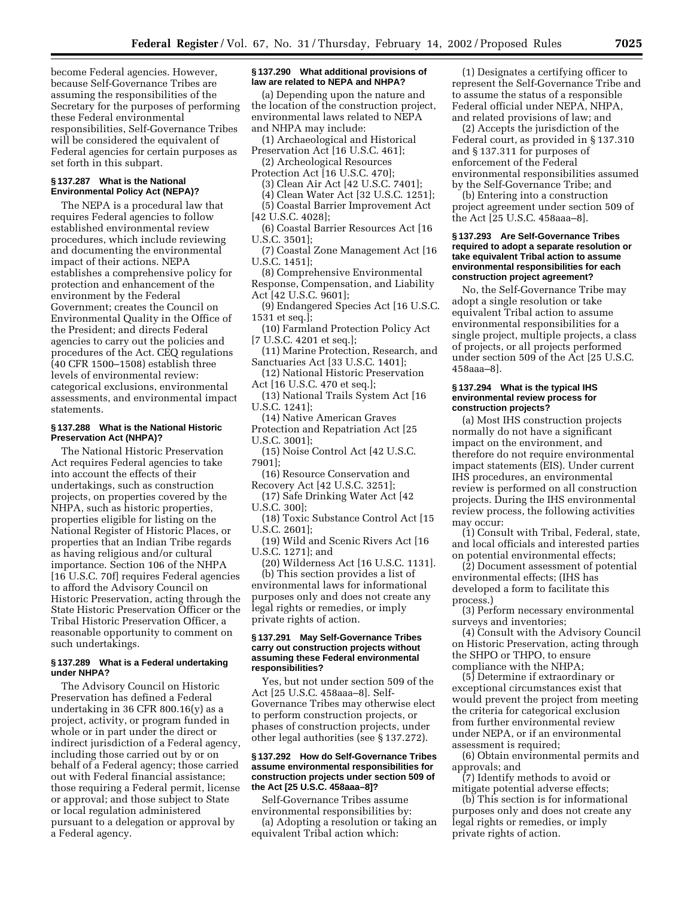become Federal agencies. However, because Self-Governance Tribes are assuming the responsibilities of the Secretary for the purposes of performing these Federal environmental responsibilities, Self-Governance Tribes will be considered the equivalent of Federal agencies for certain purposes as set forth in this subpart.

### § 137.287 What is the National Environmental Policy Act (NEPA)?

The NEPA is a procedural law that requires Federal agencies to follow established environmental review procedures, which include reviewing and documenting the environmental impact of their actions. NEPA establishes a comprehensive policy for protection and enhancement of the environment by the Federal Government; creates the Council on Environmental Quality in the Office of the President; and directs Federal agencies to carry out the policies and procedures of the Act. CEQ regulations (40 CFR 1500–1508) establish three levels of environmental review: categorical exclusions, environmental assessments, and environmental impact statements.

### § 137.288 What is the National Historic Preservation Act (NHPA)?

The National Historic Preservation Act requires Federal agencies to take into account the effects of their undertakings, such as construction projects, on properties covered by the NHPA, such as historic properties, properties eligible for listing on the National Register of Historic Places, or properties that an Indian Tribe regards as having religious and/or cultural importance. Section 106 of the NHPA [16 U.S.C. 70f] requires Federal agencies to afford the Advisory Council on Historic Preservation, acting through the State Historic Preservation Officer or the Tribal Historic Preservation Officer, a reasonable opportunity to comment on such undertakings.

### § 137.289 What is a Federal undertaking under NHPA?

The Advisory Council on Historic Preservation has defined a Federal undertaking in 36 CFR 800.16(y) as a project, activity, or program funded in whole or in part under the direct or indirect jurisdiction of a Federal agency, including those carried out by or on behalf of a Federal agency; those carried out with Federal financial assistance; those requiring a Federal permit, license or approval; and those subject to State or local regulation administered pursuant to a delegation or approval by a Federal agency.

### § 137.290 What additional provisions of law are related to NEPA and NHPA?

(a) Depending upon the nature and the location of the construction project, environmental laws related to NEPA and NHPA may include:

(1) Archaeological and Historical Preservation Act [16 U.S.C. 461];

(2) Archeological Resources Protection Act [16 U.S.C. 470];

(3) Clean Air Act [42 U.S.C. 7401];

(4) Clean Water Act [32 U.S.C. 1251];

(5) Coastal Barrier Improvement Act [42 U.S.C. 4028];

(6) Coastal Barrier Resources Act [16 U.S.C. 3501];

(7) Coastal Zone Management Act [16 U.S.C. 1451];

(8) Comprehensive Environmental Response, Compensation, and Liability Act [42 U.S.C. 9601];

(9) Endangered Species Act [16 U.S.C. 1531 et seq.];

(10) Farmland Protection Policy Act [7 U.S.C. 4201 et seq.];

(11) Marine Protection, Research, and Sanctuaries Act [33 U.S.C. 1401];

(12) National Historic Preservation Act [16 U.S.C. 470 et seq.];

(13) National Trails System Act [16 U.S.C. 1241];

(14) Native American Graves Protection and Repatriation Act [25 U.S.C. 3001];

(15) Noise Control Act [42 U.S.C. 7901];

(16) Resource Conservation and Recovery Act [42 U.S.C. 3251];

(17) Safe Drinking Water Act [42 U.S.C. 300];

(18) Toxic Substance Control Act [15 U.S.C. 2601];

(19) Wild and Scenic Rivers Act [16 U.S.C. 1271]; and

(20) Wilderness Act [16 U.S.C. 1131].

(b) This section provides a list of environmental laws for informational purposes only and does not create any legal rights or remedies, or imply private rights of action.

### § 137.291 May Self-Governance Tribes carry out construction projects without assuming these Federal environmental responsibilities?

Yes, but not under section 509 of the Act [25 U.S.C. 458aaa–8]. Self-Governance Tribes may otherwise elect to perform construction projects, or phases of construction projects, under other legal authorities (see § 137.272).

### § 137.292 How do Self-Governance Tribes assume environmental responsibilities for construction projects under section 509 of the Act [25 U.S.C. 458aaa–8]?

Self-Governance Tribes assume environmental responsibilities by:

(a) Adopting a resolution or taking an equivalent Tribal action which:

(1) Designates a certifying officer to represent the Self-Governance Tribe and to assume the status of a responsible Federal official under NEPA, NHPA, and related provisions of law; and

(2) Accepts the jurisdiction of the Federal court, as provided in § 137.310 and § 137.311 for purposes of enforcement of the Federal environmental responsibilities assumed by the Self-Governance Tribe; and

(b) Entering into a construction project agreement under section 509 of the Act [25 U.S.C. 458aaa–8].

### § 137.293 Are Self-Governance Tribes required to adopt a separate resolution or take equivalent Tribal action to assume environmental responsibilities for each construction project agreement?

No, the Self-Governance Tribe may adopt a single resolution or take equivalent Tribal action to assume environmental responsibilities for a single project, multiple projects, a class of projects, or all projects performed under section 509 of the Act [25 U.S.C. 458aaa–8].

### § 137.294 What is the typical IHS environmental review process for construction projects?

(a) Most IHS construction projects normally do not have a significant impact on the environment, and therefore do not require environmental impact statements (EIS). Under current IHS procedures, an environmental review is performed on all construction projects. During the IHS environmental review process, the following activities may occur:

(1) Consult with Tribal, Federal, state, and local officials and interested parties on potential environmental effects;

(2) Document assessment of potential environmental effects; (IHS has developed a form to facilitate this process.)

(3) Perform necessary environmental surveys and inventories;

(4) Consult with the Advisory Council on Historic Preservation, acting through the SHPO or THPO, to ensure compliance with the NHPA;

(5) Determine if extraordinary or exceptional circumstances exist that would prevent the project from meeting the criteria for categorical exclusion from further environmental review under NEPA, or if an environmental assessment is required;

(6) Obtain environmental permits and approvals; and

(7) Identify methods to avoid or mitigate potential adverse effects;

(b) This section is for informational purposes only and does not create any legal rights or remedies, or imply private rights of action.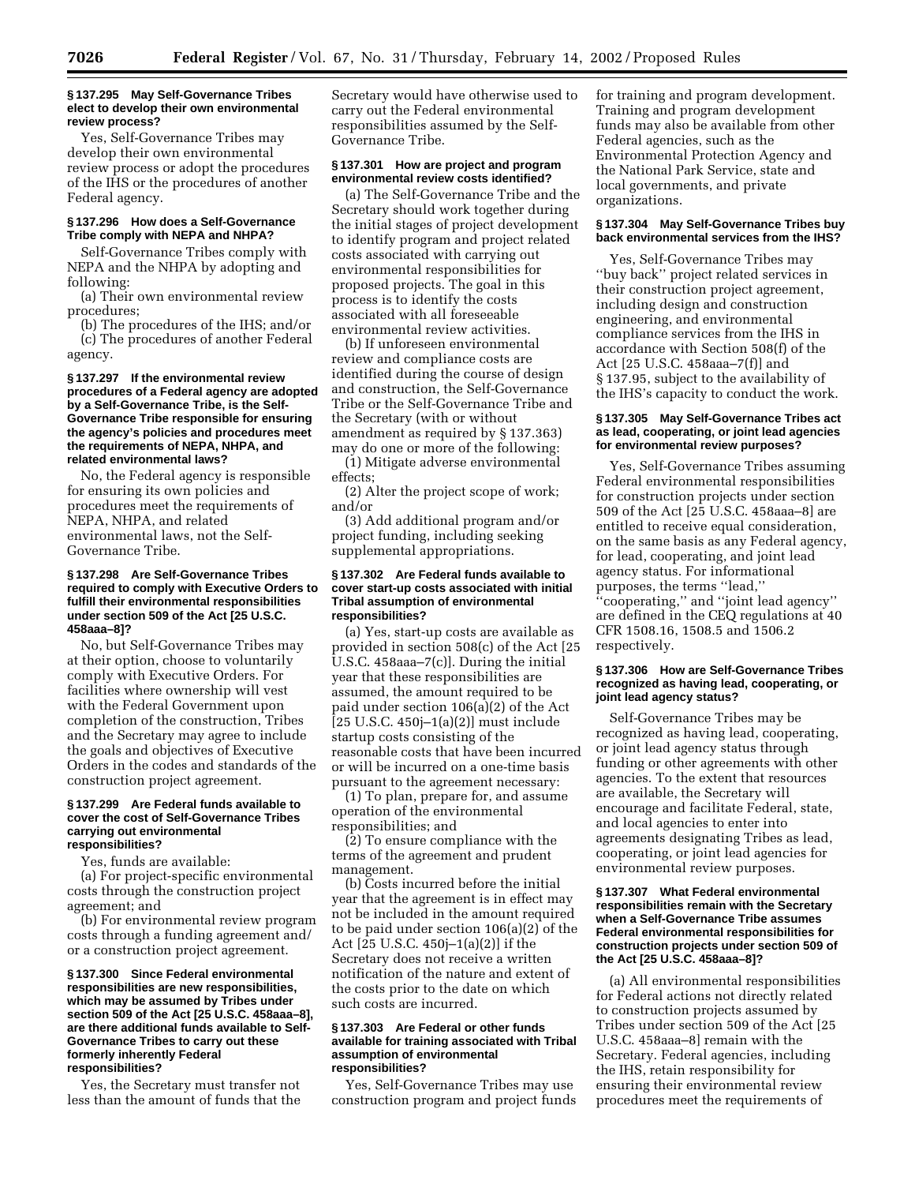**§ 137.295 May Self-Governance Tribes elect to develop their own environmental review process?**

Yes, Self-Governance Tribes may develop their own environmental review process or adopt the procedures of the IHS or the procedures of another Federal agency.

**§ 137.296 How does a Self-Governance Tribe comply with NEPA and NHPA?**

Self-Governance Tribes comply with NEPA and the NHPA by adopting and following:

(a) Their own environmental review procedures;

(b) The procedures of the IHS; and/or

(c) The procedures of another Federal agency.

**§ 137.297 If the environmental review procedures of a Federal agency are adopted by a Self-Governance Tribe, is the Self-Governance Tribe responsible for ensuring the agency's policies and procedures meet the requirements of NEPA, NHPA, and related environmental laws?**

No, the Federal agency is responsible for ensuring its own policies and procedures meet the requirements of NEPA, NHPA, and related environmental laws, not the Self-Governance Tribe.

**§ 137.298 Are Self-Governance Tribes required to comply with Executive Orders to fulfill their environmental responsibilities under section 509 of the Act [25 U.S.C. 458aaa–8]?**

No, but Self-Governance Tribes may at their option, choose to voluntarily comply with Executive Orders. For facilities where ownership will vest with the Federal Government upon completion of the construction, Tribes and the Secretary may agree to include the goals and objectives of Executive Orders in the codes and standards of the construction project agreement.

**§ 137.299 Are Federal funds available to cover the cost of Self-Governance Tribes carrying out environmental responsibilities?**

Yes, funds are available:

(a) For project-specific environmental costs through the construction project agreement; and

(b) For environmental review program costs through a funding agreement and/or a construction project agreement.

**§ 137.300 Since Federal environmental responsibilities are new responsibilities, which may be assumed by Tribes under section 509 of the Act [25 U.S.C. 458aaa–8], are there additional funds available to Self-Governance Tribes to carry out these formerly inherently Federal responsibilities?**

Yes, the Secretary must transfer not less than the amount of funds that the Secretary would have otherwise used to carry out the Federal environmental responsibilities assumed by the Self-Governance Tribe.

**§ 137.301 How are project and program environmental review costs identified?**

(a) The Self-Governance Tribe and the Secretary should work together during the initial stages of project development to identify program and project related costs associated with carrying out environmental responsibilities for proposed projects. The goal in this process is to identify the costs associated with all foreseeable environmental review activities.

(b) If unforeseen environmental review and compliance costs are identified during the course of design and construction, the Self-Governance Tribe or the Self-Governance Tribe and the Secretary (with or without amendment as required by § 137.363) may do one or more of the following:

(1) Mitigate adverse environmental effects;

(2) Alter the project scope of work; and/or

(3) Add additional program and/or project funding, including seeking supplemental appropriations.

**§ 137.302 Are Federal funds available to cover start-up costs associated with initial Tribal assumption of environmental responsibilities?**

(a) Yes, start-up costs are available as provided in section 508(c) of the Act [25 U.S.C. 458aaa–7(c)]. During the initial year that these responsibilities are assumed, the amount required to be paid under section 106(a)(2) of the Act [25 U.S.C. 450j–1(a)(2)] must include startup costs consisting of the reasonable costs that have been incurred or will be incurred on a one-time basis pursuant to the agreement necessary:

(1) To plan, prepare for, and assume operation of the environmental responsibilities; and

(2) To ensure compliance with the terms of the agreement and prudent management.

(b) Costs incurred before the initial year that the agreement is in effect may not be included in the amount required to be paid under section 106(a)(2) of the Act [25 U.S.C. 450j–1(a)(2)] if the Secretary does not receive a written notification of the nature and extent of the costs prior to the date on which such costs are incurred.

**§ 137.303 Are Federal or other funds available for training associated with Tribal assumption of environmental responsibilities?**

Yes, Self-Governance Tribes may use construction program and project funds for training and program development. Training and program development funds may also be available from other Federal agencies, such as the Environmental Protection Agency and the National Park Service, state and local governments, and private organizations.

**§ 137.304 May Self-Governance Tribes buy back environmental services from the IHS?**

Yes, Self-Governance Tribes may "buy back" project related services in their construction project agreement, including design and construction engineering, and environmental compliance services from the IHS in accordance with Section 508(f) of the Act [25 U.S.C. 458aaa–7(f)] and § 137.95, subject to the availability of the IHS's capacity to conduct the work.

**§ 137.305 May Self-Governance Tribes act as lead, cooperating, or joint lead agencies for environmental review purposes?**

Yes, Self-Governance Tribes assuming Federal environmental responsibilities for construction projects under section 509 of the Act [25 U.S.C. 458aaa–8] are entitled to receive equal consideration, on the same basis as any Federal agency, for lead, cooperating, and joint lead agency status. For informational purposes, the terms "lead," "cooperating," and "joint lead agency" are defined in the CEQ regulations at 40 CFR 1508.16, 1508.5 and 1506.2 respectively.

**§ 137.306 How are Self-Governance Tribes recognized as having lead, cooperating, or joint lead agency status?**

Self-Governance Tribes may be recognized as having lead, cooperating, or joint lead agency status through funding or other agreements with other agencies. To the extent that resources are available, the Secretary will encourage and facilitate Federal, state, and local agencies to enter into agreements designating Tribes as lead, cooperating, or joint lead agencies for environmental review purposes.

**§ 137.307 What Federal environmental responsibilities remain with the Secretary when a Self-Governance Tribe assumes Federal environmental responsibilities for construction projects under section 509 of the Act [25 U.S.C. 458aaa–8]?**

(a) All environmental responsibilities for Federal actions not directly related to construction projects assumed by Tribes under section 509 of the Act [25 U.S.C. 458aaa–8] remain with the Secretary. Federal agencies, including the IHS, retain responsibility for ensuring their environmental review procedures meet the requirements of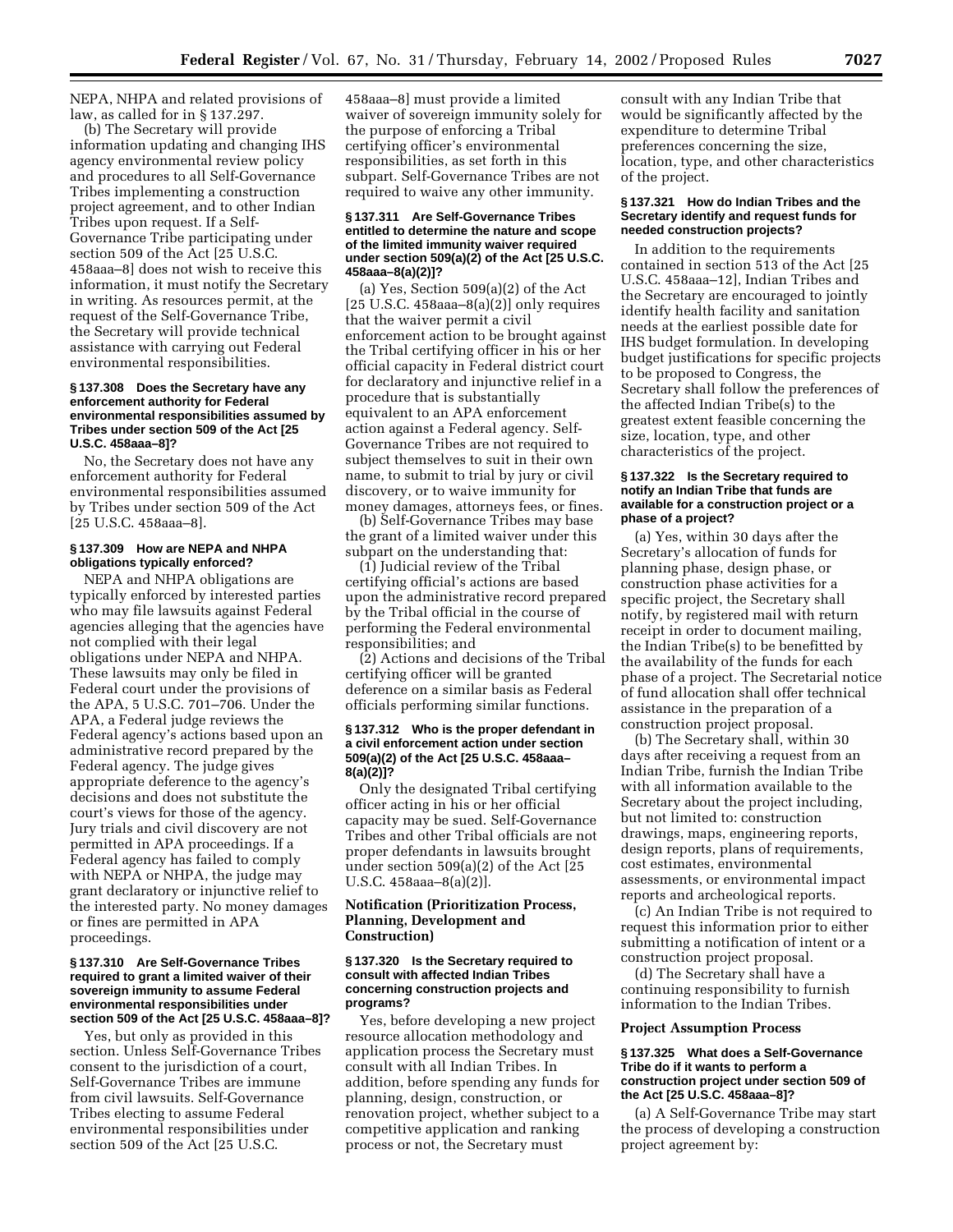NEPA, NHPA and related provisions of law, as called for in § 137.297.

(b) The Secretary will provide information updating and changing IHS agency environmental review policy and procedures to all Self-Governance Tribes implementing a construction project agreement, and to other Indian Tribes upon request. If a Self-Governance Tribe participating under section 509 of the Act [25 U.S.C. 458aaa–8] does not wish to receive this information, it must notify the Secretary in writing. As resources permit, at the request of the Self-Governance Tribe, the Secretary will provide technical assistance with carrying out Federal environmental responsibilities.

#### § 137.308 Does the Secretary have any enforcement authority for Federal environmental responsibilities assumed by Tribes under section 509 of the Act [25 U.S.C. 458aaa–8]?

No, the Secretary does not have any enforcement authority for Federal environmental responsibilities assumed by Tribes under section 509 of the Act [25 U.S.C. 458aaa–8].

#### § 137.309 How are NEPA and NHPA obligations typically enforced?

NEPA and NHPA obligations are typically enforced by interested parties who may file lawsuits against Federal agencies alleging that the agencies have not complied with their legal obligations under NEPA and NHPA. These lawsuits may only be filed in Federal court under the provisions of the APA, 5 U.S.C. 701–706. Under the APA, a Federal judge reviews the Federal agency's actions based upon an administrative record prepared by the Federal agency. The judge gives appropriate deference to the agency's decisions and does not substitute the court's views for those of the agency. Jury trials and civil discovery are not permitted in APA proceedings. If a Federal agency has failed to comply with NEPA or NHPA, the judge may grant declaratory or injunctive relief to the interested party. No money damages or fines are permitted in APA proceedings.

#### § 137.310 Are Self-Governance Tribes required to grant a limited waiver of their sovereign immunity to assume Federal environmental responsibilities under section 509 of the Act [25 U.S.C. 458aaa–8]?

Yes, but only as provided in this section. Unless Self-Governance Tribes consent to the jurisdiction of a court, Self-Governance Tribes are immune from civil lawsuits. Self-Governance Tribes electing to assume Federal environmental responsibilities under section 509 of the Act [25 U.S.C. 458aaa–8] must provide a limited waiver of sovereign immunity solely for the purpose of enforcing a Tribal certifying officer's environmental responsibilities, as set forth in this subpart. Self-Governance Tribes are not required to waive any other immunity.

#### § 137.311 Are Self-Governance Tribes entitled to determine the nature and scope of the limited immunity waiver required under section 509(a)(2) of the Act [25 U.S.C. 458aaa–8(a)(2)]?

(a) Yes, Section 509(a)(2) of the Act [25 U.S.C. 458aaa–8(a)(2)] only requires that the waiver permit a civil enforcement action to be brought against the Tribal certifying officer in his or her official capacity in Federal district court for declaratory and injunctive relief in a procedure that is substantially equivalent to an APA enforcement action against a Federal agency. Self-Governance Tribes are not required to subject themselves to suit in their own name, to submit to trial by jury or civil discovery, or to waive immunity for money damages, attorneys fees, or fines.

(b) Self-Governance Tribes may base the grant of a limited waiver under this subpart on the understanding that:

(1) Judicial review of the Tribal certifying official's actions are based upon the administrative record prepared by the Tribal official in the course of performing the Federal environmental responsibilities; and

(2) Actions and decisions of the Tribal certifying officer will be granted deference on a similar basis as Federal officials performing similar functions.

#### § 137.312 Who is the proper defendant in a civil enforcement action under section 509(a)(2) of the Act [25 U.S.C. 458aaa–8(a)(2)]?

Only the designated Tribal certifying officer acting in his or her official capacity may be sued. Self-Governance Tribes and other Tribal officials are not proper defendants in lawsuits brought under section 509(a)(2) of the Act [25 U.S.C. 458aaa–8(a)(2)].

### Notification (Prioritization Process, Planning, Development and Construction)

#### § 137.320 Is the Secretary required to consult with affected Indian Tribes concerning construction projects and programs?

Yes, before developing a new project resource allocation methodology and application process the Secretary must consult with all Indian Tribes. In addition, before spending any funds for planning, design, construction, or renovation project, whether subject to a competitive application and ranking process or not, the Secretary must consult with any Indian Tribe that would be significantly affected by the expenditure to determine Tribal preferences concerning the size, location, type, and other characteristics of the project.

#### § 137.321 How do Indian Tribes and the Secretary identify and request funds for needed construction projects?

In addition to the requirements contained in section 513 of the Act [25 U.S.C. 458aaa–12], Indian Tribes and the Secretary are encouraged to jointly identify health facility and sanitation needs at the earliest possible date for IHS budget formulation. In developing budget justifications for specific projects to be proposed to Congress, the Secretary shall follow the preferences of the affected Indian Tribe(s) to the greatest extent feasible concerning the size, location, type, and other characteristics of the project.

#### § 137.322 Is the Secretary required to notify an Indian Tribe that funds are available for a construction project or a phase of a project?

(a) Yes, within 30 days after the Secretary's allocation of funds for planning phase, design phase, or construction phase activities for a specific project, the Secretary shall notify, by registered mail with return receipt in order to document mailing, the Indian Tribe(s) to be benefitted by the availability of the funds for each phase of a project. The Secretarial notice of fund allocation shall offer technical assistance in the preparation of a construction project proposal.

(b) The Secretary shall, within 30 days after receiving a request from an Indian Tribe, furnish the Indian Tribe with all information available to the Secretary about the project including, but not limited to: construction drawings, maps, engineering reports, design reports, plans of requirements, cost estimates, environmental assessments, or environmental impact reports and archeological reports.

(c) An Indian Tribe is not required to request this information prior to either submitting a notification of intent or a construction project proposal.

(d) The Secretary shall have a continuing responsibility to furnish information to the Indian Tribes.

### Project Assumption Process

#### § 137.325 What does a Self-Governance Tribe do if it wants to perform a construction project under section 509 of the Act [25 U.S.C. 458aaa–8]?

(a) A Self-Governance Tribe may start the process of developing a construction project agreement by: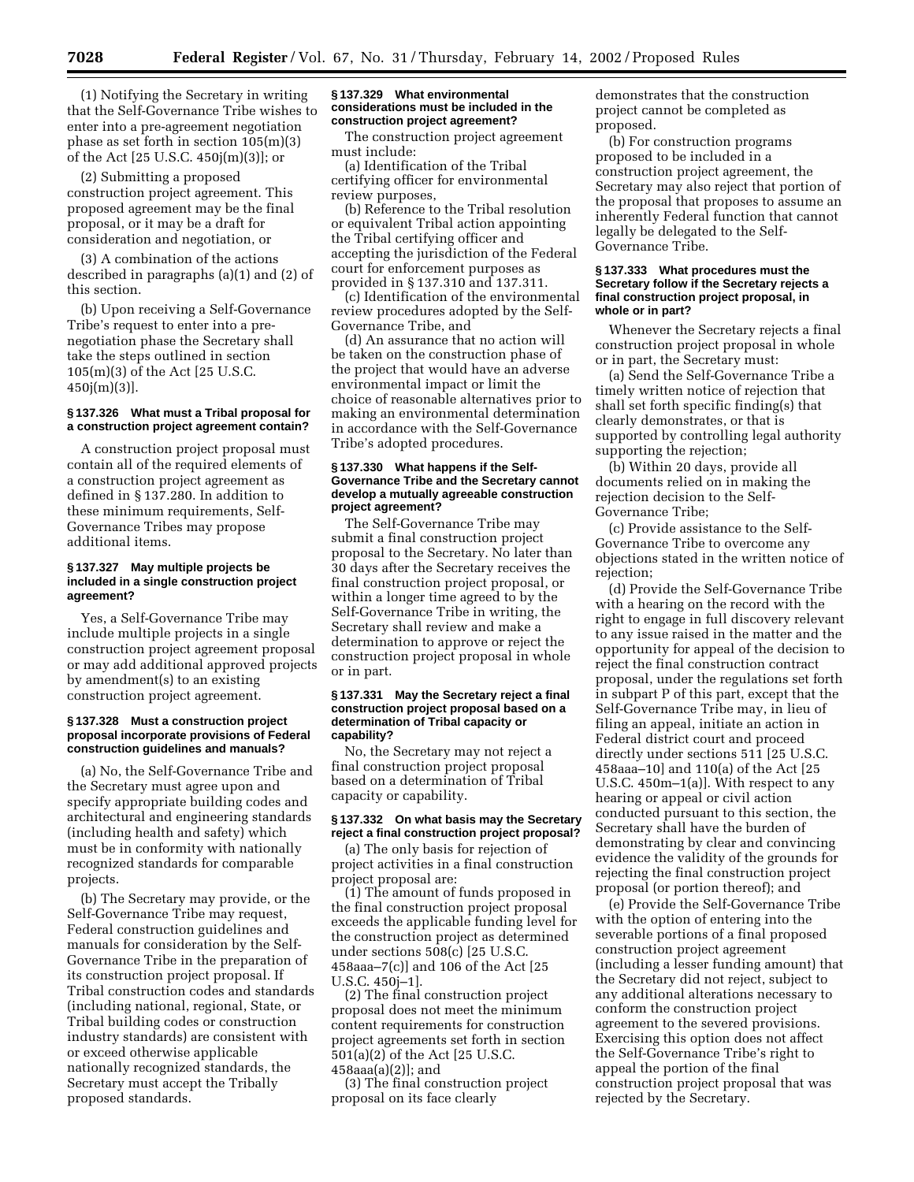(1) Notifying the Secretary in writing that the Self-Governance Tribe wishes to enter into a pre-agreement negotiation phase as set forth in section 105(m)(3) of the Act [25 U.S.C. 450j(m)(3)]; or

(2) Submitting a proposed construction project agreement. This proposed agreement may be the final proposal, or it may be a draft for consideration and negotiation, or

(3) A combination of the actions described in paragraphs (a)(1) and (2) of this section.

(b) Upon receiving a Self-Governance Tribe's request to enter into a pre-negotiation phase the Secretary shall take the steps outlined in section 105(m)(3) of the Act [25 U.S.C. 450j(m)(3)].

### § 137.326 What must a Tribal proposal for a construction project agreement contain?

A construction project proposal must contain all of the required elements of a construction project agreement as defined in § 137.280. In addition to these minimum requirements, Self-Governance Tribes may propose additional items.

### § 137.327 May multiple projects be included in a single construction project agreement?

Yes, a Self-Governance Tribe may include multiple projects in a single construction project agreement proposal or may add additional approved projects by amendment(s) to an existing construction project agreement.

### § 137.328 Must a construction project proposal incorporate provisions of Federal construction guidelines and manuals?

(a) No, the Self-Governance Tribe and the Secretary must agree upon and specify appropriate building codes and architectural and engineering standards (including health and safety) which must be in conformity with nationally recognized standards for comparable projects.

(b) The Secretary may provide, or the Self-Governance Tribe may request, Federal construction guidelines and manuals for consideration by the Self-Governance Tribe in the preparation of its construction project proposal. If Tribal construction codes and standards (including national, regional, State, or Tribal building codes or construction industry standards) are consistent with or exceed otherwise applicable nationally recognized standards, the Secretary must accept the Tribally proposed standards.

### § 137.329 What environmental considerations must be included in the construction project agreement?

The construction project agreement must include:

(a) Identification of the Tribal certifying officer for environmental review purposes,

(b) Reference to the Tribal resolution or equivalent Tribal action appointing the Tribal certifying officer and accepting the jurisdiction of the Federal court for enforcement purposes as provided in § 137.310 and 137.311.

(c) Identification of the environmental review procedures adopted by the Self-Governance Tribe, and

(d) An assurance that no action will be taken on the construction phase of the project that would have an adverse environmental impact or limit the choice of reasonable alternatives prior to making an environmental determination in accordance with the Self-Governance Tribe's adopted procedures.

### § 137.330 What happens if the Self-Governance Tribe and the Secretary cannot develop a mutually agreeable construction project agreement?

The Self-Governance Tribe may submit a final construction project proposal to the Secretary. No later than 30 days after the Secretary receives the final construction project proposal, or within a longer time agreed to by the Self-Governance Tribe in writing, the Secretary shall review and make a determination to approve or reject the construction project proposal in whole or in part.

### § 137.331 May the Secretary reject a final construction project proposal based on a determination of Tribal capacity or capability?

No, the Secretary may not reject a final construction project proposal based on a determination of Tribal capacity or capability.

### § 137.332 On what basis may the Secretary reject a final construction project proposal?

(a) The only basis for rejection of project activities in a final construction project proposal are:

(1) The amount of funds proposed in the final construction project proposal exceeds the applicable funding level for the construction project as determined under sections 508(c) [25 U.S.C. 458aaa–7(c)] and 106 of the Act [25 U.S.C. 450j–1].

(2) The final construction project proposal does not meet the minimum content requirements for construction project agreements set forth in section 501(a)(2) of the Act [25 U.S.C. 458aaa(a)(2)]; and

(3) The final construction project proposal on its face clearly demonstrates that the construction project cannot be completed as proposed.

(b) For construction programs proposed to be included in a construction project agreement, the Secretary may also reject that portion of the proposal that proposes to assume an inherently Federal function that cannot legally be delegated to the Self-Governance Tribe.

### § 137.333 What procedures must the Secretary follow if the Secretary rejects a final construction project proposal, in whole or in part?

Whenever the Secretary rejects a final construction project proposal in whole or in part, the Secretary must:

(a) Send the Self-Governance Tribe a timely written notice of rejection that shall set forth specific finding(s) that clearly demonstrates, or that is supported by controlling legal authority supporting the rejection;

(b) Within 20 days, provide all documents relied on in making the rejection decision to the Self-Governance Tribe;

(c) Provide assistance to the Self-Governance Tribe to overcome any objections stated in the written notice of rejection;

(d) Provide the Self-Governance Tribe with a hearing on the record with the right to engage in full discovery relevant to any issue raised in the matter and the opportunity for appeal of the decision to reject the final construction contract proposal, under the regulations set forth in subpart P of this part, except that the Self-Governance Tribe may, in lieu of filing an appeal, initiate an action in Federal district court and proceed directly under sections 511 [25 U.S.C. 458aaa–10] and 110(a) of the Act [25 U.S.C. 450m–1(a)]. With respect to any hearing or appeal or civil action conducted pursuant to this section, the Secretary shall have the burden of demonstrating by clear and convincing evidence the validity of the grounds for rejecting the final construction project proposal (or portion thereof); and

(e) Provide the Self-Governance Tribe with the option of entering into the severable portions of a final proposed construction project agreement (including a lesser funding amount) that the Secretary did not reject, subject to any additional alterations necessary to conform the construction project agreement to the severed provisions. Exercising this option does not affect the Self-Governance Tribe's right to appeal the portion of the final construction project proposal that was rejected by the Secretary.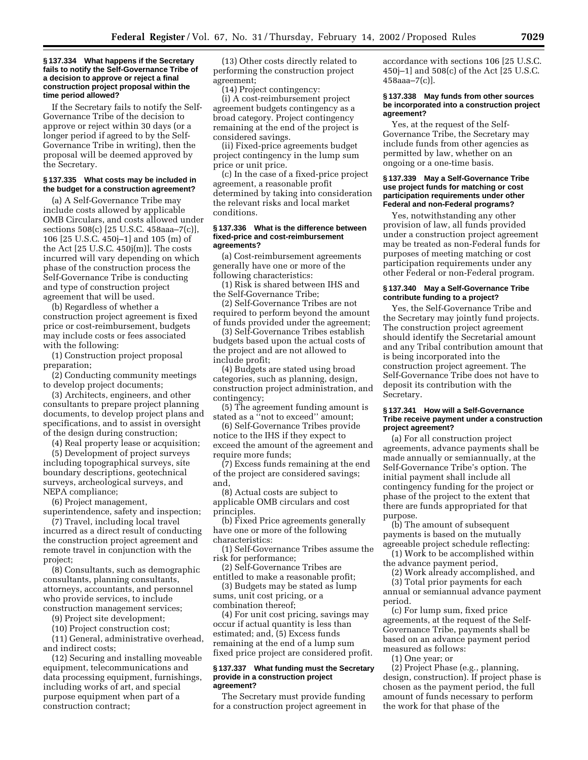### § 137.334 What happens if the Secretary fails to notify the Self-Governance Tribe of a decision to approve or reject a final construction project proposal within the time period allowed?

If the Secretary fails to notify the Self-Governance Tribe of the decision to approve or reject within 30 days (or a longer period if agreed to by the Self-Governance Tribe in writing), then the proposal will be deemed approved by the Secretary.

### § 137.335 What costs may be included in the budget for a construction agreement?

(a) A Self-Governance Tribe may include costs allowed by applicable OMB Circulars, and costs allowed under sections 508(c) [25 U.S.C. 458aaa–7(c)], 106 [25 U.S.C. 450j–1] and 105 (m) of the Act [25 U.S.C. 450j(m)]. The costs incurred will vary depending on which phase of the construction process the Self-Governance Tribe is conducting and type of construction project agreement that will be used.

(b) Regardless of whether a construction project agreement is fixed price or cost-reimbursement, budgets may include costs or fees associated with the following:

(1) Construction project proposal preparation;

(2) Conducting community meetings to develop project documents;

(3) Architects, engineers, and other consultants to prepare project planning documents, to develop project plans and specifications, and to assist in oversight of the design during construction;

(4) Real property lease or acquisition;

(5) Development of project surveys including topographical surveys, site boundary descriptions, geotechnical surveys, archeological surveys, and NEPA compliance;

(6) Project management, superintendence, safety and inspection;

(7) Travel, including local travel incurred as a direct result of conducting the construction project agreement and remote travel in conjunction with the project;

(8) Consultants, such as demographic consultants, planning consultants, attorneys, accountants, and personnel who provide services, to include construction management services;

(9) Project site development;

(10) Project construction cost;

(11) General, administrative overhead, and indirect costs;

(12) Securing and installing moveable equipment, telecommunications and data processing equipment, furnishings, including works of art, and special purpose equipment when part of a construction contract;

(13) Other costs directly related to performing the construction project agreement;

(14) Project contingency:

(i) A cost-reimbursement project agreement budgets contingency as a broad category. Project contingency remaining at the end of the project is considered savings.

(ii) Fixed-price agreements budget project contingency in the lump sum price or unit price.

(c) In the case of a fixed-price project agreement, a reasonable profit determined by taking into consideration the relevant risks and local market conditions.

### § 137.336 What is the difference between fixed-price and cost-reimbursement agreements?

(a) Cost-reimbursement agreements generally have one or more of the following characteristics:

(1) Risk is shared between IHS and the Self-Governance Tribe;

(2) Self-Governance Tribes are not required to perform beyond the amount of funds provided under the agreement;

(3) Self-Governance Tribes establish budgets based upon the actual costs of the project and are not allowed to include profit;

(4) Budgets are stated using broad categories, such as planning, design, construction project administration, and contingency;

(5) The agreement funding amount is stated as a ''not to exceed'' amount;

(6) Self-Governance Tribes provide notice to the IHS if they expect to exceed the amount of the agreement and require more funds;

(7) Excess funds remaining at the end of the project are considered savings; and,

(8) Actual costs are subject to applicable OMB circulars and cost principles.

(b) Fixed Price agreements generally have one or more of the following characteristics:

(1) Self-Governance Tribes assume the risk for performance;

(2) Self-Governance Tribes are entitled to make a reasonable profit;

(3) Budgets may be stated as lump sums, unit cost pricing, or a combination thereof;

(4) For unit cost pricing, savings may occur if actual quantity is less than estimated; and, (5) Excess funds remaining at the end of a lump sum fixed price project are considered profit.

### § 137.337 What funding must the Secretary provide in a construction project agreement?

The Secretary must provide funding for a construction project agreement in accordance with sections 106 [25 U.S.C. 450j–1] and 508(c) of the Act [25 U.S.C. 458aaa–7(c)].

### § 137.338 May funds from other sources be incorporated into a construction project agreement?

Yes, at the request of the Self-Governance Tribe, the Secretary may include funds from other agencies as permitted by law, whether on an ongoing or a one-time basis.

### § 137.339 May a Self-Governance Tribe use project funds for matching or cost participation requirements under other Federal and non-Federal programs?

Yes, notwithstanding any other provision of law, all funds provided under a construction project agreement may be treated as non-Federal funds for purposes of meeting matching or cost participation requirements under any other Federal or non-Federal program.

### § 137.340 May a Self-Governance Tribe contribute funding to a project?

Yes, the Self-Governance Tribe and the Secretary may jointly fund projects. The construction project agreement should identify the Secretarial amount and any Tribal contribution amount that is being incorporated into the construction project agreement. The Self-Governance Tribe does not have to deposit its contribution with the Secretary.

### § 137.341 How will a Self-Governance Tribe receive payment under a construction project agreement?

(a) For all construction project agreements, advance payments shall be made annually or semiannually, at the Self-Governance Tribe's option. The initial payment shall include all contingency funding for the project or phase of the project to the extent that there are funds appropriated for that purpose.

(b) The amount of subsequent payments is based on the mutually agreeable project schedule reflecting:

(1) Work to be accomplished within the advance payment period,

(2) Work already accomplished, and

(3) Total prior payments for each annual or semiannual advance payment period.

(c) For lump sum, fixed price agreements, at the request of the Self-Governance Tribe, payments shall be based on an advance payment period measured as follows:

(1) One year; or

(2) Project Phase (e.g., planning, design, construction). If project phase is chosen as the payment period, the full amount of funds necessary to perform the work for that phase of the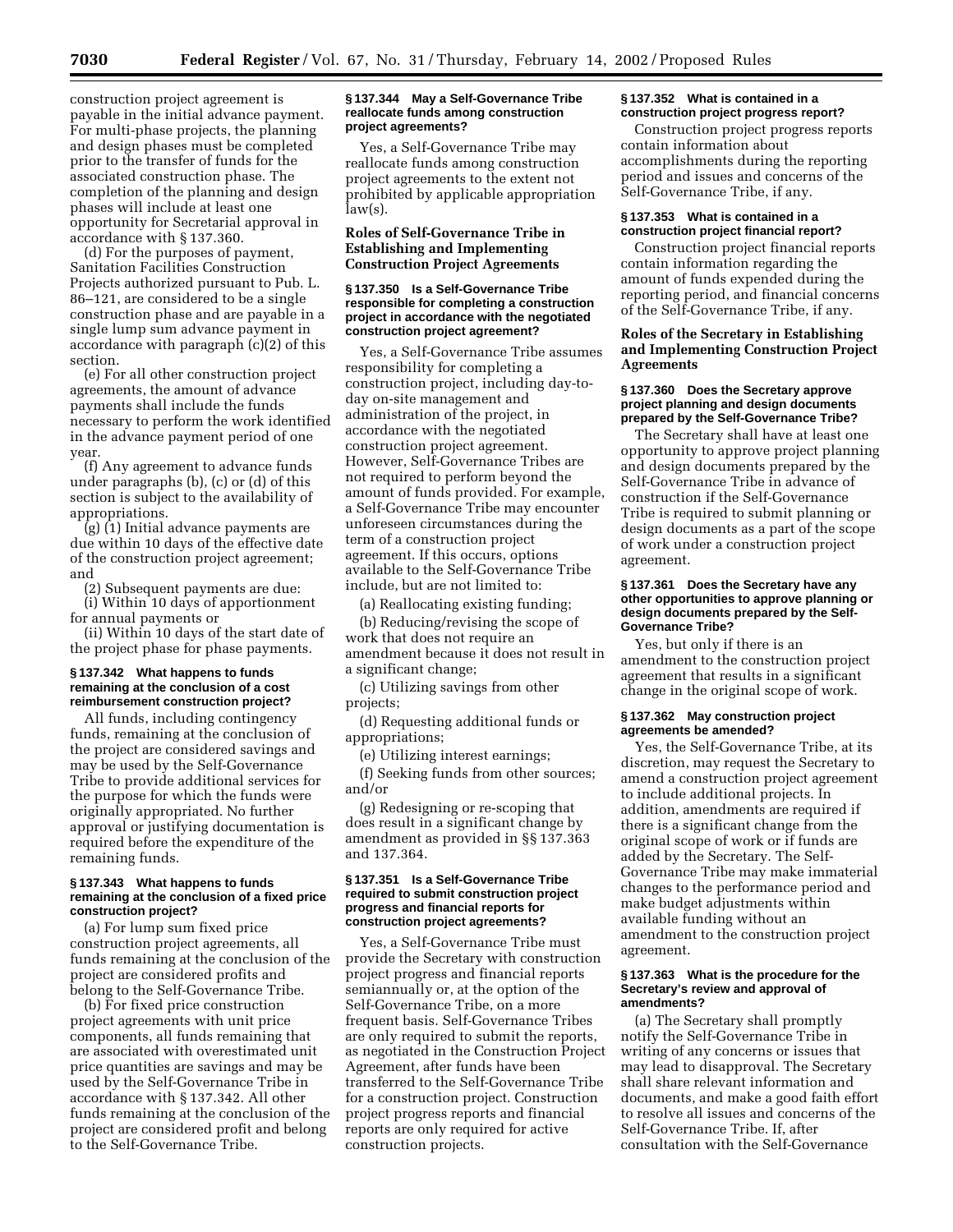construction project agreement is payable in the initial advance payment. For multi-phase projects, the planning and design phases must be completed prior to the transfer of funds for the associated construction phase. The completion of the planning and design phases will include at least one opportunity for Secretarial approval in accordance with § 137.360.

(d) For the purposes of payment, Sanitation Facilities Construction Projects authorized pursuant to Pub. L. 86–121, are considered to be a single construction phase and are payable in a single lump sum advance payment in accordance with paragraph (c)(2) of this section.

(e) For all other construction project agreements, the amount of advance payments shall include the funds necessary to perform the work identified in the advance payment period of one year.

(f) Any agreement to advance funds under paragraphs (b), (c) or (d) of this section is subject to the availability of appropriations.

(g) (1) Initial advance payments are due within 10 days of the effective date of the construction project agreement; and

(2) Subsequent payments are due:

(i) Within 10 days of apportionment for annual payments or

(ii) Within 10 days of the start date of the project phase for phase payments.

#### § 137.342 What happens to funds remaining at the conclusion of a cost reimbursement construction project?

All funds, including contingency funds, remaining at the conclusion of the project are considered savings and may be used by the Self-Governance Tribe to provide additional services for the purpose for which the funds were originally appropriated. No further approval or justifying documentation is required before the expenditure of the remaining funds.

#### § 137.343 What happens to funds remaining at the conclusion of a fixed price construction project?

(a) For lump sum fixed price construction project agreements, all funds remaining at the conclusion of the project are considered profits and belong to the Self-Governance Tribe.

(b) For fixed price construction project agreements with unit price components, all funds remaining that are associated with overestimated unit price quantities are savings and may be used by the Self-Governance Tribe in accordance with § 137.342. All other funds remaining at the conclusion of the project are considered profit and belong to the Self-Governance Tribe.

#### § 137.344 May a Self-Governance Tribe reallocate funds among construction project agreements?

Yes, a Self-Governance Tribe may reallocate funds among construction project agreements to the extent not prohibited by applicable appropriation law(s).

### Roles of Self-Governance Tribe in Establishing and Implementing Construction Project Agreements

#### § 137.350 Is a Self-Governance Tribe responsible for completing a construction project in accordance with the negotiated construction project agreement?

Yes, a Self-Governance Tribe assumes responsibility for completing a construction project, including day-to-day on-site management and administration of the project, in accordance with the negotiated construction project agreement. However, Self-Governance Tribes are not required to perform beyond the amount of funds provided. For example, a Self-Governance Tribe may encounter unforeseen circumstances during the term of a construction project agreement. If this occurs, options available to the Self-Governance Tribe include, but are not limited to:

(a) Reallocating existing funding;

(b) Reducing/revising the scope of work that does not require an amendment because it does not result in a significant change;

(c) Utilizing savings from other projects;

(d) Requesting additional funds or appropriations;

(e) Utilizing interest earnings;

(f) Seeking funds from other sources; and/or

(g) Redesigning or re-scoping that does result in a significant change by amendment as provided in §§ 137.363 and 137.364.

#### § 137.351 Is a Self-Governance Tribe required to submit construction project progress and financial reports for construction project agreements?

Yes, a Self-Governance Tribe must provide the Secretary with construction project progress and financial reports semiannually or, at the option of the Self-Governance Tribe, on a more frequent basis. Self-Governance Tribes are only required to submit the reports, as negotiated in the Construction Project Agreement, after funds have been transferred to the Self-Governance Tribe for a construction project. Construction project progress reports and financial reports are only required for active construction projects.

#### § 137.352 What is contained in a construction project progress report?

Construction project progress reports contain information about accomplishments during the reporting period and issues and concerns of the Self-Governance Tribe, if any.

#### § 137.353 What is contained in a construction project financial report?

Construction project financial reports contain information regarding the amount of funds expended during the reporting period, and financial concerns of the Self-Governance Tribe, if any.

### Roles of the Secretary in Establishing and Implementing Construction Project Agreements

#### § 137.360 Does the Secretary approve project planning and design documents prepared by the Self-Governance Tribe?

The Secretary shall have at least one opportunity to approve project planning and design documents prepared by the Self-Governance Tribe in advance of construction if the Self-Governance Tribe is required to submit planning or design documents as a part of the scope of work under a construction project agreement.

#### § 137.361 Does the Secretary have any other opportunities to approve planning or design documents prepared by the Self-Governance Tribe?

Yes, but only if there is an amendment to the construction project agreement that results in a significant change in the original scope of work.

#### § 137.362 May construction project agreements be amended?

Yes, the Self-Governance Tribe, at its discretion, may request the Secretary to amend a construction project agreement to include additional projects. In addition, amendments are required if there is a significant change from the original scope of work or if funds are added by the Secretary. The Self-Governance Tribe may make immaterial changes to the performance period and make budget adjustments within available funding without an amendment to the construction project agreement.

#### § 137.363 What is the procedure for the Secretary's review and approval of amendments?

(a) The Secretary shall promptly notify the Self-Governance Tribe in writing of any concerns or issues that may lead to disapproval. The Secretary shall share relevant information and documents, and make a good faith effort to resolve all issues and concerns of the Self-Governance Tribe. If, after consultation with the Self-Governance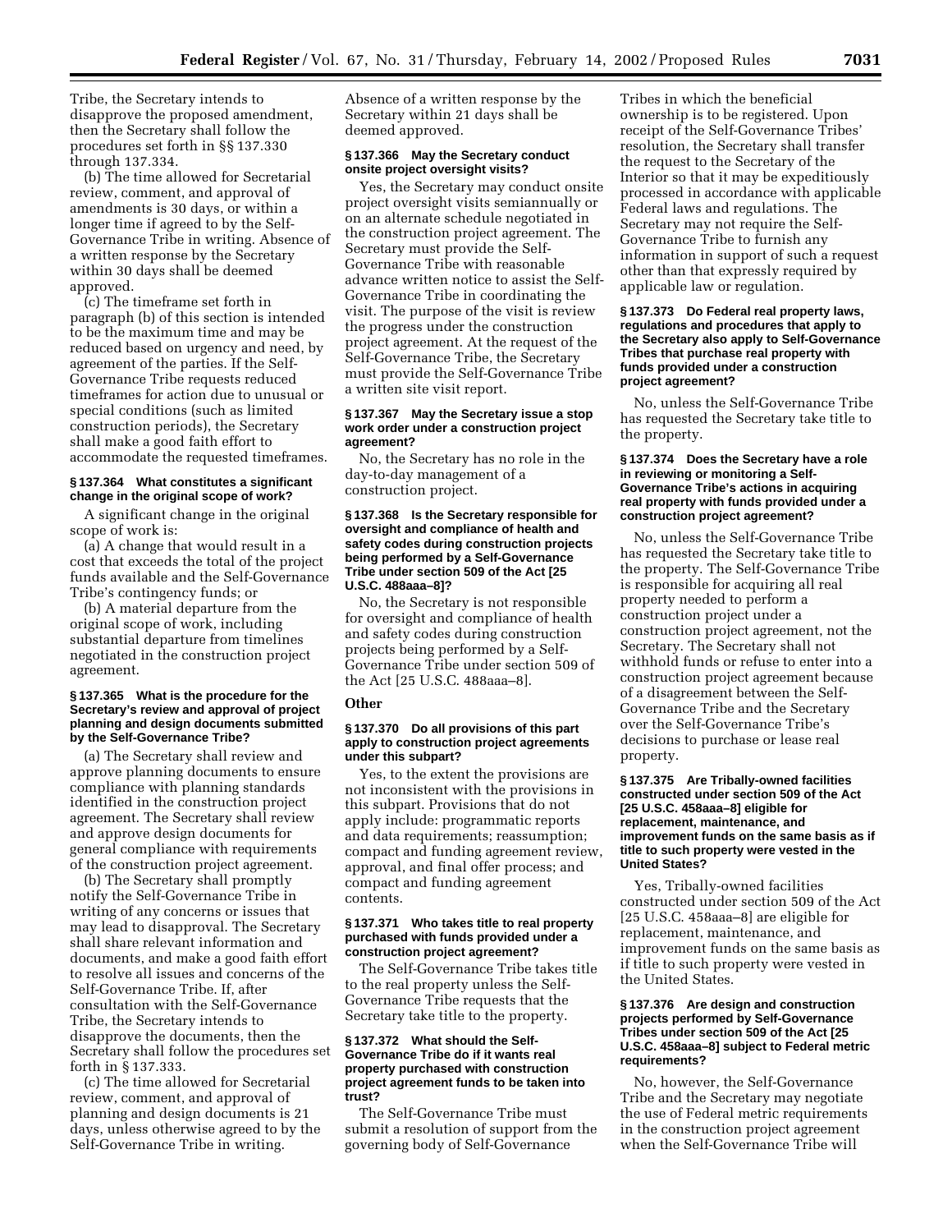Tribe, the Secretary intends to disapprove the proposed amendment, then the Secretary shall follow the procedures set forth in §§ 137.330 through 137.334.

(b) The time allowed for Secretarial review, comment, and approval of amendments is 30 days, or within a longer time if agreed to by the Self-Governance Tribe in writing. Absence of a written response by the Secretary within 30 days shall be deemed approved.

(c) The timeframe set forth in paragraph (b) of this section is intended to be the maximum time and may be reduced based on urgency and need, by agreement of the parties. If the Self-Governance Tribe requests reduced timeframes for action due to unusual or special conditions (such as limited construction periods), the Secretary shall make a good faith effort to accommodate the requested timeframes.

#### § 137.364 What constitutes a significant change in the original scope of work?

A significant change in the original scope of work is:

(a) A change that would result in a cost that exceeds the total of the project funds available and the Self-Governance Tribe's contingency funds; or

(b) A material departure from the original scope of work, including substantial departure from timelines negotiated in the construction project agreement.

#### § 137.365 What is the procedure for the Secretary's review and approval of project planning and design documents submitted by the Self-Governance Tribe?

(a) The Secretary shall review and approve planning documents to ensure compliance with planning standards identified in the construction project agreement. The Secretary shall review and approve design documents for general compliance with requirements of the construction project agreement.

(b) The Secretary shall promptly notify the Self-Governance Tribe in writing of any concerns or issues that may lead to disapproval. The Secretary shall share relevant information and documents, and make a good faith effort to resolve all issues and concerns of the Self-Governance Tribe. If, after consultation with the Self-Governance Tribe, the Secretary intends to disapprove the documents, then the Secretary shall follow the procedures set forth in § 137.333.

(c) The time allowed for Secretarial review, comment, and approval of planning and design documents is 21 days, unless otherwise agreed to by the Self-Governance Tribe in writing. Absence of a written response by the Secretary within 21 days shall be deemed approved.

#### § 137.366 May the Secretary conduct onsite project oversight visits?

Yes, the Secretary may conduct onsite project oversight visits semiannually or on an alternate schedule negotiated in the construction project agreement. The Secretary must provide the Self-Governance Tribe with reasonable advance written notice to assist the Self-Governance Tribe in coordinating the visit. The purpose of the visit is review the progress under the construction project agreement. At the request of the Self-Governance Tribe, the Secretary must provide the Self-Governance Tribe a written site visit report.

#### § 137.367 May the Secretary issue a stop work order under a construction project agreement?

No, the Secretary has no role in the day-to-day management of a construction project.

#### § 137.368 Is the Secretary responsible for oversight and compliance of health and safety codes during construction projects being performed by a Self-Governance Tribe under section 509 of the Act [25 U.S.C. 488aaa–8]?

No, the Secretary is not responsible for oversight and compliance of health and safety codes during construction projects being performed by a Self-Governance Tribe under section 509 of the Act [25 U.S.C. 488aaa–8].

### Other

#### § 137.370 Do all provisions of this part apply to construction project agreements under this subpart?

Yes, to the extent the provisions are not inconsistent with the provisions in this subpart. Provisions that do not apply include: programmatic reports and data requirements; reassumption; compact and funding agreement review, approval, and final offer process; and compact and funding agreement contents.

#### § 137.371 Who takes title to real property purchased with funds provided under a construction project agreement?

The Self-Governance Tribe takes title to the real property unless the Self-Governance Tribe requests that the Secretary take title to the property.

#### § 137.372 What should the Self-Governance Tribe do if it wants real property purchased with construction project agreement funds to be taken into trust?

The Self-Governance Tribe must submit a resolution of support from the governing body of Self-Governance Tribes in which the beneficial ownership is to be registered. Upon receipt of the Self-Governance Tribes' resolution, the Secretary shall transfer the request to the Secretary of the Interior so that it may be expeditiously processed in accordance with applicable Federal laws and regulations. The Secretary may not require the Self-Governance Tribe to furnish any information in support of such a request other than that expressly required by applicable law or regulation.

#### § 137.373 Do Federal real property laws, regulations and procedures that apply to the Secretary also apply to Self-Governance Tribes that purchase real property with funds provided under a construction project agreement?

No, unless the Self-Governance Tribe has requested the Secretary take title to the property.

#### § 137.374 Does the Secretary have a role in reviewing or monitoring a Self-Governance Tribe's actions in acquiring real property with funds provided under a construction project agreement?

No, unless the Self-Governance Tribe has requested the Secretary take title to the property. The Self-Governance Tribe is responsible for acquiring all real property needed to perform a construction project under a construction project agreement, not the Secretary. The Secretary shall not withhold funds or refuse to enter into a construction project agreement because of a disagreement between the Self-Governance Tribe and the Secretary over the Self-Governance Tribe's decisions to purchase or lease real property.

#### § 137.375 Are Tribally-owned facilities constructed under section 509 of the Act [25 U.S.C. 458aaa–8] eligible for replacement, maintenance, and improvement funds on the same basis as if title to such property were vested in the United States?

Yes, Tribally-owned facilities constructed under section 509 of the Act [25 U.S.C. 458aaa–8] are eligible for replacement, maintenance, and improvement funds on the same basis as if title to such property were vested in the United States.

#### § 137.376 Are design and construction projects performed by Self-Governance Tribes under section 509 of the Act [25 U.S.C. 458aaa–8] subject to Federal metric requirements?

No, however, the Self-Governance Tribe and the Secretary may negotiate the use of Federal metric requirements in the construction project agreement when the Self-Governance Tribe will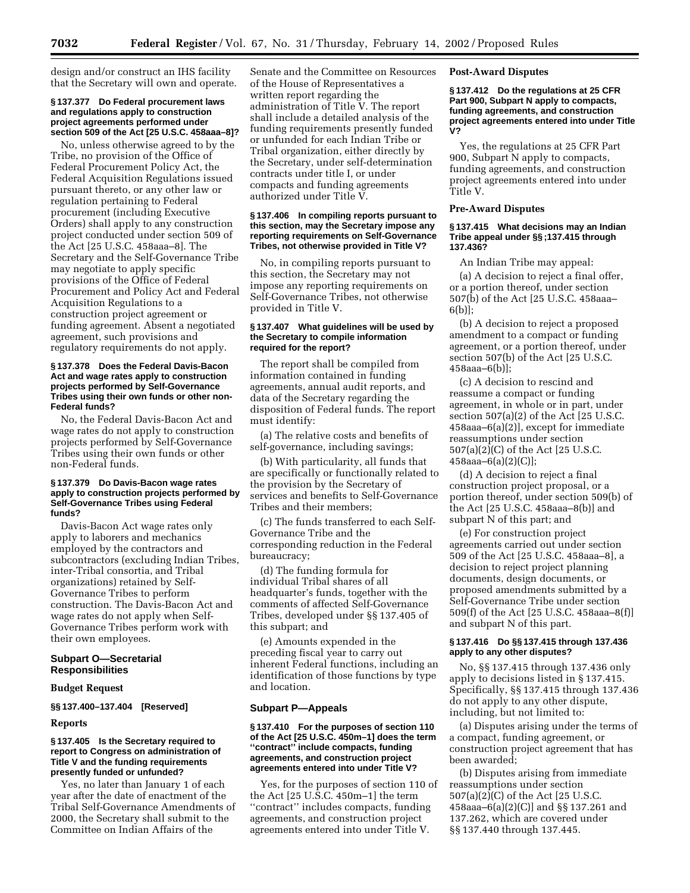design and/or construct an IHS facility that the Secretary will own and operate.

**§ 137.377 Do Federal procurement laws and regulations apply to construction project agreements performed under section 509 of the Act [25 U.S.C. 458aaa–8]?**

No, unless otherwise agreed to by the Tribe, no provision of the Office of Federal Procurement Policy Act, the Federal Acquisition Regulations issued pursuant thereto, or any other law or regulation pertaining to Federal procurement (including Executive Orders) shall apply to any construction project conducted under section 509 of the Act [25 U.S.C. 458aaa–8]. The Secretary and the Self-Governance Tribe may negotiate to apply specific provisions of the Office of Federal Procurement and Policy Act and Federal Acquisition Regulations to a construction project agreement or funding agreement. Absent a negotiated agreement, such provisions and regulatory requirements do not apply.

**§ 137.378 Does the Federal Davis-Bacon Act and wage rates apply to construction projects performed by Self-Governance Tribes using their own funds or other non-Federal funds?**

No, the Federal Davis-Bacon Act and wage rates do not apply to construction projects performed by Self-Governance Tribes using their own funds or other non-Federal funds.

**§ 137.379 Do Davis-Bacon wage rates apply to construction projects performed by Self-Governance Tribes using Federal funds?**

Davis-Bacon Act wage rates only apply to laborers and mechanics employed by the contractors and subcontractors (excluding Indian Tribes, inter-Tribal consortia, and Tribal organizations) retained by Self-Governance Tribes to perform construction. The Davis-Bacon Act and wage rates do not apply when Self-Governance Tribes perform work with their own employees.

## Subpart O—Secretarial Responsibilities

### Budget Request

**§§ 137.400–137.404 [Reserved]**

### Reports

**§ 137.405 Is the Secretary required to report to Congress on administration of Title V and the funding requirements presently funded or unfunded?**

Yes, no later than January 1 of each year after the date of enactment of the Tribal Self-Governance Amendments of 2000, the Secretary shall submit to the Committee on Indian Affairs of the Senate and the Committee on Resources of the House of Representatives a written report regarding the administration of Title V. The report shall include a detailed analysis of the funding requirements presently funded or unfunded for each Indian Tribe or Tribal organization, either directly by the Secretary, under self-determination contracts under title I, or under compacts and funding agreements authorized under Title V.

**§ 137.406 In compiling reports pursuant to this section, may the Secretary impose any reporting requirements on Self-Governance Tribes, not otherwise provided in Title V?**

No, in compiling reports pursuant to this section, the Secretary may not impose any reporting requirements on Self-Governance Tribes, not otherwise provided in Title V.

**§ 137.407 What guidelines will be used by the Secretary to compile information required for the report?**

The report shall be compiled from information contained in funding agreements, annual audit reports, and data of the Secretary regarding the disposition of Federal funds. The report must identify:

(a) The relative costs and benefits of self-governance, including savings;

(b) With particularity, all funds that are specifically or functionally related to the provision by the Secretary of services and benefits to Self-Governance Tribes and their members;

(c) The funds transferred to each Self-Governance Tribe and the corresponding reduction in the Federal bureaucracy;

(d) The funding formula for individual Tribal shares of all headquarter's funds, together with the comments of affected Self-Governance Tribes, developed under §§ 137.405 of this subpart; and

(e) Amounts expended in the preceding fiscal year to carry out inherent Federal functions, including an identification of those functions by type and location.

## Subpart P—Appeals

**§ 137.410 For the purposes of section 110 of the Act [25 U.S.C. 450m–1] does the term ''contract'' include compacts, funding agreements, and construction project agreements entered into under Title V?**

Yes, for the purposes of section 110 of the Act [25 U.S.C. 450m–1] the term ''contract'' includes compacts, funding agreements, and construction project agreements entered into under Title V.

### Post-Award Disputes

**§ 137.412 Do the regulations at 25 CFR Part 900, Subpart N apply to compacts, funding agreements, and construction project agreements entered into under Title V?**

Yes, the regulations at 25 CFR Part 900, Subpart N apply to compacts, funding agreements, and construction project agreements entered into under Title V.

### Pre-Award Disputes

**§ 137.415 What decisions may an Indian Tribe appeal under §§ ;137.415 through 137.436?**

An Indian Tribe may appeal:

(a) A decision to reject a final offer, or a portion thereof, under section 507(b) of the Act [25 U.S.C. 458aaa–6(b)];

(b) A decision to reject a proposed amendment to a compact or funding agreement, or a portion thereof, under section 507(b) of the Act [25 U.S.C. 458aaa–6(b)];

(c) A decision to rescind and reassume a compact or funding agreement, in whole or in part, under section 507(a)(2) of the Act [25 U.S.C. 458aaa–6(a)(2)], except for immediate reassumptions under section 507(a)(2)(C) of the Act [25 U.S.C. 458aaa–6(a)(2)(C)];

(d) A decision to reject a final construction project proposal, or a portion thereof, under section 509(b) of the Act [25 U.S.C. 458aaa–8(b)] and subpart N of this part; and

(e) For construction project agreements carried out under section 509 of the Act [25 U.S.C. 458aaa–8], a decision to reject project planning documents, design documents, or proposed amendments submitted by a Self-Governance Tribe under section 509(f) of the Act [25 U.S.C. 458aaa–8(f)] and subpart N of this part.

**§ 137.416 Do §§ 137.415 through 137.436 apply to any other disputes?**

No, §§ 137.415 through 137.436 only apply to decisions listed in § 137.415. Specifically, §§ 137.415 through 137.436 do not apply to any other dispute, including, but not limited to:

(a) Disputes arising under the terms of a compact, funding agreement, or construction project agreement that has been awarded;

(b) Disputes arising from immediate reassumptions under section 507(a)(2)(C) of the Act [25 U.S.C. 458aaa–6(a)(2)(C)] and §§ 137.261 and 137.262, which are covered under §§ 137.440 through 137.445.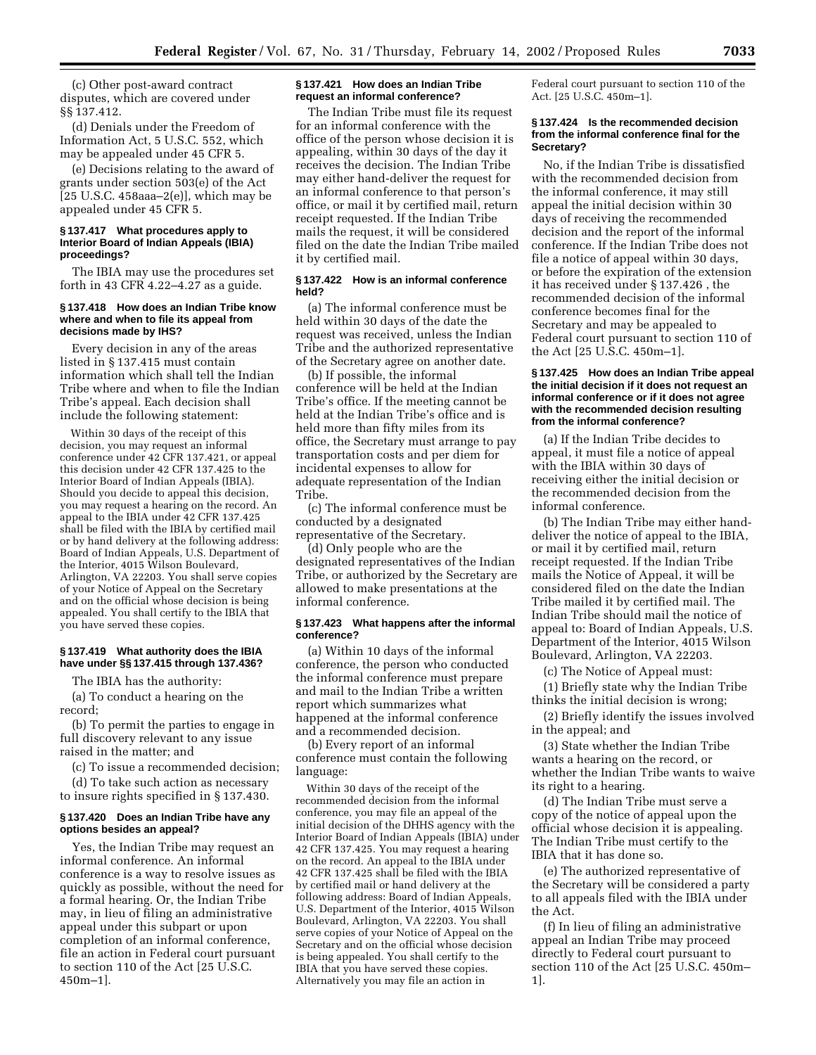(c) Other post-award contract disputes, which are covered under §§ 137.412.

(d) Denials under the Freedom of Information Act, 5 U.S.C. 552, which may be appealed under 45 CFR 5.

(e) Decisions relating to the award of grants under section 503(e) of the Act [25 U.S.C. 458aaa–2(e)], which may be appealed under 45 CFR 5.

### § 137.417 What procedures apply to Interior Board of Indian Appeals (IBIA) proceedings?

The IBIA may use the procedures set forth in 43 CFR 4.22–4.27 as a guide.

### § 137.418 How does an Indian Tribe know where and when to file its appeal from decisions made by IHS?

Every decision in any of the areas listed in § 137.415 must contain information which shall tell the Indian Tribe where and when to file the Indian Tribe's appeal. Each decision shall include the following statement:

> Within 30 days of the receipt of this decision, you may request an informal conference under 42 CFR 137.421, or appeal this decision under 42 CFR 137.425 to the Interior Board of Indian Appeals (IBIA). Should you decide to appeal this decision, you may request a hearing on the record. An appeal to the IBIA under 42 CFR 137.425 shall be filed with the IBIA by certified mail or by hand delivery at the following address: Board of Indian Appeals, U.S. Department of the Interior, 4015 Wilson Boulevard, Arlington, VA 22203. You shall serve copies of your Notice of Appeal on the Secretary and on the official whose decision is being appealed. You shall certify to the IBIA that you have served these copies.

### § 137.419 What authority does the IBIA have under §§ 137.415 through 137.436?

The IBIA has the authority:

(a) To conduct a hearing on the record;

(b) To permit the parties to engage in full discovery relevant to any issue raised in the matter; and

(c) To issue a recommended decision;

(d) To take such action as necessary to insure rights specified in § 137.430.

### § 137.420 Does an Indian Tribe have any options besides an appeal?

Yes, the Indian Tribe may request an informal conference. An informal conference is a way to resolve issues as quickly as possible, without the need for a formal hearing. Or, the Indian Tribe may, in lieu of filing an administrative appeal under this subpart or upon completion of an informal conference, file an action in Federal court pursuant to section 110 of the Act [25 U.S.C. 450m–1].

### § 137.421 How does an Indian Tribe request an informal conference?

The Indian Tribe must file its request for an informal conference with the office of the person whose decision it is appealing, within 30 days of the day it receives the decision. The Indian Tribe may either hand-deliver the request for an informal conference to that person's office, or mail it by certified mail, return receipt requested. If the Indian Tribe mails the request, it will be considered filed on the date the Indian Tribe mailed it by certified mail.

### § 137.422 How is an informal conference held?

(a) The informal conference must be held within 30 days of the date the request was received, unless the Indian Tribe and the authorized representative of the Secretary agree on another date.

(b) If possible, the informal conference will be held at the Indian Tribe's office. If the meeting cannot be held at the Indian Tribe's office and is held more than fifty miles from its office, the Secretary must arrange to pay transportation costs and per diem for incidental expenses to allow for adequate representation of the Indian Tribe.

(c) The informal conference must be conducted by a designated representative of the Secretary.

(d) Only people who are the designated representatives of the Indian Tribe, or authorized by the Secretary are allowed to make presentations at the informal conference.

### § 137.423 What happens after the informal conference?

(a) Within 10 days of the informal conference, the person who conducted the informal conference must prepare and mail to the Indian Tribe a written report which summarizes what happened at the informal conference and a recommended decision.

(b) Every report of an informal conference must contain the following language:

> Within 30 days of the receipt of the recommended decision from the informal conference, you may file an appeal of the initial decision of the DHHS agency with the Interior Board of Indian Appeals (IBIA) under 42 CFR 137.425. You may request a hearing on the record. An appeal to the IBIA under 42 CFR 137.425 shall be filed with the IBIA by certified mail or hand delivery at the following address: Board of Indian Appeals, U.S. Department of the Interior, 4015 Wilson Boulevard, Arlington, VA 22203. You shall serve copies of your Notice of Appeal on the Secretary and on the official whose decision is being appealed. You shall certify to the IBIA that you have served these copies. Alternatively you may file an action in Federal court pursuant to section 110 of the Act. [25 U.S.C. 450m–1].

### § 137.424 Is the recommended decision from the informal conference final for the Secretary?

No, if the Indian Tribe is dissatisfied with the recommended decision from the informal conference, it may still appeal the initial decision within 30 days of receiving the recommended decision and the report of the informal conference. If the Indian Tribe does not file a notice of appeal within 30 days, or before the expiration of the extension it has received under § 137.426 , the recommended decision of the informal conference becomes final for the Secretary and may be appealed to Federal court pursuant to section 110 of the Act [25 U.S.C. 450m–1].

### § 137.425 How does an Indian Tribe appeal the initial decision if it does not request an informal conference or if it does not agree with the recommended decision resulting from the informal conference?

(a) If the Indian Tribe decides to appeal, it must file a notice of appeal with the IBIA within 30 days of receiving either the initial decision or the recommended decision from the informal conference.

(b) The Indian Tribe may either hand-deliver the notice of appeal to the IBIA, or mail it by certified mail, return receipt requested. If the Indian Tribe mails the Notice of Appeal, it will be considered filed on the date the Indian Tribe mailed it by certified mail. The Indian Tribe should mail the notice of appeal to: Board of Indian Appeals, U.S. Department of the Interior, 4015 Wilson Boulevard, Arlington, VA 22203.

(c) The Notice of Appeal must:

(1) Briefly state why the Indian Tribe thinks the initial decision is wrong;

(2) Briefly identify the issues involved in the appeal; and

(3) State whether the Indian Tribe wants a hearing on the record, or whether the Indian Tribe wants to waive its right to a hearing.

(d) The Indian Tribe must serve a copy of the notice of appeal upon the official whose decision it is appealing. The Indian Tribe must certify to the IBIA that it has done so.

(e) The authorized representative of the Secretary will be considered a party to all appeals filed with the IBIA under the Act.

(f) In lieu of filing an administrative appeal an Indian Tribe may proceed directly to Federal court pursuant to section 110 of the Act [25 U.S.C. 450m–1].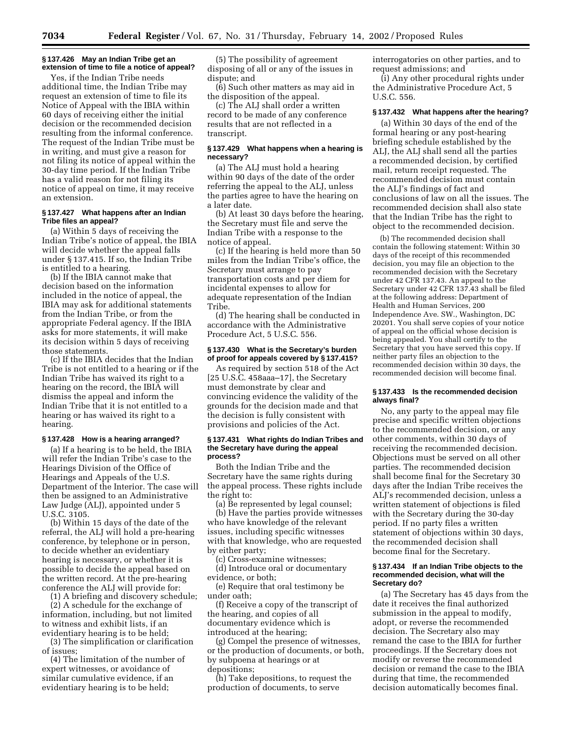### § 137.426 May an Indian Tribe get an extension of time to file a notice of appeal?

Yes, if the Indian Tribe needs additional time, the Indian Tribe may request an extension of time to file its Notice of Appeal with the IBIA within 60 days of receiving either the initial decision or the recommended decision resulting from the informal conference. The request of the Indian Tribe must be in writing, and must give a reason for not filing its notice of appeal within the 30-day time period. If the Indian Tribe has a valid reason for not filing its notice of appeal on time, it may receive an extension.

### § 137.427 What happens after an Indian Tribe files an appeal?

(a) Within 5 days of receiving the Indian Tribe's notice of appeal, the IBIA will decide whether the appeal falls under § 137.415. If so, the Indian Tribe is entitled to a hearing.

(b) If the IBIA cannot make that decision based on the information included in the notice of appeal, the IBIA may ask for additional statements from the Indian Tribe, or from the appropriate Federal agency. If the IBIA asks for more statements, it will make its decision within 5 days of receiving those statements.

(c) If the IBIA decides that the Indian Tribe is not entitled to a hearing or if the Indian Tribe has waived its right to a hearing on the record, the IBIA will dismiss the appeal and inform the Indian Tribe that it is not entitled to a hearing or has waived its right to a hearing.

### § 137.428 How is a hearing arranged?

(a) If a hearing is to be held, the IBIA will refer the Indian Tribe's case to the Hearings Division of the Office of Hearings and Appeals of the U.S. Department of the Interior. The case will then be assigned to an Administrative Law Judge (ALJ), appointed under 5 U.S.C. 3105.

(b) Within 15 days of the date of the referral, the ALJ will hold a pre-hearing conference, by telephone or in person, to decide whether an evidentiary hearing is necessary, or whether it is possible to decide the appeal based on the written record. At the pre-hearing conference the ALJ will provide for:

(1) A briefing and discovery schedule;

(2) A schedule for the exchange of information, including, but not limited to witness and exhibit lists, if an evidentiary hearing is to be held;

(3) The simplification or clarification of issues;

(4) The limitation of the number of expert witnesses, or avoidance of similar cumulative evidence, if an evidentiary hearing is to be held;

(5) The possibility of agreement disposing of all or any of the issues in dispute; and

(6) Such other matters as may aid in the disposition of the appeal.

(c) The ALJ shall order a written record to be made of any conference results that are not reflected in a transcript.

### § 137.429 What happens when a hearing is necessary?

(a) The ALJ must hold a hearing within 90 days of the date of the order referring the appeal to the ALJ, unless the parties agree to have the hearing on a later date.

(b) At least 30 days before the hearing, the Secretary must file and serve the Indian Tribe with a response to the notice of appeal.

(c) If the hearing is held more than 50 miles from the Indian Tribe's office, the Secretary must arrange to pay transportation costs and per diem for incidental expenses to allow for adequate representation of the Indian Tribe.

(d) The hearing shall be conducted in accordance with the Administrative Procedure Act, 5 U.S.C. 556.

### § 137.430 What is the Secretary's burden of proof for appeals covered by § 137.415?

As required by section 518 of the Act [25 U.S.C. 458aaa–17], the Secretary must demonstrate by clear and convincing evidence the validity of the grounds for the decision made and that the decision is fully consistent with provisions and policies of the Act.

### § 137.431 What rights do Indian Tribes and the Secretary have during the appeal process?

Both the Indian Tribe and the Secretary have the same rights during the appeal process. These rights include the right to:

(a) Be represented by legal counsel;

(b) Have the parties provide witnesses who have knowledge of the relevant issues, including specific witnesses with that knowledge, who are requested by either party;

(c) Cross-examine witnesses;

(d) Introduce oral or documentary evidence, or both;

(e) Require that oral testimony be under oath;

(f) Receive a copy of the transcript of the hearing, and copies of all documentary evidence which is introduced at the hearing;

(g) Compel the presence of witnesses, or the production of documents, or both, by subpoena at hearings or at depositions;

(h) Take depositions, to request the production of documents, to serve interrogatories on other parties, and to request admissions; and

(i) Any other procedural rights under the Administrative Procedure Act, 5 U.S.C. 556.

### § 137.432 What happens after the hearing?

(a) Within 30 days of the end of the formal hearing or any post-hearing briefing schedule established by the ALJ, the ALJ shall send all the parties a recommended decision, by certified mail, return receipt requested. The recommended decision must contain the ALJ's findings of fact and conclusions of law on all the issues. The recommended decision shall also state that the Indian Tribe has the right to object to the recommended decision.

(b) The recommended decision shall contain the following statement: Within 30 days of the receipt of this recommended decision, you may file an objection to the recommended decision with the Secretary under 42 CFR 137.43. An appeal to the Secretary under 42 CFR 137.43 shall be filed at the following address: Department of Health and Human Services, 200 Independence Ave. SW., Washington, DC 20201. You shall serve copies of your notice of appeal on the official whose decision is being appealed. You shall certify to the Secretary that you have served this copy. If neither party files an objection to the recommended decision within 30 days, the recommended decision will become final.

### § 137.433 Is the recommended decision always final?

No, any party to the appeal may file precise and specific written objections to the recommended decision, or any other comments, within 30 days of receiving the recommended decision. Objections must be served on all other parties. The recommended decision shall become final for the Secretary 30 days after the Indian Tribe receives the ALJ's recommended decision, unless a written statement of objections is filed with the Secretary during the 30-day period. If no party files a written statement of objections within 30 days, the recommended decision shall become final for the Secretary.

### § 137.434 If an Indian Tribe objects to the recommended decision, what will the Secretary do?

(a) The Secretary has 45 days from the date it receives the final authorized submission in the appeal to modify, adopt, or reverse the recommended decision. The Secretary also may remand the case to the IBIA for further proceedings. If the Secretary does not modify or reverse the recommended decision or remand the case to the IBIA during that time, the recommended decision automatically becomes final.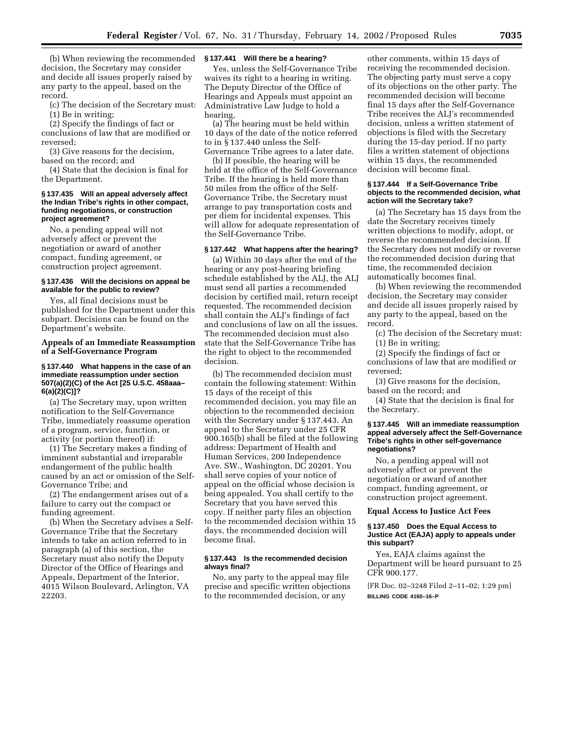(b) When reviewing the recommended decision, the Secretary may consider and decide all issues properly raised by any party to the appeal, based on the record.

(c) The decision of the Secretary must:

(1) Be in writing;

(2) Specify the findings of fact or conclusions of law that are modified or reversed;

(3) Give reasons for the decision, based on the record; and

(4) State that the decision is final for the Department.

#### § 137.435 Will an appeal adversely affect the Indian Tribe's rights in other compact, funding negotiations, or construction project agreement?

No, a pending appeal will not adversely affect or prevent the negotiation or award of another compact, funding agreement, or construction project agreement.

#### § 137.436 Will the decisions on appeal be available for the public to review?

Yes, all final decisions must be published for the Department under this subpart. Decisions can be found on the Department's website.

### Appeals of an Immediate Reassumption of a Self-Governance Program

#### § 137.440 What happens in the case of an immediate reassumption under section 507(a)(2)(C) of the Act [25 U.S.C. 458aaa–6(a)(2)(C)]?

(a) The Secretary may, upon written notification to the Self-Governance Tribe, immediately reassume operation of a program, service, function, or activity (or portion thereof) if:

(1) The Secretary makes a finding of imminent substantial and irreparable endangerment of the public health caused by an act or omission of the Self-Governance Tribe; and

(2) The endangerment arises out of a failure to carry out the compact or funding agreement.

(b) When the Secretary advises a Self-Governance Tribe that the Secretary intends to take an action referred to in paragraph (a) of this section, the Secretary must also notify the Deputy Director of the Office of Hearings and Appeals, Department of the Interior, 4015 Wilson Boulevard, Arlington, VA 22203.

#### § 137.441 Will there be a hearing?

Yes, unless the Self-Governance Tribe waives its right to a hearing in writing. The Deputy Director of the Office of Hearings and Appeals must appoint an Administrative Law Judge to hold a hearing,

(a) The hearing must be held within 10 days of the date of the notice referred to in § 137.440 unless the Self-Governance Tribe agrees to a later date.

(b) If possible, the hearing will be held at the office of the Self-Governance Tribe. If the hearing is held more than 50 miles from the office of the Self-Governance Tribe, the Secretary must arrange to pay transportation costs and per diem for incidental expenses. This will allow for adequate representation of the Self-Governance Tribe.

#### § 137.442 What happens after the hearing?

(a) Within 30 days after the end of the hearing or any post-hearing briefing schedule established by the ALJ, the ALJ must send all parties a recommended decision by certified mail, return receipt requested. The recommended decision shall contain the ALJ's findings of fact and conclusions of law on all the issues. The recommended decision must also state that the Self-Governance Tribe has the right to object to the recommended decision.

(b) The recommended decision must contain the following statement: Within 15 days of the receipt of this recommended decision, you may file an objection to the recommended decision with the Secretary under § 137.443. An appeal to the Secretary under 25 CFR 900.165(b) shall be filed at the following address: Department of Health and Human Services, 200 Independence Ave. SW., Washington, DC 20201. You shall serve copies of your notice of appeal on the official whose decision is being appealed. You shall certify to the Secretary that you have served this copy. If neither party files an objection to the recommended decision within 15 days, the recommended decision will become final.

#### § 137.443 Is the recommended decision always final?

No, any party to the appeal may file precise and specific written objections to the recommended decision, or any other comments, within 15 days of receiving the recommended decision. The objecting party must serve a copy of its objections on the other party. The recommended decision will become final 15 days after the Self-Governance Tribe receives the ALJ's recommended decision, unless a written statement of objections is filed with the Secretary during the 15-day period. If no party files a written statement of objections within 15 days, the recommended decision will become final.

#### § 137.444 If a Self-Governance Tribe objects to the recommended decision, what action will the Secretary take?

(a) The Secretary has 15 days from the date the Secretary receives timely written objections to modify, adopt, or reverse the recommended decision. If the Secretary does not modify or reverse the recommended decision during that time, the recommended decision automatically becomes final.

(b) When reviewing the recommended decision, the Secretary may consider and decide all issues properly raised by any party to the appeal, based on the record.

(c) The decision of the Secretary must:

(1) Be in writing;

(2) Specify the findings of fact or conclusions of law that are modified or reversed;

(3) Give reasons for the decision, based on the record; and

(4) State that the decision is final for the Secretary.

#### § 137.445 Will an immediate reassumption appeal adversely affect the Self-Governance Tribe's rights in other self-governance negotiations?

No, a pending appeal will not adversely affect or prevent the negotiation or award of another compact, funding agreement, or construction project agreement.

### Equal Access to Justice Act Fees

#### § 137.450 Does the Equal Access to Justice Act (EAJA) apply to appeals under this subpart?

Yes, EAJA claims against the Department will be heard pursuant to 25 CFR 900.177.

[FR Doc. 02–3248 Filed 2–11–02; 1:29 pm]

BILLING CODE 4160–16–P